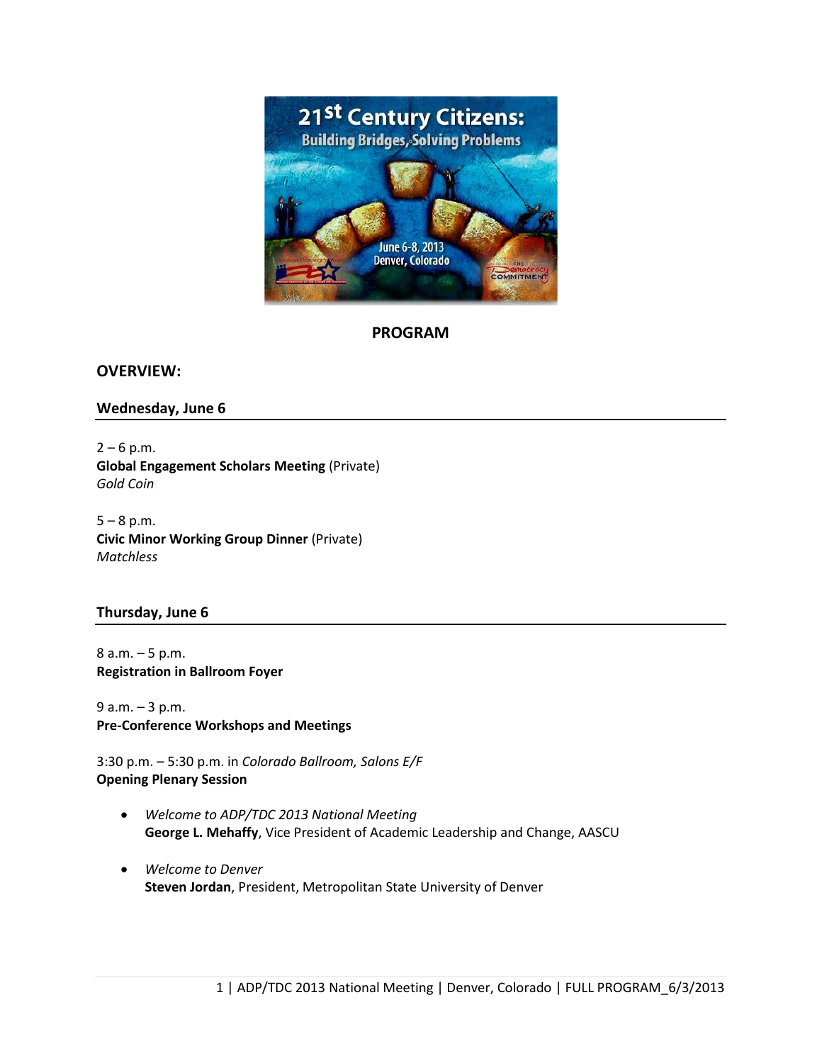# PROGRAM

## OVERVIEW:

### Wednesday, June 6

2 – 6 p.m.
**Global Engagement Scholars Meeting** (Private)
*Gold Coin*

5 – 8 p.m.
**Civic Minor Working Group Dinner** (Private)
*Matchless*

### Thursday, June 6

8 a.m. – 5 p.m.
**Registration in Ballroom Foyer**

9 a.m. – 3 p.m.
**Pre-Conference Workshops and Meetings**

3:30 p.m. – 5:30 p.m. in *Colorado Ballroom, Salons E/F*
**Opening Plenary Session**

- *Welcome to ADP/TDC 2013 National Meeting*
  **George L. Mehaffy**, Vice President of Academic Leadership and Change, AASCU

- *Welcome to Denver*
  **Steven Jordan**, President, Metropolitan State University of Denver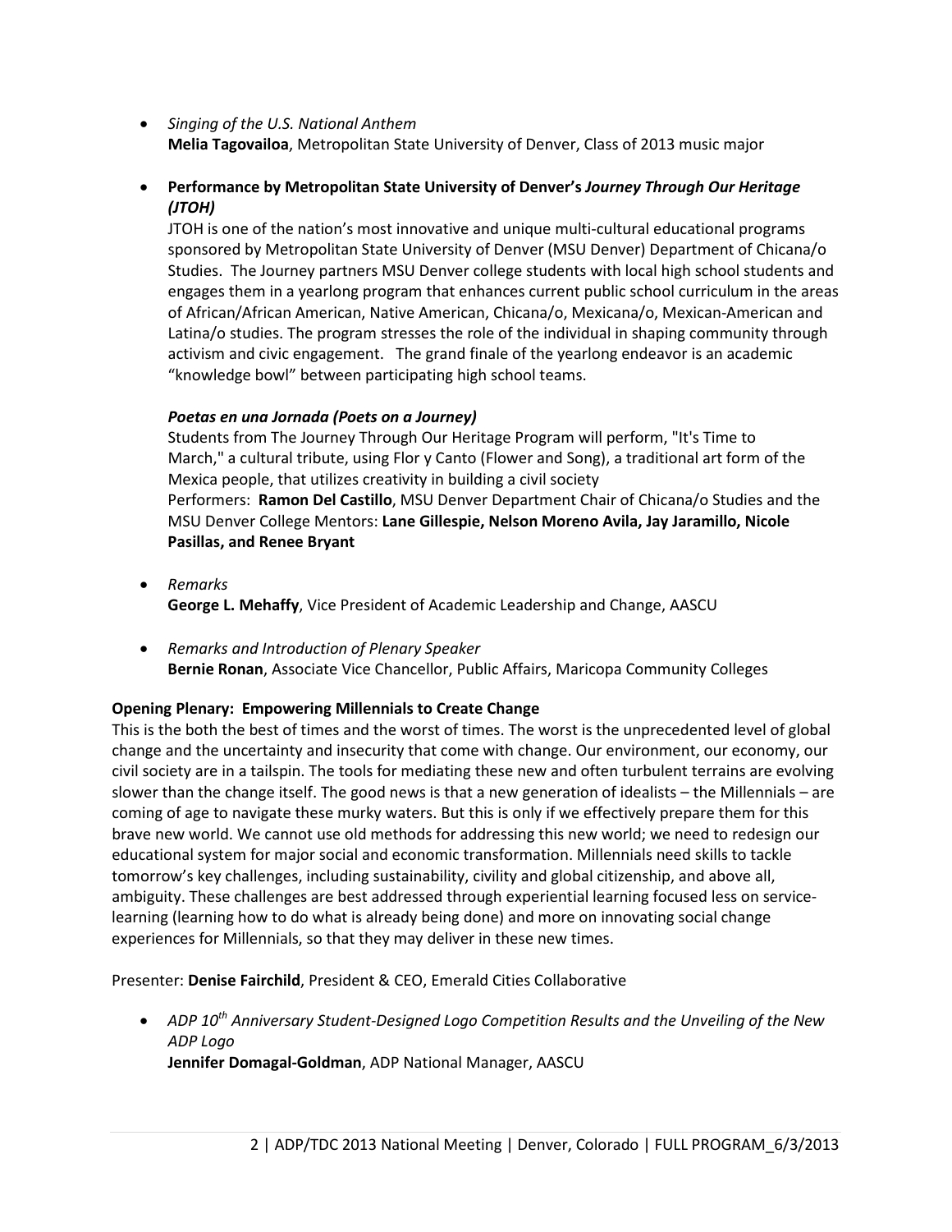- *Singing of the U.S. National Anthem*
  **Melia Tagovailoa**, Metropolitan State University of Denver, Class of 2013 music major

- **Performance by Metropolitan State University of Denver's *Journey Through Our Heritage (JTOH)***
  JTOH is one of the nation's most innovative and unique multi-cultural educational programs sponsored by Metropolitan State University of Denver (MSU Denver) Department of Chicana/o Studies. The Journey partners MSU Denver college students with local high school students and engages them in a yearlong program that enhances current public school curriculum in the areas of African/African American, Native American, Chicana/o, Mexicana/o, Mexican-American and Latina/o studies. The program stresses the role of the individual in shaping community through activism and civic engagement. The grand finale of the yearlong endeavor is an academic "knowledge bowl" between participating high school teams.

  ***Poetas en una Jornada (Poets on a Journey)***
  Students from The Journey Through Our Heritage Program will perform, "It's Time to March," a cultural tribute, using Flor y Canto (Flower and Song), a traditional art form of the Mexica people, that utilizes creativity in building a civil society
  Performers: **Ramon Del Castillo**, MSU Denver Department Chair of Chicana/o Studies and the MSU Denver College Mentors: **Lane Gillespie, Nelson Moreno Avila, Jay Jaramillo, Nicole Pasillas, and Renee Bryant**

- *Remarks*
  **George L. Mehaffy**, Vice President of Academic Leadership and Change, AASCU

- *Remarks and Introduction of Plenary Speaker*
  **Bernie Ronan**, Associate Vice Chancellor, Public Affairs, Maricopa Community Colleges

**Opening Plenary: Empowering Millennials to Create Change**

This is the both the best of times and the worst of times. The worst is the unprecedented level of global change and the uncertainty and insecurity that come with change. Our environment, our economy, our civil society are in a tailspin. The tools for mediating these new and often turbulent terrains are evolving slower than the change itself. The good news is that a new generation of idealists – the Millennials – are coming of age to navigate these murky waters. But this is only if we effectively prepare them for this brave new world. We cannot use old methods for addressing this new world; we need to redesign our educational system for major social and economic transformation. Millennials need skills to tackle tomorrow's key challenges, including sustainability, civility and global citizenship, and above all, ambiguity. These challenges are best addressed through experiential learning focused less on service-learning (learning how to do what is already being done) and more on innovating social change experiences for Millennials, so that they may deliver in these new times.

Presenter: **Denise Fairchild**, President & CEO, Emerald Cities Collaborative

- *ADP 10th Anniversary Student-Designed Logo Competition Results and the Unveiling of the New ADP Logo*
  **Jennifer Domagal-Goldman**, ADP National Manager, AASCU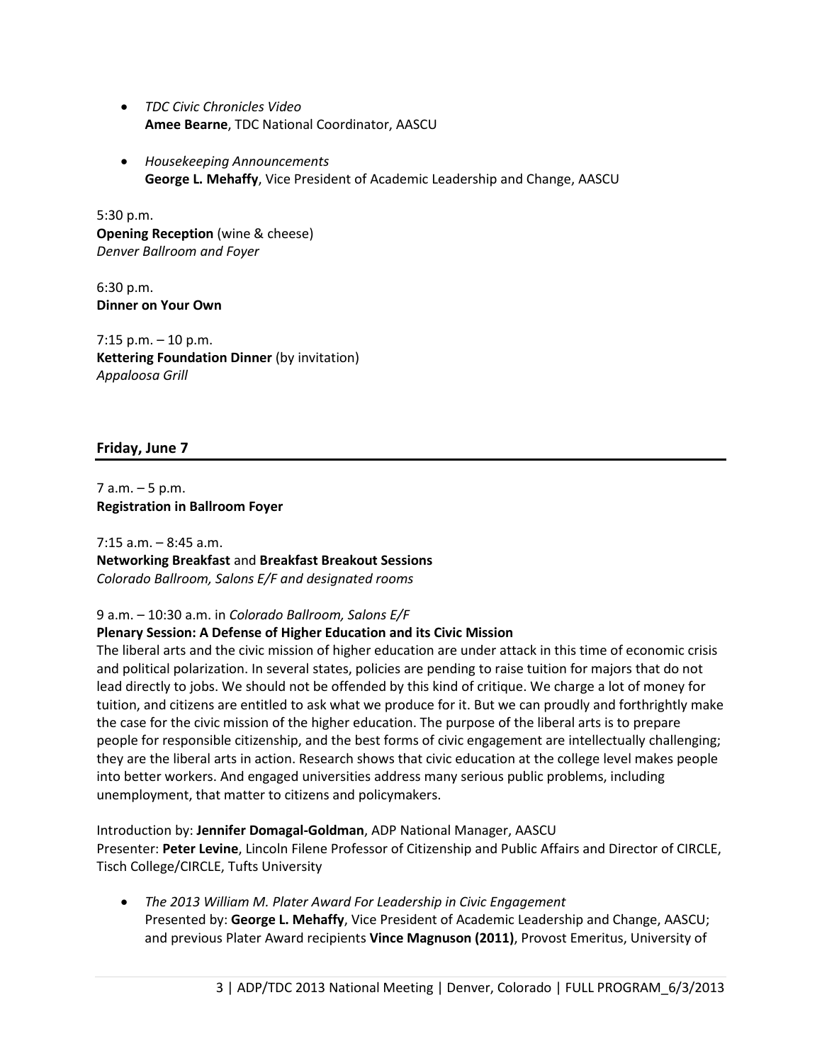- *TDC Civic Chronicles Video*
  **Amee Bearne**, TDC National Coordinator, AASCU

- *Housekeeping Announcements*
  **George L. Mehaffy**, Vice President of Academic Leadership and Change, AASCU

5:30 p.m.
**Opening Reception** (wine & cheese)
*Denver Ballroom and Foyer*

6:30 p.m.
**Dinner on Your Own**

7:15 p.m. – 10 p.m.
**Kettering Foundation Dinner** (by invitation)
*Appaloosa Grill*

## Friday, June 7

7 a.m. – 5 p.m.
**Registration in Ballroom Foyer**

7:15 a.m. – 8:45 a.m.
**Networking Breakfast** and **Breakfast Breakout Sessions**
*Colorado Ballroom, Salons E/F and designated rooms*

9 a.m. – 10:30 a.m. in *Colorado Ballroom, Salons E/F*
**Plenary Session: A Defense of Higher Education and its Civic Mission**
The liberal arts and the civic mission of higher education are under attack in this time of economic crisis and political polarization. In several states, policies are pending to raise tuition for majors that do not lead directly to jobs. We should not be offended by this kind of critique. We charge a lot of money for tuition, and citizens are entitled to ask what we produce for it. But we can proudly and forthrightly make the case for the civic mission of the higher education. The purpose of the liberal arts is to prepare people for responsible citizenship, and the best forms of civic engagement are intellectually challenging; they are the liberal arts in action. Research shows that civic education at the college level makes people into better workers. And engaged universities address many serious public problems, including unemployment, that matter to citizens and policymakers.

Introduction by: **Jennifer Domagal-Goldman**, ADP National Manager, AASCU
Presenter: **Peter Levine**, Lincoln Filene Professor of Citizenship and Public Affairs and Director of CIRCLE, Tisch College/CIRCLE, Tufts University

- *The 2013 William M. Plater Award For Leadership in Civic Engagement*
  Presented by: **George L. Mehaffy**, Vice President of Academic Leadership and Change, AASCU; and previous Plater Award recipients **Vince Magnuson (2011)**, Provost Emeritus, University of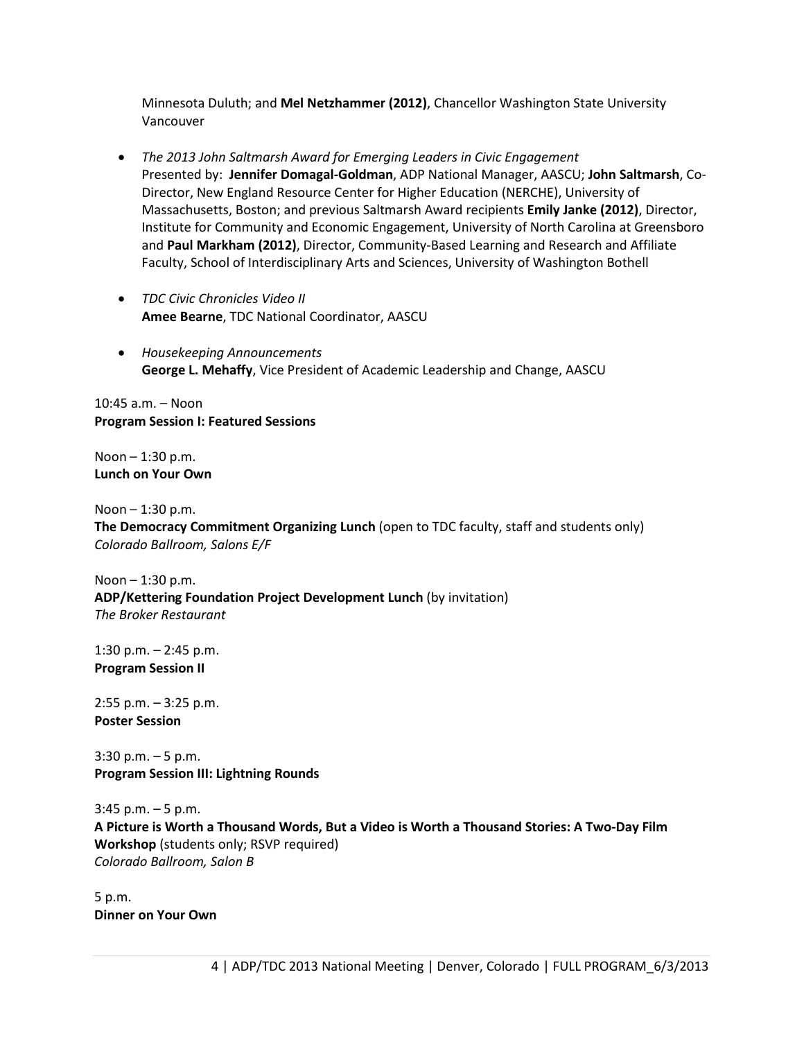Minnesota Duluth; and **Mel Netzhammer (2012)**, Chancellor Washington State University Vancouver

- *The 2013 John Saltmarsh Award for Emerging Leaders in Civic Engagement*
  Presented by: **Jennifer Domagal-Goldman**, ADP National Manager, AASCU; **John Saltmarsh**, Co-Director, New England Resource Center for Higher Education (NERCHE), University of Massachusetts, Boston; and previous Saltmarsh Award recipients **Emily Janke (2012)**, Director, Institute for Community and Economic Engagement, University of North Carolina at Greensboro and **Paul Markham (2012)**, Director, Community-Based Learning and Research and Affiliate Faculty, School of Interdisciplinary Arts and Sciences, University of Washington Bothell

- *TDC Civic Chronicles Video II*
  **Amee Bearne**, TDC National Coordinator, AASCU

- *Housekeeping Announcements*
  **George L. Mehaffy**, Vice President of Academic Leadership and Change, AASCU

10:45 a.m. – Noon
**Program Session I: Featured Sessions**

Noon – 1:30 p.m.
**Lunch on Your Own**

Noon – 1:30 p.m.
**The Democracy Commitment Organizing Lunch** (open to TDC faculty, staff and students only)
*Colorado Ballroom, Salons E/F*

Noon – 1:30 p.m.
**ADP/Kettering Foundation Project Development Lunch** (by invitation)
*The Broker Restaurant*

1:30 p.m. – 2:45 p.m.
**Program Session II**

2:55 p.m. – 3:25 p.m.
**Poster Session**

3:30 p.m. – 5 p.m.
**Program Session III: Lightning Rounds**

3:45 p.m. – 5 p.m.
**A Picture is Worth a Thousand Words, But a Video is Worth a Thousand Stories: A Two-Day Film Workshop** (students only; RSVP required)
*Colorado Ballroom, Salon B*

5 p.m.
**Dinner on Your Own**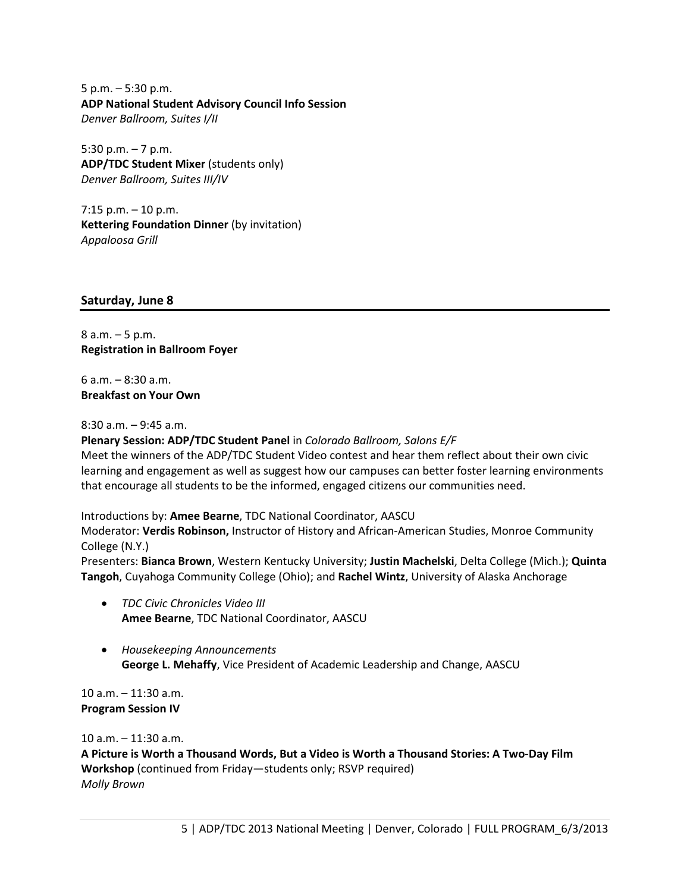5 p.m. – 5:30 p.m.
**ADP National Student Advisory Council Info Session**
*Denver Ballroom, Suites I/II*

5:30 p.m. – 7 p.m.
**ADP/TDC Student Mixer** (students only)
*Denver Ballroom, Suites III/IV*

7:15 p.m. – 10 p.m.
**Kettering Foundation Dinner** (by invitation)
*Appaloosa Grill*

## Saturday, June 8

8 a.m. – 5 p.m.
**Registration in Ballroom Foyer**

6 a.m. – 8:30 a.m.
**Breakfast on Your Own**

8:30 a.m. – 9:45 a.m.
**Plenary Session: ADP/TDC Student Panel** in *Colorado Ballroom, Salons E/F*
Meet the winners of the ADP/TDC Student Video contest and hear them reflect about their own civic learning and engagement as well as suggest how our campuses can better foster learning environments that encourage all students to be the informed, engaged citizens our communities need.

Introductions by: **Amee Bearne**, TDC National Coordinator, AASCU
Moderator: **Verdis Robinson,** Instructor of History and African-American Studies, Monroe Community College (N.Y.)
Presenters: **Bianca Brown**, Western Kentucky University; **Justin Machelski**, Delta College (Mich.); **Quinta Tangoh**, Cuyahoga Community College (Ohio); and **Rachel Wintz**, University of Alaska Anchorage

- *TDC Civic Chronicles Video III*
  **Amee Bearne**, TDC National Coordinator, AASCU
- *Housekeeping Announcements*
  **George L. Mehaffy**, Vice President of Academic Leadership and Change, AASCU

10 a.m. – 11:30 a.m.
**Program Session IV**

10 a.m. – 11:30 a.m.
**A Picture is Worth a Thousand Words, But a Video is Worth a Thousand Stories: A Two-Day Film Workshop** (continued from Friday—students only; RSVP required)
*Molly Brown*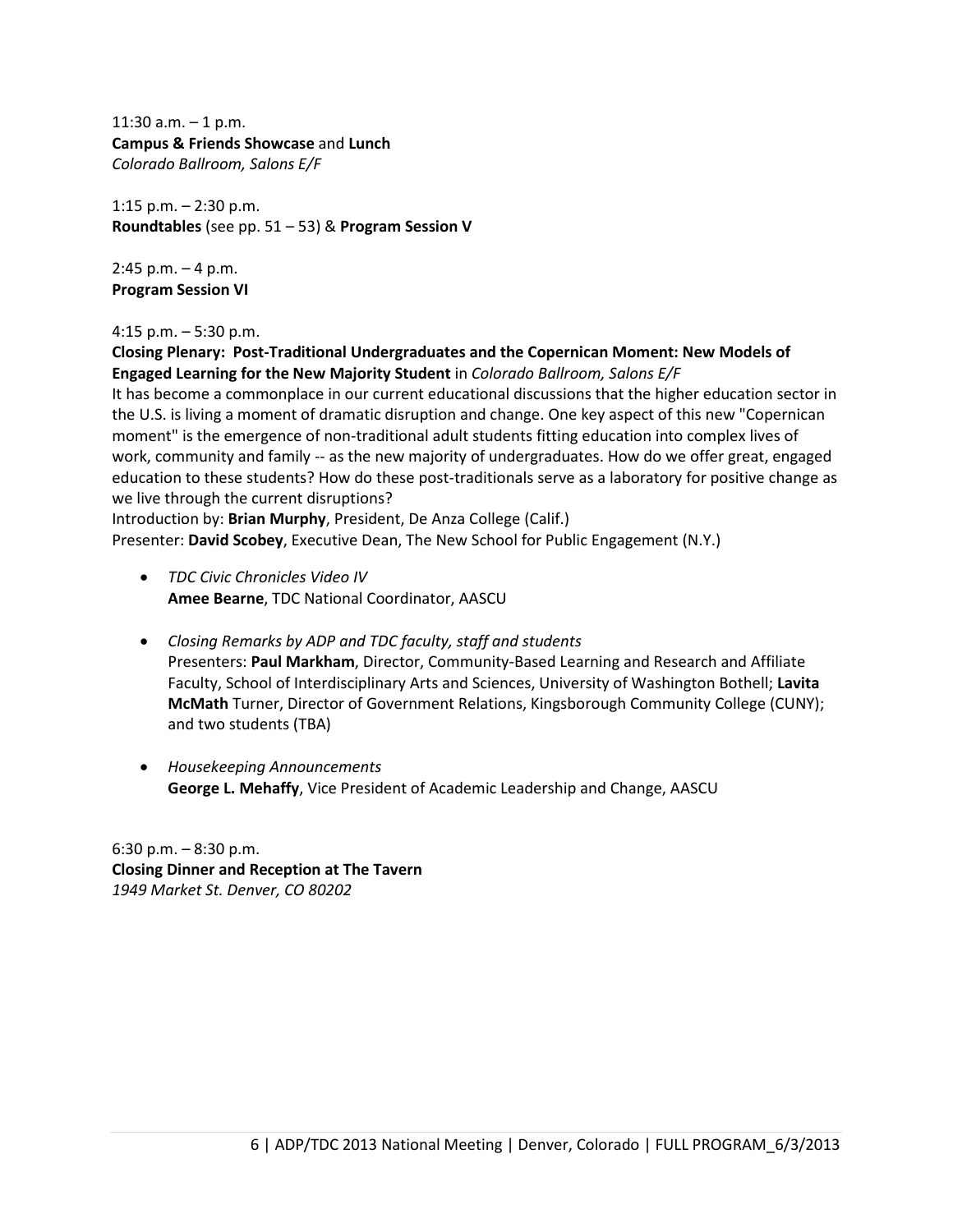11:30 a.m. – 1 p.m.
**Campus & Friends Showcase** and **Lunch**
*Colorado Ballroom, Salons E/F*

1:15 p.m. – 2:30 p.m.
**Roundtables** (see pp. 51 – 53) & **Program Session V**

2:45 p.m. – 4 p.m.
**Program Session VI**

4:15 p.m. – 5:30 p.m.
**Closing Plenary: Post-Traditional Undergraduates and the Copernican Moment: New Models of Engaged Learning for the New Majority Student** in *Colorado Ballroom, Salons E/F*
It has become a commonplace in our current educational discussions that the higher education sector in the U.S. is living a moment of dramatic disruption and change. One key aspect of this new "Copernican moment" is the emergence of non-traditional adult students fitting education into complex lives of work, community and family -- as the new majority of undergraduates. How do we offer great, engaged education to these students? How do these post-traditionals serve as a laboratory for positive change as we live through the current disruptions?
Introduction by: **Brian Murphy**, President, De Anza College (Calif.)
Presenter: **David Scobey**, Executive Dean, The New School for Public Engagement (N.Y.)

- *TDC Civic Chronicles Video IV*
  **Amee Bearne**, TDC National Coordinator, AASCU

- *Closing Remarks by ADP and TDC faculty, staff and students*
  Presenters: **Paul Markham**, Director, Community-Based Learning and Research and Affiliate Faculty, School of Interdisciplinary Arts and Sciences, University of Washington Bothell; **Lavita McMath** Turner, Director of Government Relations, Kingsborough Community College (CUNY); and two students (TBA)

- *Housekeeping Announcements*
  **George L. Mehaffy**, Vice President of Academic Leadership and Change, AASCU

6:30 p.m. – 8:30 p.m.
**Closing Dinner and Reception at The Tavern**
*1949 Market St. Denver, CO 80202*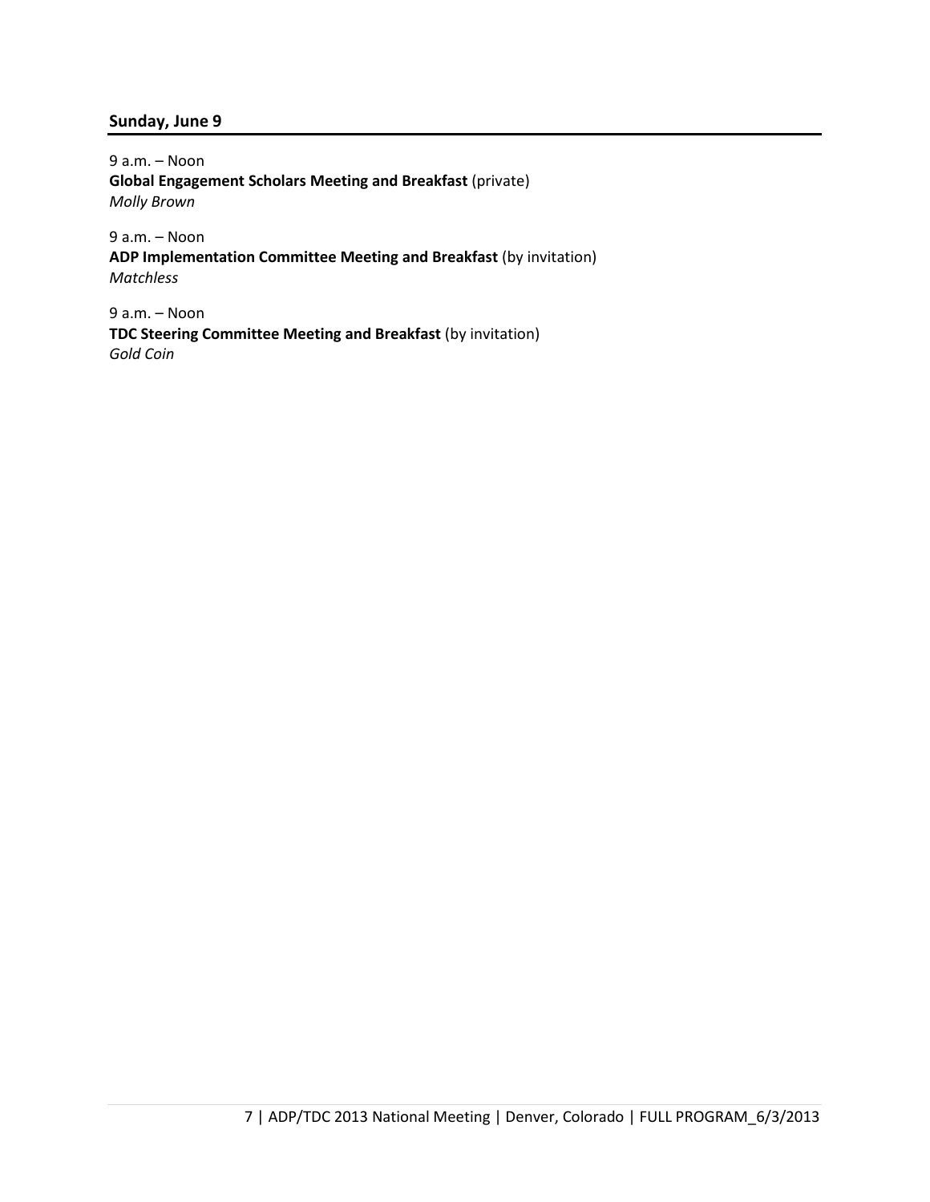## Sunday, June 9

9 a.m. – Noon
**Global Engagement Scholars Meeting and Breakfast** (private)
*Molly Brown*

9 a.m. – Noon
**ADP Implementation Committee Meeting and Breakfast** (by invitation)
*Matchless*

9 a.m. – Noon
**TDC Steering Committee Meeting and Breakfast** (by invitation)
*Gold Coin*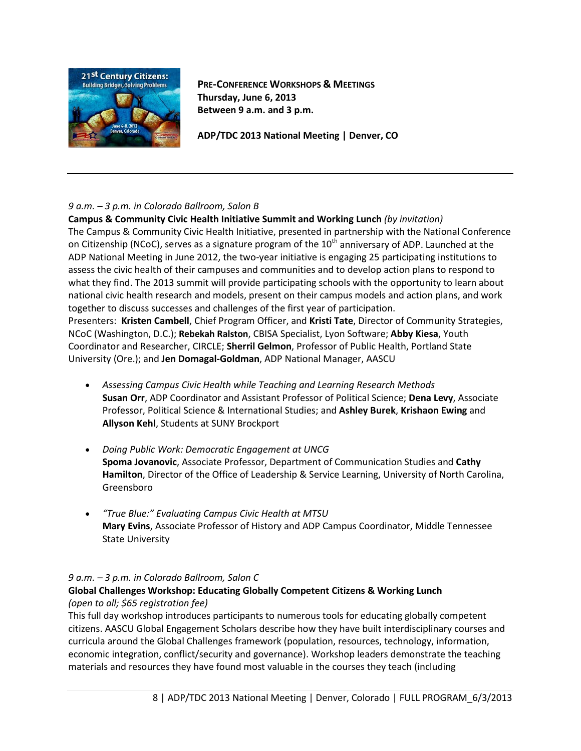**PRE-CONFERENCE WORKSHOPS & MEETINGS**
**Thursday, June 6, 2013**
**Between 9 a.m. and 3 p.m.**

**ADP/TDC 2013 National Meeting | Denver, CO**

---

*9 a.m. – 3 p.m. in Colorado Ballroom, Salon B*

**Campus & Community Civic Health Initiative Summit and Working Lunch** *(by invitation)*

The Campus & Community Civic Health Initiative, presented in partnership with the National Conference on Citizenship (NCoC), serves as a signature program of the 10th anniversary of ADP. Launched at the ADP National Meeting in June 2012, the two-year initiative is engaging 25 participating institutions to assess the civic health of their campuses and communities and to develop action plans to respond to what they find. The 2013 summit will provide participating schools with the opportunity to learn about national civic health research and models, present on their campus models and action plans, and work together to discuss successes and challenges of the first year of participation.

Presenters: **Kristen Cambell**, Chief Program Officer, and **Kristi Tate**, Director of Community Strategies, NCoC (Washington, D.C.); **Rebekah Ralston**, CBISA Specialist, Lyon Software; **Abby Kiesa**, Youth Coordinator and Researcher, CIRCLE; **Sherril Gelmon**, Professor of Public Health, Portland State University (Ore.); and **Jen Domagal-Goldman**, ADP National Manager, AASCU

- *Assessing Campus Civic Health while Teaching and Learning Research Methods*
  **Susan Orr**, ADP Coordinator and Assistant Professor of Political Science; **Dena Levy**, Associate Professor, Political Science & International Studies; and **Ashley Burek**, **Krishaon Ewing** and **Allyson Kehl**, Students at SUNY Brockport

- *Doing Public Work: Democratic Engagement at UNCG*
  **Spoma Jovanovic**, Associate Professor, Department of Communication Studies and **Cathy Hamilton**, Director of the Office of Leadership & Service Learning, University of North Carolina, Greensboro

- *"True Blue:" Evaluating Campus Civic Health at MTSU*
  **Mary Evins**, Associate Professor of History and ADP Campus Coordinator, Middle Tennessee State University

*9 a.m. – 3 p.m. in Colorado Ballroom, Salon C*

**Global Challenges Workshop: Educating Globally Competent Citizens & Working Lunch**
*(open to all; $65 registration fee)*

This full day workshop introduces participants to numerous tools for educating globally competent citizens. AASCU Global Engagement Scholars describe how they have built interdisciplinary courses and curricula around the Global Challenges framework (population, resources, technology, information, economic integration, conflict/security and governance). Workshop leaders demonstrate the teaching materials and resources they have found most valuable in the courses they teach (including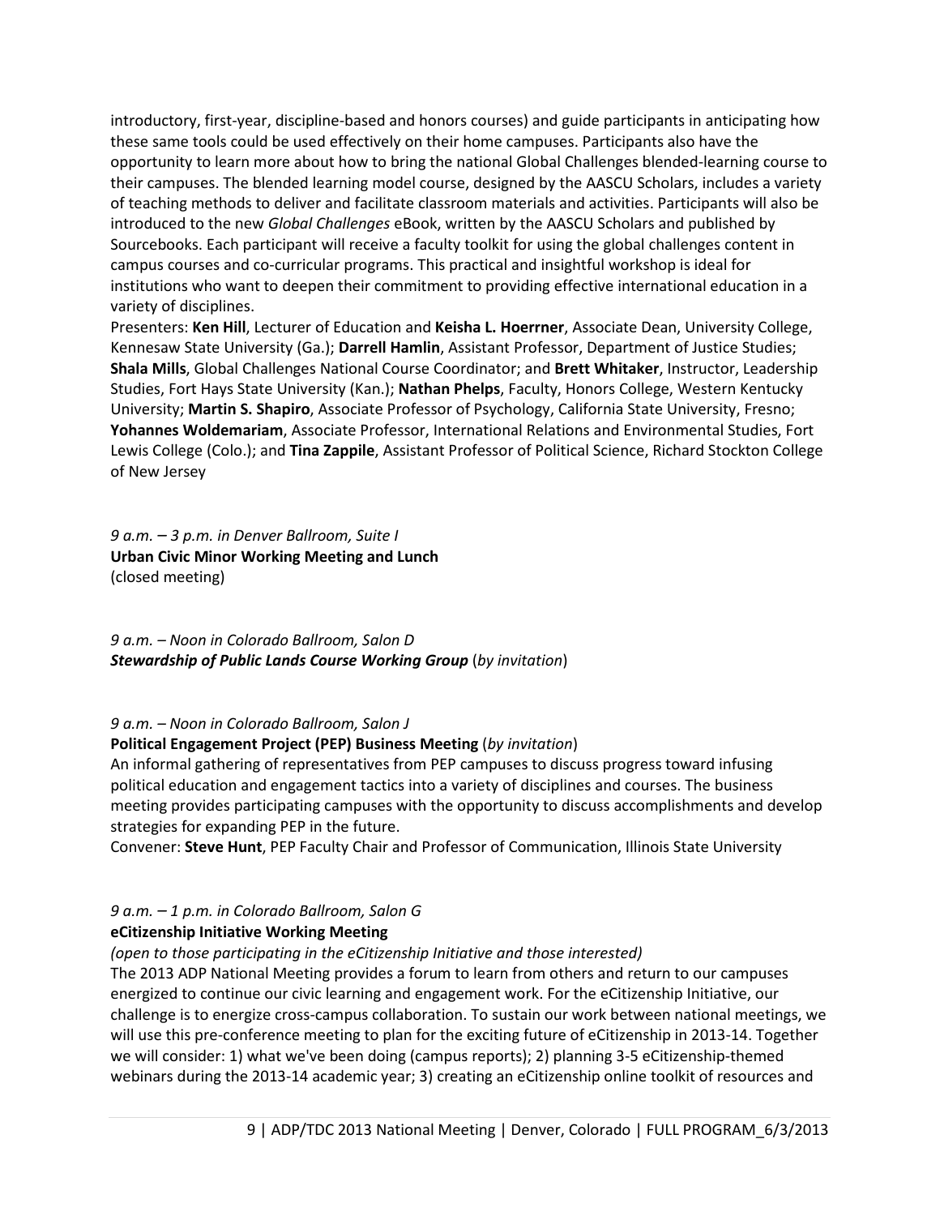introductory, first-year, discipline-based and honors courses) and guide participants in anticipating how these same tools could be used effectively on their home campuses. Participants also have the opportunity to learn more about how to bring the national Global Challenges blended-learning course to their campuses. The blended learning model course, designed by the AASCU Scholars, includes a variety of teaching methods to deliver and facilitate classroom materials and activities. Participants will also be introduced to the new *Global Challenges* eBook, written by the AASCU Scholars and published by Sourcebooks. Each participant will receive a faculty toolkit for using the global challenges content in campus courses and co-curricular programs. This practical and insightful workshop is ideal for institutions who want to deepen their commitment to providing effective international education in a variety of disciplines.

Presenters: **Ken Hill**, Lecturer of Education and **Keisha L. Hoerrner**, Associate Dean, University College, Kennesaw State University (Ga.); **Darrell Hamlin**, Assistant Professor, Department of Justice Studies; **Shala Mills**, Global Challenges National Course Coordinator; and **Brett Whitaker**, Instructor, Leadership Studies, Fort Hays State University (Kan.); **Nathan Phelps**, Faculty, Honors College, Western Kentucky University; **Martin S. Shapiro**, Associate Professor of Psychology, California State University, Fresno; **Yohannes Woldemariam**, Associate Professor, International Relations and Environmental Studies, Fort Lewis College (Colo.); and **Tina Zappile**, Assistant Professor of Political Science, Richard Stockton College of New Jersey

*9 a.m. – 3 p.m. in Denver Ballroom, Suite I*
**Urban Civic Minor Working Meeting and Lunch**
(closed meeting)

*9 a.m. – Noon in Colorado Ballroom, Salon D*
***Stewardship of Public Lands Course Working Group*** (*by invitation*)

*9 a.m. – Noon in Colorado Ballroom, Salon J*
**Political Engagement Project (PEP) Business Meeting** (*by invitation*)
An informal gathering of representatives from PEP campuses to discuss progress toward infusing political education and engagement tactics into a variety of disciplines and courses. The business meeting provides participating campuses with the opportunity to discuss accomplishments and develop strategies for expanding PEP in the future.
Convener: **Steve Hunt**, PEP Faculty Chair and Professor of Communication, Illinois State University

*9 a.m. – 1 p.m. in Colorado Ballroom, Salon G*
**eCitizenship Initiative Working Meeting**
*(open to those participating in the eCitizenship Initiative and those interested)*
The 2013 ADP National Meeting provides a forum to learn from others and return to our campuses energized to continue our civic learning and engagement work. For the eCitizenship Initiative, our challenge is to energize cross-campus collaboration. To sustain our work between national meetings, we will use this pre-conference meeting to plan for the exciting future of eCitizenship in 2013-14. Together we will consider: 1) what we've been doing (campus reports); 2) planning 3-5 eCitizenship-themed webinars during the 2013-14 academic year; 3) creating an eCitizenship online toolkit of resources and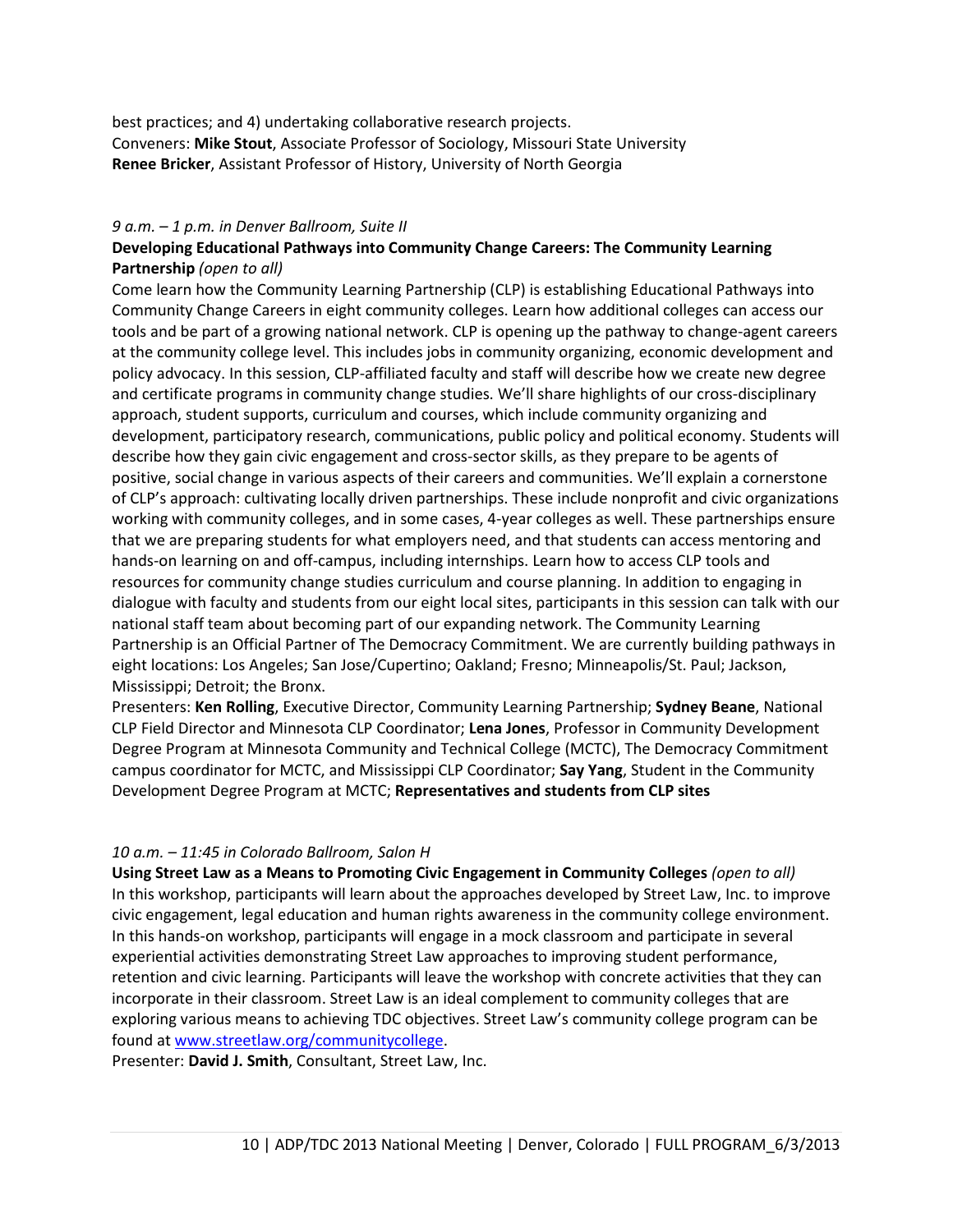best practices; and 4) undertaking collaborative research projects.
Conveners: **Mike Stout**, Associate Professor of Sociology, Missouri State University
**Renee Bricker**, Assistant Professor of History, University of North Georgia

*9 a.m. – 1 p.m. in Denver Ballroom, Suite II*

**Developing Educational Pathways into Community Change Careers: The Community Learning Partnership** *(open to all)*

Come learn how the Community Learning Partnership (CLP) is establishing Educational Pathways into Community Change Careers in eight community colleges. Learn how additional colleges can access our tools and be part of a growing national network. CLP is opening up the pathway to change-agent careers at the community college level. This includes jobs in community organizing, economic development and policy advocacy. In this session, CLP-affiliated faculty and staff will describe how we create new degree and certificate programs in community change studies. We'll share highlights of our cross-disciplinary approach, student supports, curriculum and courses, which include community organizing and development, participatory research, communications, public policy and political economy. Students will describe how they gain civic engagement and cross-sector skills, as they prepare to be agents of positive, social change in various aspects of their careers and communities. We'll explain a cornerstone of CLP's approach: cultivating locally driven partnerships. These include nonprofit and civic organizations working with community colleges, and in some cases, 4-year colleges as well. These partnerships ensure that we are preparing students for what employers need, and that students can access mentoring and hands-on learning on and off-campus, including internships. Learn how to access CLP tools and resources for community change studies curriculum and course planning. In addition to engaging in dialogue with faculty and students from our eight local sites, participants in this session can talk with our national staff team about becoming part of our expanding network. The Community Learning Partnership is an Official Partner of The Democracy Commitment. We are currently building pathways in eight locations: Los Angeles; San Jose/Cupertino; Oakland; Fresno; Minneapolis/St. Paul; Jackson, Mississippi; Detroit; the Bronx.

Presenters: **Ken Rolling**, Executive Director, Community Learning Partnership; **Sydney Beane**, National CLP Field Director and Minnesota CLP Coordinator; **Lena Jones**, Professor in Community Development Degree Program at Minnesota Community and Technical College (MCTC), The Democracy Commitment campus coordinator for MCTC, and Mississippi CLP Coordinator; **Say Yang**, Student in the Community Development Degree Program at MCTC; **Representatives and students from CLP sites**

*10 a.m. – 11:45 in Colorado Ballroom, Salon H*

**Using Street Law as a Means to Promoting Civic Engagement in Community Colleges** *(open to all)*

In this workshop, participants will learn about the approaches developed by Street Law, Inc. to improve civic engagement, legal education and human rights awareness in the community college environment. In this hands-on workshop, participants will engage in a mock classroom and participate in several experiential activities demonstrating Street Law approaches to improving student performance, retention and civic learning. Participants will leave the workshop with concrete activities that they can incorporate in their classroom. Street Law is an ideal complement to community colleges that are exploring various means to achieving TDC objectives. Street Law's community college program can be found at www.streetlaw.org/communitycollege.

Presenter: **David J. Smith**, Consultant, Street Law, Inc.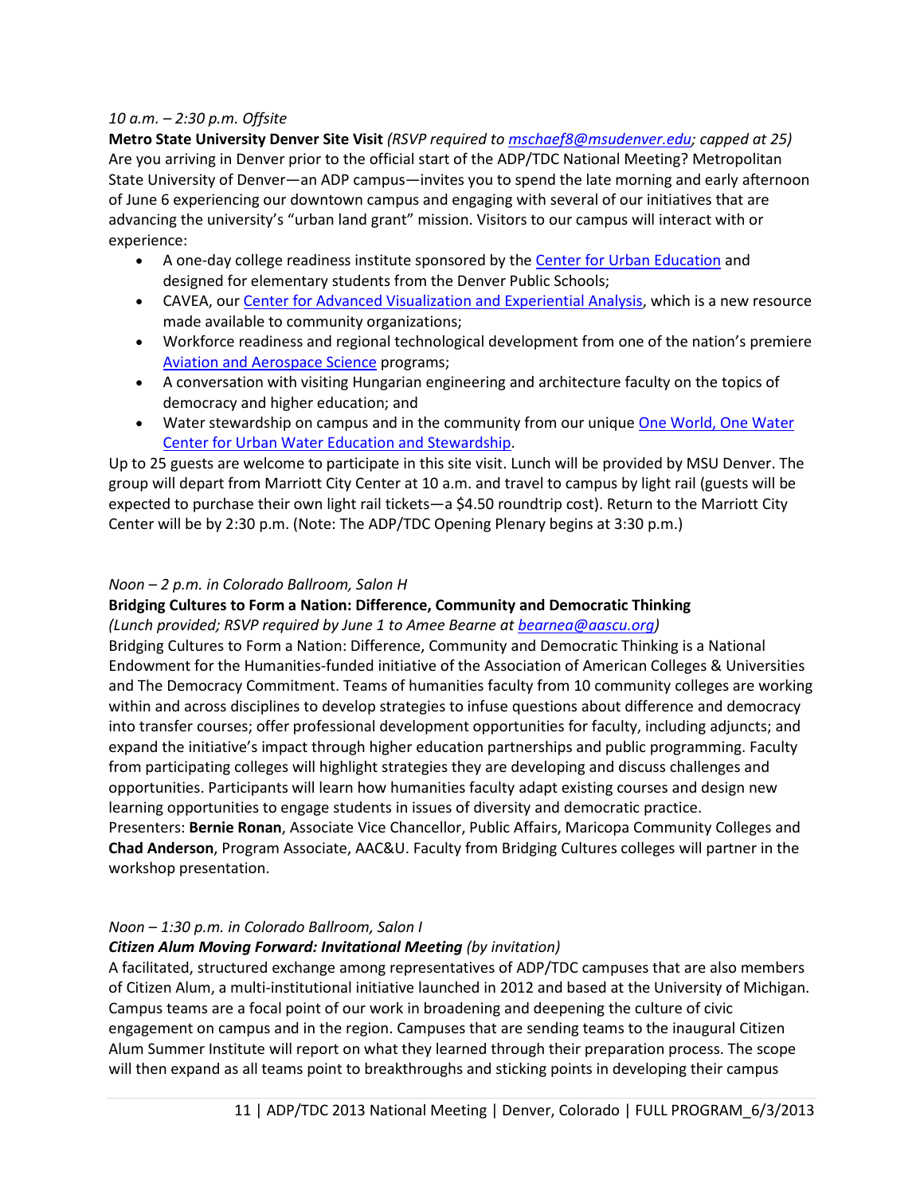*10 a.m. – 2:30 p.m. Offsite*

**Metro State University Denver Site Visit** *(RSVP required to mschaef8@msudenver.edu; capped at 25)*
Are you arriving in Denver prior to the official start of the ADP/TDC National Meeting? Metropolitan State University of Denver—an ADP campus—invites you to spend the late morning and early afternoon of June 6 experiencing our downtown campus and engaging with several of our initiatives that are advancing the university's "urban land grant" mission. Visitors to our campus will interact with or experience:

- A one-day college readiness institute sponsored by the Center for Urban Education and designed for elementary students from the Denver Public Schools;
- CAVEA, our Center for Advanced Visualization and Experiential Analysis, which is a new resource made available to community organizations;
- Workforce readiness and regional technological development from one of the nation's premiere Aviation and Aerospace Science programs;
- A conversation with visiting Hungarian engineering and architecture faculty on the topics of democracy and higher education; and
- Water stewardship on campus and in the community from our unique One World, One Water Center for Urban Water Education and Stewardship.

Up to 25 guests are welcome to participate in this site visit. Lunch will be provided by MSU Denver. The group will depart from Marriott City Center at 10 a.m. and travel to campus by light rail (guests will be expected to purchase their own light rail tickets—a $4.50 roundtrip cost). Return to the Marriott City Center will be by 2:30 p.m. (Note: The ADP/TDC Opening Plenary begins at 3:30 p.m.)

*Noon – 2 p.m. in Colorado Ballroom, Salon H*

**Bridging Cultures to Form a Nation: Difference, Community and Democratic Thinking**
*(Lunch provided; RSVP required by June 1 to Amee Bearne at bearnea@aascu.org)*
Bridging Cultures to Form a Nation: Difference, Community and Democratic Thinking is a National Endowment for the Humanities-funded initiative of the Association of American Colleges & Universities and The Democracy Commitment. Teams of humanities faculty from 10 community colleges are working within and across disciplines to develop strategies to infuse questions about difference and democracy into transfer courses; offer professional development opportunities for faculty, including adjuncts; and expand the initiative's impact through higher education partnerships and public programming. Faculty from participating colleges will highlight strategies they are developing and discuss challenges and opportunities. Participants will learn how humanities faculty adapt existing courses and design new learning opportunities to engage students in issues of diversity and democratic practice.
Presenters: **Bernie Ronan**, Associate Vice Chancellor, Public Affairs, Maricopa Community Colleges and **Chad Anderson**, Program Associate, AAC&U. Faculty from Bridging Cultures colleges will partner in the workshop presentation.

*Noon – 1:30 p.m. in Colorado Ballroom, Salon I*

***Citizen Alum Moving Forward: Invitational Meeting*** *(by invitation)*
A facilitated, structured exchange among representatives of ADP/TDC campuses that are also members of Citizen Alum, a multi-institutional initiative launched in 2012 and based at the University of Michigan. Campus teams are a focal point of our work in broadening and deepening the culture of civic engagement on campus and in the region. Campuses that are sending teams to the inaugural Citizen Alum Summer Institute will report on what they learned through their preparation process. The scope will then expand as all teams point to breakthroughs and sticking points in developing their campus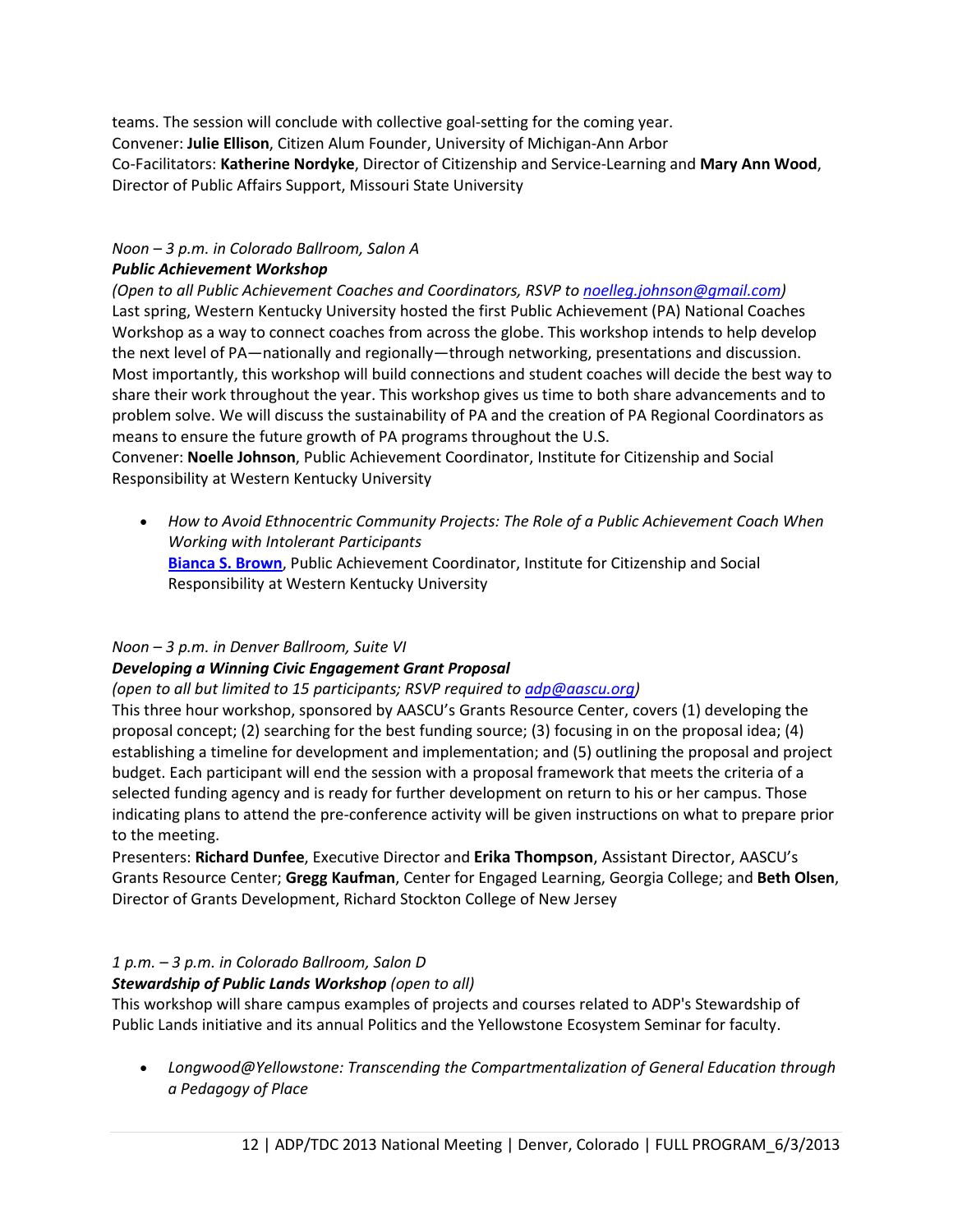teams. The session will conclude with collective goal-setting for the coming year.
Convener: **Julie Ellison**, Citizen Alum Founder, University of Michigan-Ann Arbor
Co-Facilitators: **Katherine Nordyke**, Director of Citizenship and Service-Learning and **Mary Ann Wood**, Director of Public Affairs Support, Missouri State University

*Noon – 3 p.m. in Colorado Ballroom, Salon A*
***Public Achievement Workshop***
*(Open to all Public Achievement Coaches and Coordinators, RSVP to noelleg.johnson@gmail.com)*
Last spring, Western Kentucky University hosted the first Public Achievement (PA) National Coaches Workshop as a way to connect coaches from across the globe. This workshop intends to help develop the next level of PA—nationally and regionally—through networking, presentations and discussion. Most importantly, this workshop will build connections and student coaches will decide the best way to share their work throughout the year. This workshop gives us time to both share advancements and to problem solve. We will discuss the sustainability of PA and the creation of PA Regional Coordinators as means to ensure the future growth of PA programs throughout the U.S.
Convener: **Noelle Johnson**, Public Achievement Coordinator, Institute for Citizenship and Social Responsibility at Western Kentucky University

- *How to Avoid Ethnocentric Community Projects: The Role of a Public Achievement Coach When Working with Intolerant Participants*
  **Bianca S. Brown**, Public Achievement Coordinator, Institute for Citizenship and Social Responsibility at Western Kentucky University

*Noon – 3 p.m. in Denver Ballroom, Suite VI*
***Developing a Winning Civic Engagement Grant Proposal***
*(open to all but limited to 15 participants; RSVP required to adp@aascu.org)*
This three hour workshop, sponsored by AASCU's Grants Resource Center, covers (1) developing the proposal concept; (2) searching for the best funding source; (3) focusing in on the proposal idea; (4) establishing a timeline for development and implementation; and (5) outlining the proposal and project budget. Each participant will end the session with a proposal framework that meets the criteria of a selected funding agency and is ready for further development on return to his or her campus. Those indicating plans to attend the pre-conference activity will be given instructions on what to prepare prior to the meeting.
Presenters: **Richard Dunfee**, Executive Director and **Erika Thompson**, Assistant Director, AASCU's Grants Resource Center; **Gregg Kaufman**, Center for Engaged Learning, Georgia College; and **Beth Olsen**, Director of Grants Development, Richard Stockton College of New Jersey

*1 p.m. – 3 p.m. in Colorado Ballroom, Salon D*
***Stewardship of Public Lands Workshop*** *(open to all)*
This workshop will share campus examples of projects and courses related to ADP's Stewardship of Public Lands initiative and its annual Politics and the Yellowstone Ecosystem Seminar for faculty.

- *Longwood@Yellowstone: Transcending the Compartmentalization of General Education through a Pedagogy of Place*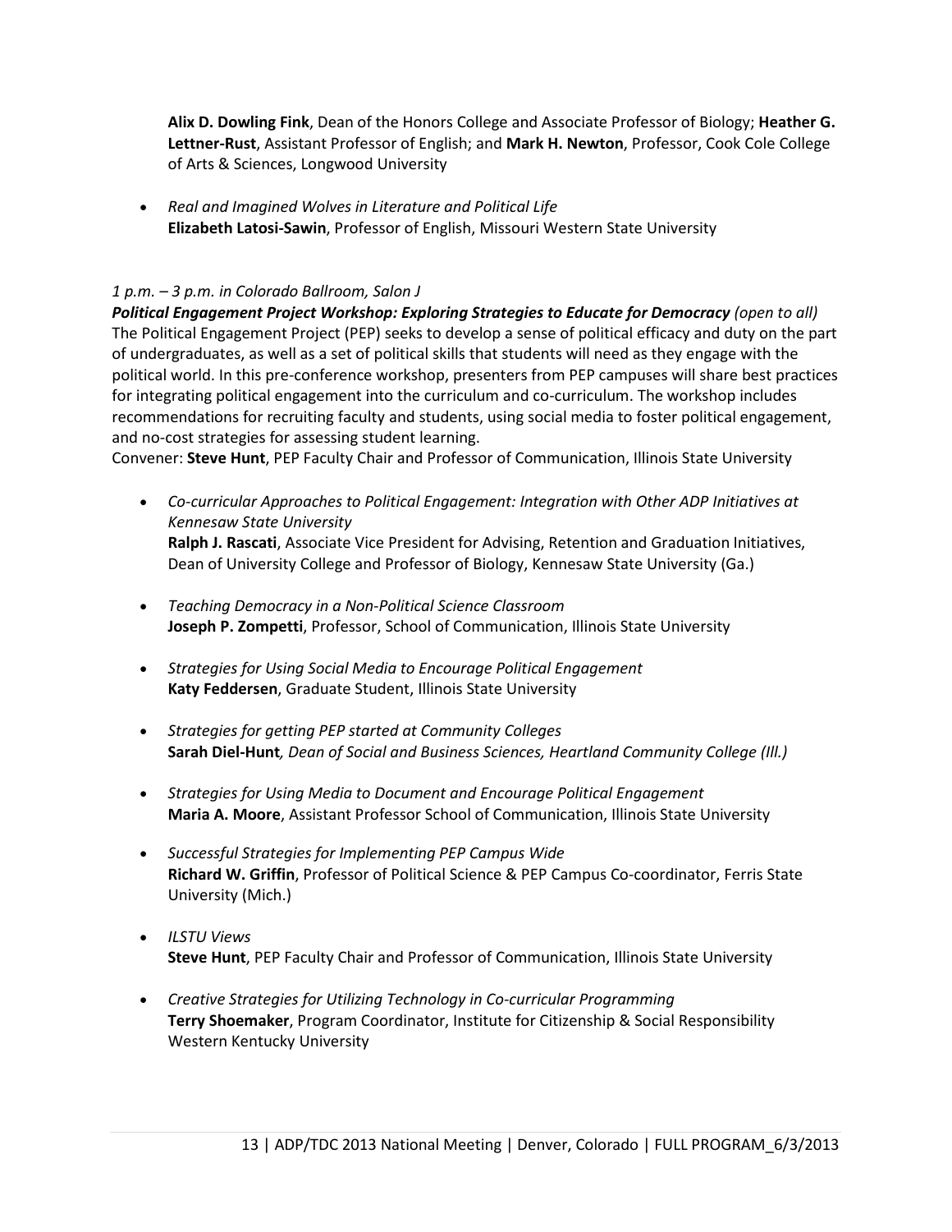**Alix D. Dowling Fink**, Dean of the Honors College and Associate Professor of Biology; **Heather G. Lettner-Rust**, Assistant Professor of English; and **Mark H. Newton**, Professor, Cook Cole College of Arts & Sciences, Longwood University

- *Real and Imagined Wolves in Literature and Political Life*
  **Elizabeth Latosi-Sawin**, Professor of English, Missouri Western State University

*1 p.m. – 3 p.m. in Colorado Ballroom, Salon J*

***Political Engagement Project Workshop: Exploring Strategies to Educate for Democracy*** *(open to all)*
The Political Engagement Project (PEP) seeks to develop a sense of political efficacy and duty on the part of undergraduates, as well as a set of political skills that students will need as they engage with the political world. In this pre-conference workshop, presenters from PEP campuses will share best practices for integrating political engagement into the curriculum and co-curriculum. The workshop includes recommendations for recruiting faculty and students, using social media to foster political engagement, and no-cost strategies for assessing student learning.
Convener: **Steve Hunt**, PEP Faculty Chair and Professor of Communication, Illinois State University

- *Co-curricular Approaches to Political Engagement: Integration with Other ADP Initiatives at Kennesaw State University*
  **Ralph J. Rascati**, Associate Vice President for Advising, Retention and Graduation Initiatives, Dean of University College and Professor of Biology, Kennesaw State University (Ga.)

- *Teaching Democracy in a Non-Political Science Classroom*
  **Joseph P. Zompetti**, Professor, School of Communication, Illinois State University

- *Strategies for Using Social Media to Encourage Political Engagement*
  **Katy Feddersen**, Graduate Student, Illinois State University

- *Strategies for getting PEP started at Community Colleges*
  **Sarah Diel-Hunt***, Dean of Social and Business Sciences, Heartland Community College (Ill.)*

- *Strategies for Using Media to Document and Encourage Political Engagement*
  **Maria A. Moore**, Assistant Professor School of Communication, Illinois State University

- *Successful Strategies for Implementing PEP Campus Wide*
  **Richard W. Griffin**, Professor of Political Science & PEP Campus Co-coordinator, Ferris State University (Mich.)

- *ILSTU Views*
  **Steve Hunt**, PEP Faculty Chair and Professor of Communication, Illinois State University

- *Creative Strategies for Utilizing Technology in Co-curricular Programming*
  **Terry Shoemaker**, Program Coordinator, Institute for Citizenship & Social Responsibility Western Kentucky University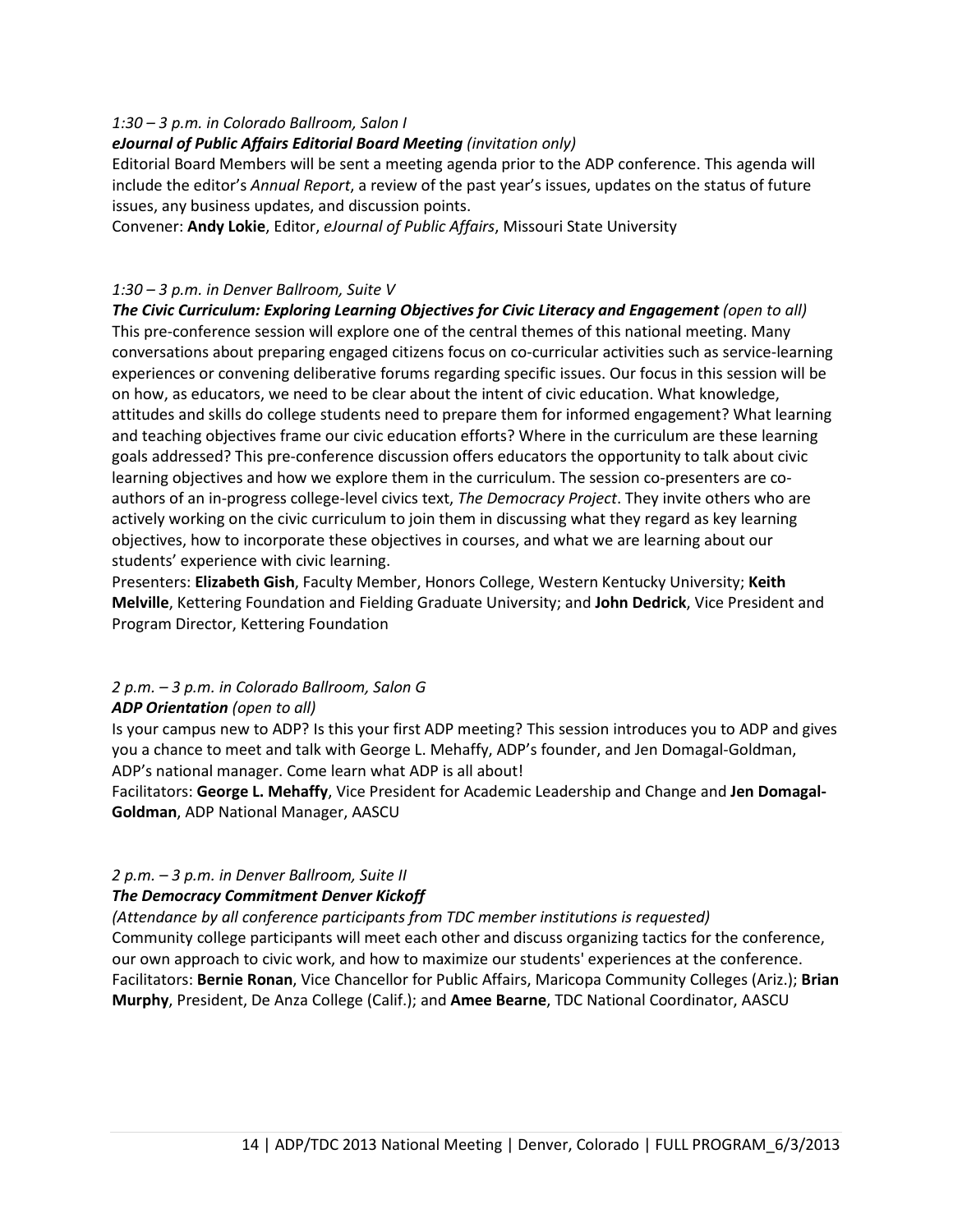*1:30 – 3 p.m. in Colorado Ballroom, Salon I*

***eJournal of Public Affairs Editorial Board Meeting*** *(invitation only)*

Editorial Board Members will be sent a meeting agenda prior to the ADP conference. This agenda will include the editor's *Annual Report*, a review of the past year's issues, updates on the status of future issues, any business updates, and discussion points.

Convener: **Andy Lokie**, Editor, *eJournal of Public Affairs*, Missouri State University

*1:30 – 3 p.m. in Denver Ballroom, Suite V*

***The Civic Curriculum: Exploring Learning Objectives for Civic Literacy and Engagement*** *(open to all)*

This pre-conference session will explore one of the central themes of this national meeting. Many conversations about preparing engaged citizens focus on co-curricular activities such as service-learning experiences or convening deliberative forums regarding specific issues. Our focus in this session will be on how, as educators, we need to be clear about the intent of civic education. What knowledge, attitudes and skills do college students need to prepare them for informed engagement? What learning and teaching objectives frame our civic education efforts? Where in the curriculum are these learning goals addressed? This pre-conference discussion offers educators the opportunity to talk about civic learning objectives and how we explore them in the curriculum. The session co-presenters are co-authors of an in-progress college-level civics text, *The Democracy Project*. They invite others who are actively working on the civic curriculum to join them in discussing what they regard as key learning objectives, how to incorporate these objectives in courses, and what we are learning about our students' experience with civic learning.

Presenters: **Elizabeth Gish**, Faculty Member, Honors College, Western Kentucky University; **Keith Melville**, Kettering Foundation and Fielding Graduate University; and **John Dedrick**, Vice President and Program Director, Kettering Foundation

*2 p.m. – 3 p.m. in Colorado Ballroom, Salon G*

***ADP Orientation*** *(open to all)*

Is your campus new to ADP? Is this your first ADP meeting? This session introduces you to ADP and gives you a chance to meet and talk with George L. Mehaffy, ADP's founder, and Jen Domagal-Goldman, ADP's national manager. Come learn what ADP is all about!

Facilitators: **George L. Mehaffy**, Vice President for Academic Leadership and Change and **Jen Domagal-Goldman**, ADP National Manager, AASCU

*2 p.m. – 3 p.m. in Denver Ballroom, Suite II*

***The Democracy Commitment Denver Kickoff***

*(Attendance by all conference participants from TDC member institutions is requested)*

Community college participants will meet each other and discuss organizing tactics for the conference, our own approach to civic work, and how to maximize our students' experiences at the conference.

Facilitators: **Bernie Ronan**, Vice Chancellor for Public Affairs, Maricopa Community Colleges (Ariz.); **Brian Murphy**, President, De Anza College (Calif.); and **Amee Bearne**, TDC National Coordinator, AASCU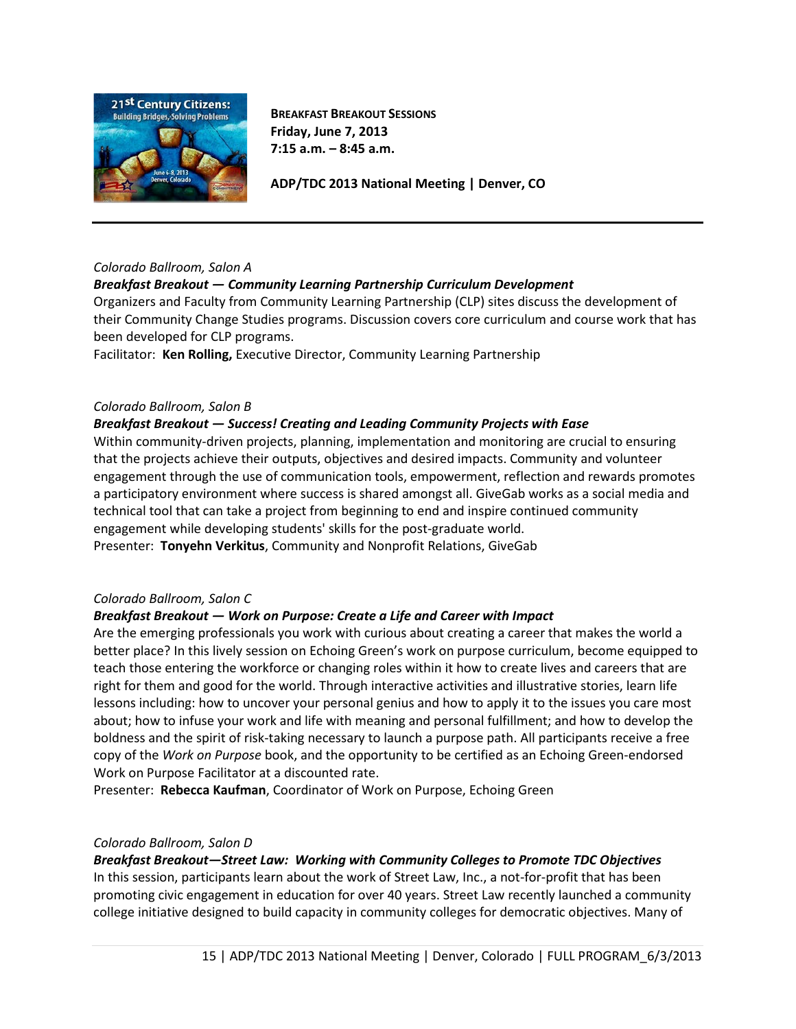**BREAKFAST BREAKOUT SESSIONS**
**Friday, June 7, 2013**
**7:15 a.m. – 8:45 a.m.**

**ADP/TDC 2013 National Meeting | Denver, CO**

---

*Colorado Ballroom, Salon A*

***Breakfast Breakout — Community Learning Partnership Curriculum Development***

Organizers and Faculty from Community Learning Partnership (CLP) sites discuss the development of their Community Change Studies programs. Discussion covers core curriculum and course work that has been developed for CLP programs.

Facilitator: **Ken Rolling,** Executive Director, Community Learning Partnership

*Colorado Ballroom, Salon B*

***Breakfast Breakout — Success! Creating and Leading Community Projects with Ease***

Within community-driven projects, planning, implementation and monitoring are crucial to ensuring that the projects achieve their outputs, objectives and desired impacts. Community and volunteer engagement through the use of communication tools, empowerment, reflection and rewards promotes a participatory environment where success is shared amongst all. GiveGab works as a social media and technical tool that can take a project from beginning to end and inspire continued community engagement while developing students' skills for the post-graduate world.

Presenter: **Tonyehn Verkitus**, Community and Nonprofit Relations, GiveGab

*Colorado Ballroom, Salon C*

***Breakfast Breakout — Work on Purpose: Create a Life and Career with Impact***

Are the emerging professionals you work with curious about creating a career that makes the world a better place? In this lively session on Echoing Green's work on purpose curriculum, become equipped to teach those entering the workforce or changing roles within it how to create lives and careers that are right for them and good for the world. Through interactive activities and illustrative stories, learn life lessons including: how to uncover your personal genius and how to apply it to the issues you care most about; how to infuse your work and life with meaning and personal fulfillment; and how to develop the boldness and the spirit of risk-taking necessary to launch a purpose path. All participants receive a free copy of the *Work on Purpose* book, and the opportunity to be certified as an Echoing Green-endorsed Work on Purpose Facilitator at a discounted rate.

Presenter: **Rebecca Kaufman**, Coordinator of Work on Purpose, Echoing Green

*Colorado Ballroom, Salon D*

***Breakfast Breakout—Street Law: Working with Community Colleges to Promote TDC Objectives***

In this session, participants learn about the work of Street Law, Inc., a not-for-profit that has been promoting civic engagement in education for over 40 years. Street Law recently launched a community college initiative designed to build capacity in community colleges for democratic objectives. Many of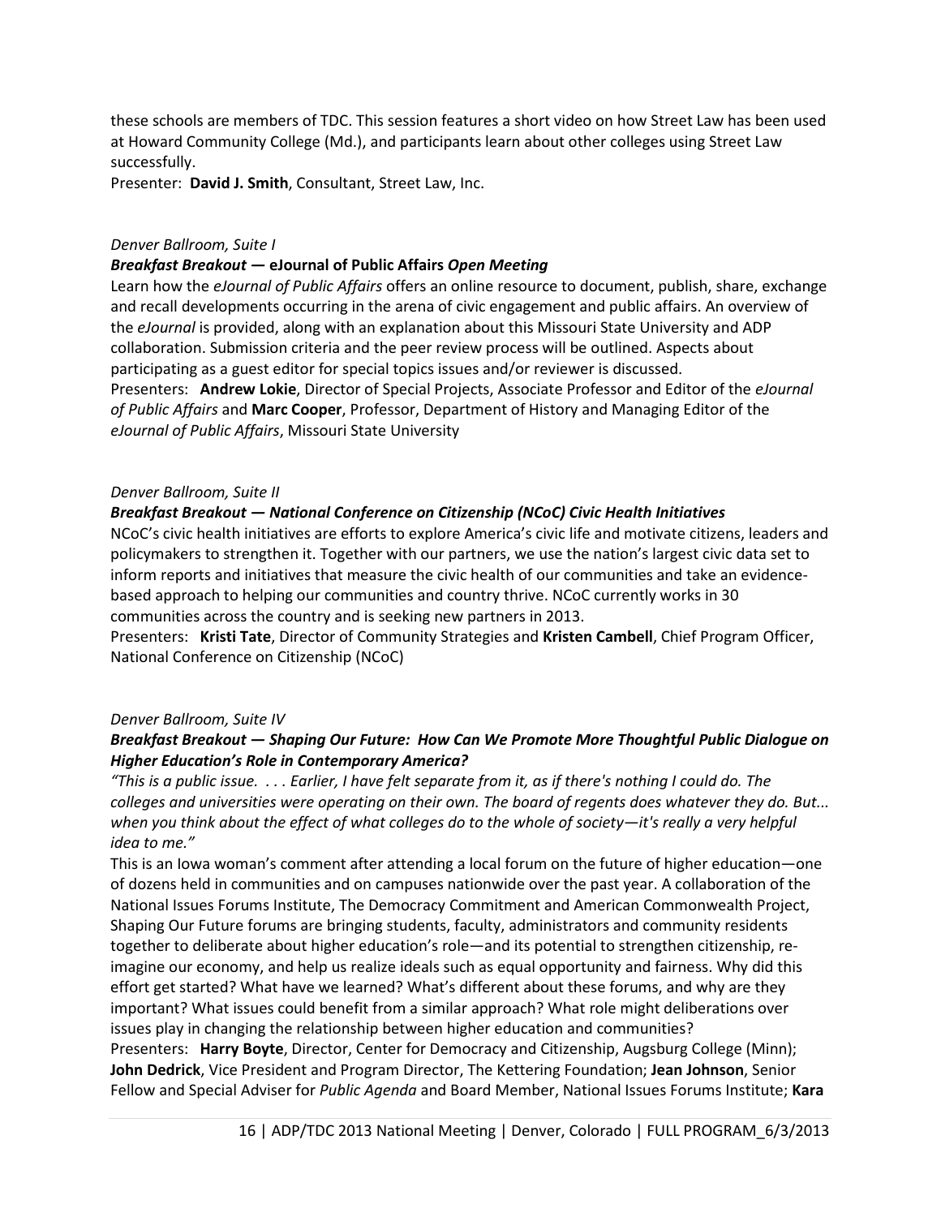these schools are members of TDC. This session features a short video on how Street Law has been used at Howard Community College (Md.), and participants learn about other colleges using Street Law successfully.

Presenter: **David J. Smith**, Consultant, Street Law, Inc.

*Denver Ballroom, Suite I*

***Breakfast Breakout —* eJournal of Public Affairs *Open Meeting***

Learn how the *eJournal of Public Affairs* offers an online resource to document, publish, share, exchange and recall developments occurring in the arena of civic engagement and public affairs. An overview of the *eJournal* is provided, along with an explanation about this Missouri State University and ADP collaboration. Submission criteria and the peer review process will be outlined. Aspects about participating as a guest editor for special topics issues and/or reviewer is discussed.

Presenters: **Andrew Lokie**, Director of Special Projects, Associate Professor and Editor of the *eJournal of Public Affairs* and **Marc Cooper**, Professor, Department of History and Managing Editor of the *eJournal of Public Affairs*, Missouri State University

*Denver Ballroom, Suite II*

***Breakfast Breakout — National Conference on Citizenship (NCoC) Civic Health Initiatives***

NCoC's civic health initiatives are efforts to explore America's civic life and motivate citizens, leaders and policymakers to strengthen it. Together with our partners, we use the nation's largest civic data set to inform reports and initiatives that measure the civic health of our communities and take an evidence-based approach to helping our communities and country thrive. NCoC currently works in 30 communities across the country and is seeking new partners in 2013.

Presenters: **Kristi Tate**, Director of Community Strategies and **Kristen Cambell**, Chief Program Officer, National Conference on Citizenship (NCoC)

*Denver Ballroom, Suite IV*

***Breakfast Breakout — Shaping Our Future: How Can We Promote More Thoughtful Public Dialogue on Higher Education's Role in Contemporary America?***

*"This is a public issue. . . . Earlier, I have felt separate from it, as if there's nothing I could do. The colleges and universities were operating on their own. The board of regents does whatever they do. But... when you think about the effect of what colleges do to the whole of society—it's really a very helpful idea to me."*

This is an Iowa woman's comment after attending a local forum on the future of higher education—one of dozens held in communities and on campuses nationwide over the past year. A collaboration of the National Issues Forums Institute, The Democracy Commitment and American Commonwealth Project, Shaping Our Future forums are bringing students, faculty, administrators and community residents together to deliberate about higher education's role—and its potential to strengthen citizenship, re-imagine our economy, and help us realize ideals such as equal opportunity and fairness. Why did this effort get started? What have we learned? What's different about these forums, and why are they important? What issues could benefit from a similar approach? What role might deliberations over issues play in changing the relationship between higher education and communities?

Presenters: **Harry Boyte**, Director, Center for Democracy and Citizenship, Augsburg College (Minn); **John Dedrick**, Vice President and Program Director, The Kettering Foundation; **Jean Johnson**, Senior Fellow and Special Adviser for *Public Agenda* and Board Member, National Issues Forums Institute; **Kara**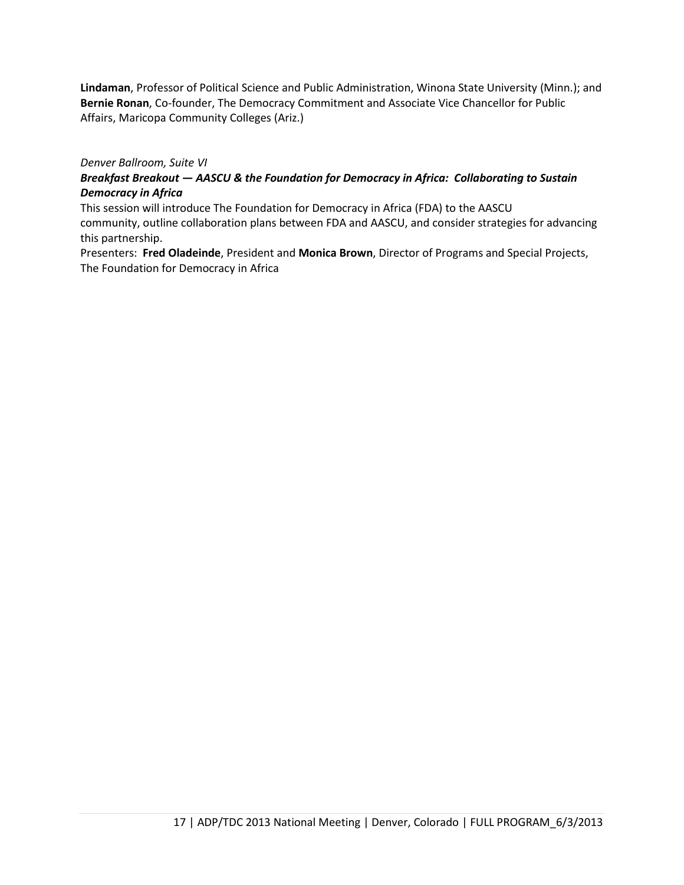**Lindaman**, Professor of Political Science and Public Administration, Winona State University (Minn.); and **Bernie Ronan**, Co-founder, The Democracy Commitment and Associate Vice Chancellor for Public Affairs, Maricopa Community Colleges (Ariz.)

*Denver Ballroom, Suite VI*

***Breakfast Breakout — AASCU & the Foundation for Democracy in Africa: Collaborating to Sustain Democracy in Africa***

This session will introduce The Foundation for Democracy in Africa (FDA) to the AASCU community, outline collaboration plans between FDA and AASCU, and consider strategies for advancing this partnership.

Presenters: **Fred Oladeinde**, President and **Monica Brown**, Director of Programs and Special Projects, The Foundation for Democracy in Africa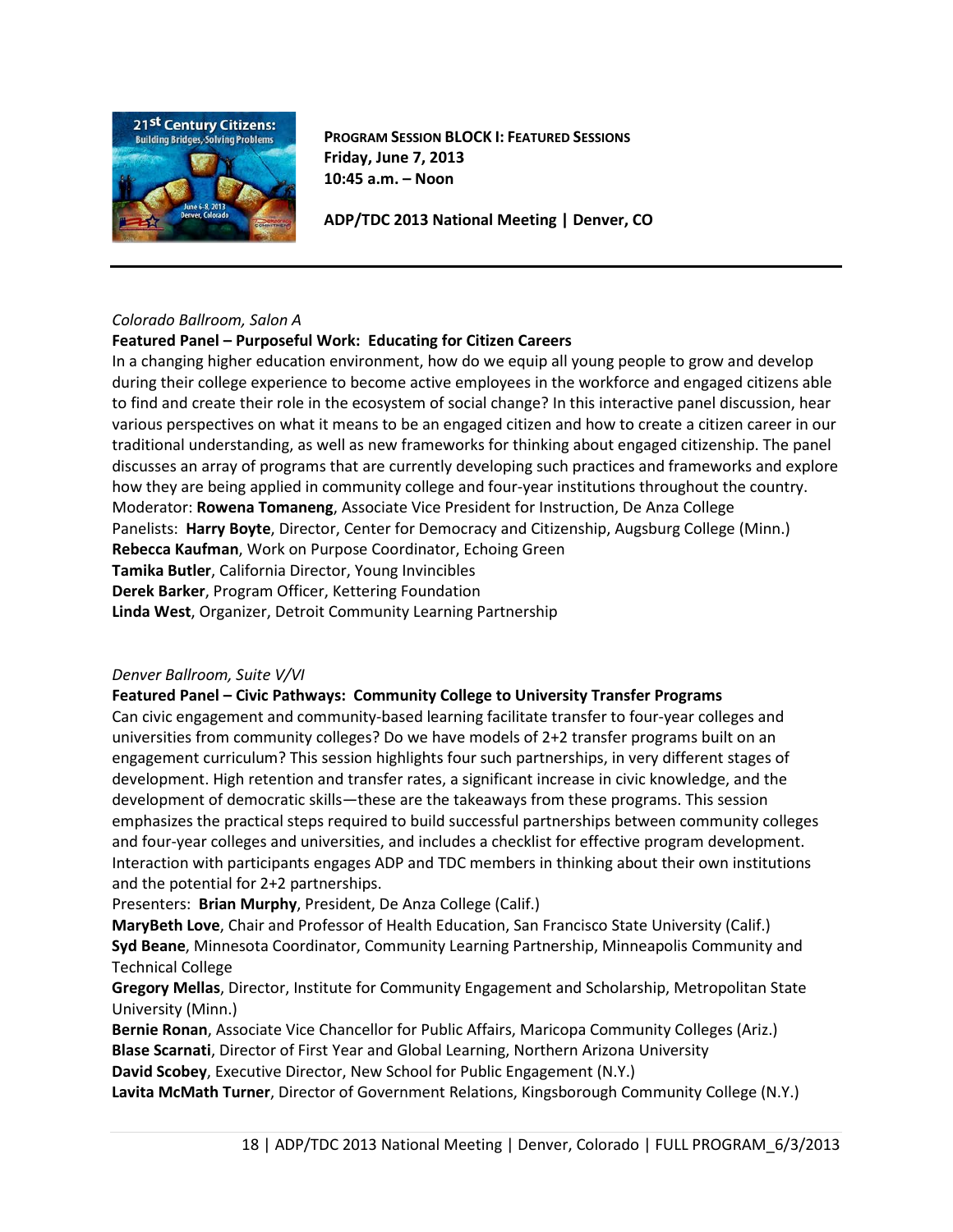**PROGRAM SESSION BLOCK I: FEATURED SESSIONS**
**Friday, June 7, 2013**
**10:45 a.m. – Noon**

**ADP/TDC 2013 National Meeting | Denver, CO**

---

*Colorado Ballroom, Salon A*

**Featured Panel – Purposeful Work: Educating for Citizen Careers**

In a changing higher education environment, how do we equip all young people to grow and develop during their college experience to become active employees in the workforce and engaged citizens able to find and create their role in the ecosystem of social change? In this interactive panel discussion, hear various perspectives on what it means to be an engaged citizen and how to create a citizen career in our traditional understanding, as well as new frameworks for thinking about engaged citizenship. The panel discusses an array of programs that are currently developing such practices and frameworks and explore how they are being applied in community college and four-year institutions throughout the country.

Moderator: **Rowena Tomaneng**, Associate Vice President for Instruction, De Anza College
Panelists: **Harry Boyte**, Director, Center for Democracy and Citizenship, Augsburg College (Minn.)
**Rebecca Kaufman**, Work on Purpose Coordinator, Echoing Green
**Tamika Butler**, California Director, Young Invincibles
**Derek Barker**, Program Officer, Kettering Foundation
**Linda West**, Organizer, Detroit Community Learning Partnership

*Denver Ballroom, Suite V/VI*

**Featured Panel – Civic Pathways: Community College to University Transfer Programs**

Can civic engagement and community-based learning facilitate transfer to four-year colleges and universities from community colleges? Do we have models of 2+2 transfer programs built on an engagement curriculum? This session highlights four such partnerships, in very different stages of development. High retention and transfer rates, a significant increase in civic knowledge, and the development of democratic skills—these are the takeaways from these programs. This session emphasizes the practical steps required to build successful partnerships between community colleges and four-year colleges and universities, and includes a checklist for effective program development. Interaction with participants engages ADP and TDC members in thinking about their own institutions and the potential for 2+2 partnerships.

Presenters: **Brian Murphy**, President, De Anza College (Calif.)
**MaryBeth Love**, Chair and Professor of Health Education, San Francisco State University (Calif.)
**Syd Beane**, Minnesota Coordinator, Community Learning Partnership, Minneapolis Community and Technical College
**Gregory Mellas**, Director, Institute for Community Engagement and Scholarship, Metropolitan State University (Minn.)
**Bernie Ronan**, Associate Vice Chancellor for Public Affairs, Maricopa Community Colleges (Ariz.)
**Blase Scarnati**, Director of First Year and Global Learning, Northern Arizona University
**David Scobey**, Executive Director, New School for Public Engagement (N.Y.)
**Lavita McMath Turner**, Director of Government Relations, Kingsborough Community College (N.Y.)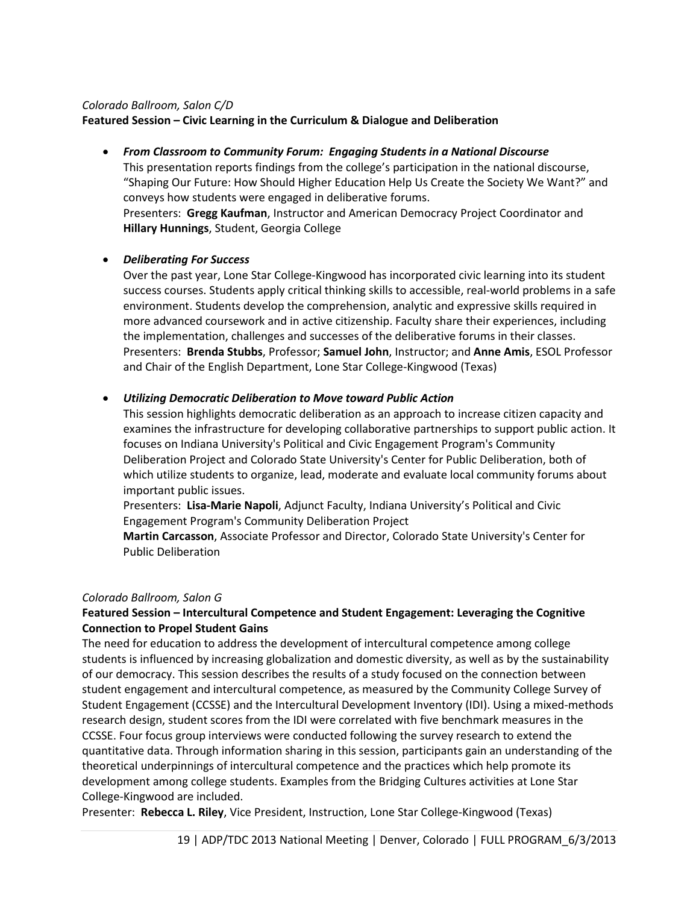*Colorado Ballroom, Salon C/D*

**Featured Session – Civic Learning in the Curriculum & Dialogue and Deliberation**

- ***From Classroom to Community Forum: Engaging Students in a National Discourse***
  This presentation reports findings from the college's participation in the national discourse, "Shaping Our Future: How Should Higher Education Help Us Create the Society We Want?" and conveys how students were engaged in deliberative forums.
  Presenters: **Gregg Kaufman**, Instructor and American Democracy Project Coordinator and **Hillary Hunnings**, Student, Georgia College

- ***Deliberating For Success***
  Over the past year, Lone Star College-Kingwood has incorporated civic learning into its student success courses. Students apply critical thinking skills to accessible, real-world problems in a safe environment. Students develop the comprehension, analytic and expressive skills required in more advanced coursework and in active citizenship. Faculty share their experiences, including the implementation, challenges and successes of the deliberative forums in their classes.
  Presenters: **Brenda Stubbs**, Professor; **Samuel John**, Instructor; and **Anne Amis**, ESOL Professor and Chair of the English Department, Lone Star College-Kingwood (Texas)

- ***Utilizing Democratic Deliberation to Move toward Public Action***
  This session highlights democratic deliberation as an approach to increase citizen capacity and examines the infrastructure for developing collaborative partnerships to support public action. It focuses on Indiana University's Political and Civic Engagement Program's Community Deliberation Project and Colorado State University's Center for Public Deliberation, both of which utilize students to organize, lead, moderate and evaluate local community forums about important public issues.
  Presenters: **Lisa-Marie Napoli**, Adjunct Faculty, Indiana University's Political and Civic Engagement Program's Community Deliberation Project
  **Martin Carcasson**, Associate Professor and Director, Colorado State University's Center for Public Deliberation

*Colorado Ballroom, Salon G*

**Featured Session – Intercultural Competence and Student Engagement: Leveraging the Cognitive Connection to Propel Student Gains**

The need for education to address the development of intercultural competence among college students is influenced by increasing globalization and domestic diversity, as well as by the sustainability of our democracy. This session describes the results of a study focused on the connection between student engagement and intercultural competence, as measured by the Community College Survey of Student Engagement (CCSSE) and the Intercultural Development Inventory (IDI). Using a mixed-methods research design, student scores from the IDI were correlated with five benchmark measures in the CCSSE. Four focus group interviews were conducted following the survey research to extend the quantitative data. Through information sharing in this session, participants gain an understanding of the theoretical underpinnings of intercultural competence and the practices which help promote its development among college students. Examples from the Bridging Cultures activities at Lone Star College-Kingwood are included.

Presenter: **Rebecca L. Riley**, Vice President, Instruction, Lone Star College-Kingwood (Texas)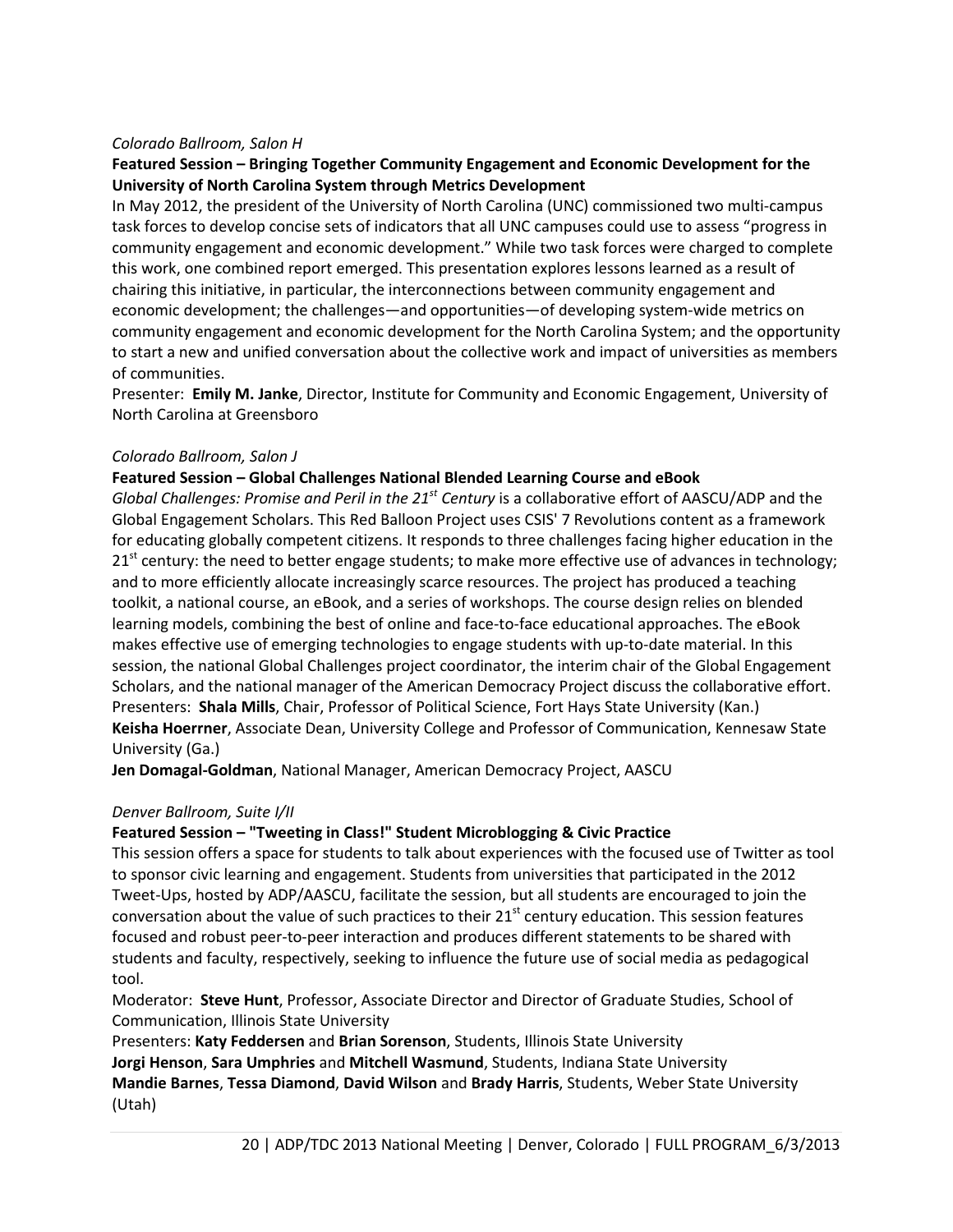*Colorado Ballroom, Salon H*

**Featured Session – Bringing Together Community Engagement and Economic Development for the University of North Carolina System through Metrics Development**

In May 2012, the president of the University of North Carolina (UNC) commissioned two multi-campus task forces to develop concise sets of indicators that all UNC campuses could use to assess "progress in community engagement and economic development." While two task forces were charged to complete this work, one combined report emerged. This presentation explores lessons learned as a result of chairing this initiative, in particular, the interconnections between community engagement and economic development; the challenges—and opportunities—of developing system-wide metrics on community engagement and economic development for the North Carolina System; and the opportunity to start a new and unified conversation about the collective work and impact of universities as members of communities.

Presenter: **Emily M. Janke**, Director, Institute for Community and Economic Engagement, University of North Carolina at Greensboro

*Colorado Ballroom, Salon J*

**Featured Session – Global Challenges National Blended Learning Course and eBook**

*Global Challenges: Promise and Peril in the 21st Century* is a collaborative effort of AASCU/ADP and the Global Engagement Scholars. This Red Balloon Project uses CSIS' 7 Revolutions content as a framework for educating globally competent citizens. It responds to three challenges facing higher education in the 21st century: the need to better engage students; to make more effective use of advances in technology; and to more efficiently allocate increasingly scarce resources. The project has produced a teaching toolkit, a national course, an eBook, and a series of workshops. The course design relies on blended learning models, combining the best of online and face-to-face educational approaches. The eBook makes effective use of emerging technologies to engage students with up-to-date material. In this session, the national Global Challenges project coordinator, the interim chair of the Global Engagement Scholars, and the national manager of the American Democracy Project discuss the collaborative effort.

Presenters: **Shala Mills**, Chair, Professor of Political Science, Fort Hays State University (Kan.)

**Keisha Hoerrner**, Associate Dean, University College and Professor of Communication, Kennesaw State University (Ga.)

**Jen Domagal-Goldman**, National Manager, American Democracy Project, AASCU

*Denver Ballroom, Suite I/II*

**Featured Session – "Tweeting in Class!" Student Microblogging & Civic Practice**

This session offers a space for students to talk about experiences with the focused use of Twitter as tool to sponsor civic learning and engagement. Students from universities that participated in the 2012 Tweet-Ups, hosted by ADP/AASCU, facilitate the session, but all students are encouraged to join the conversation about the value of such practices to their 21st century education. This session features focused and robust peer-to-peer interaction and produces different statements to be shared with students and faculty, respectively, seeking to influence the future use of social media as pedagogical tool.

Moderator: **Steve Hunt**, Professor, Associate Director and Director of Graduate Studies, School of Communication, Illinois State University

Presenters: **Katy Feddersen** and **Brian Sorenson**, Students, Illinois State University

**Jorgi Henson**, **Sara Umphries** and **Mitchell Wasmund**, Students, Indiana State University

**Mandie Barnes**, **Tessa Diamond**, **David Wilson** and **Brady Harris**, Students, Weber State University (Utah)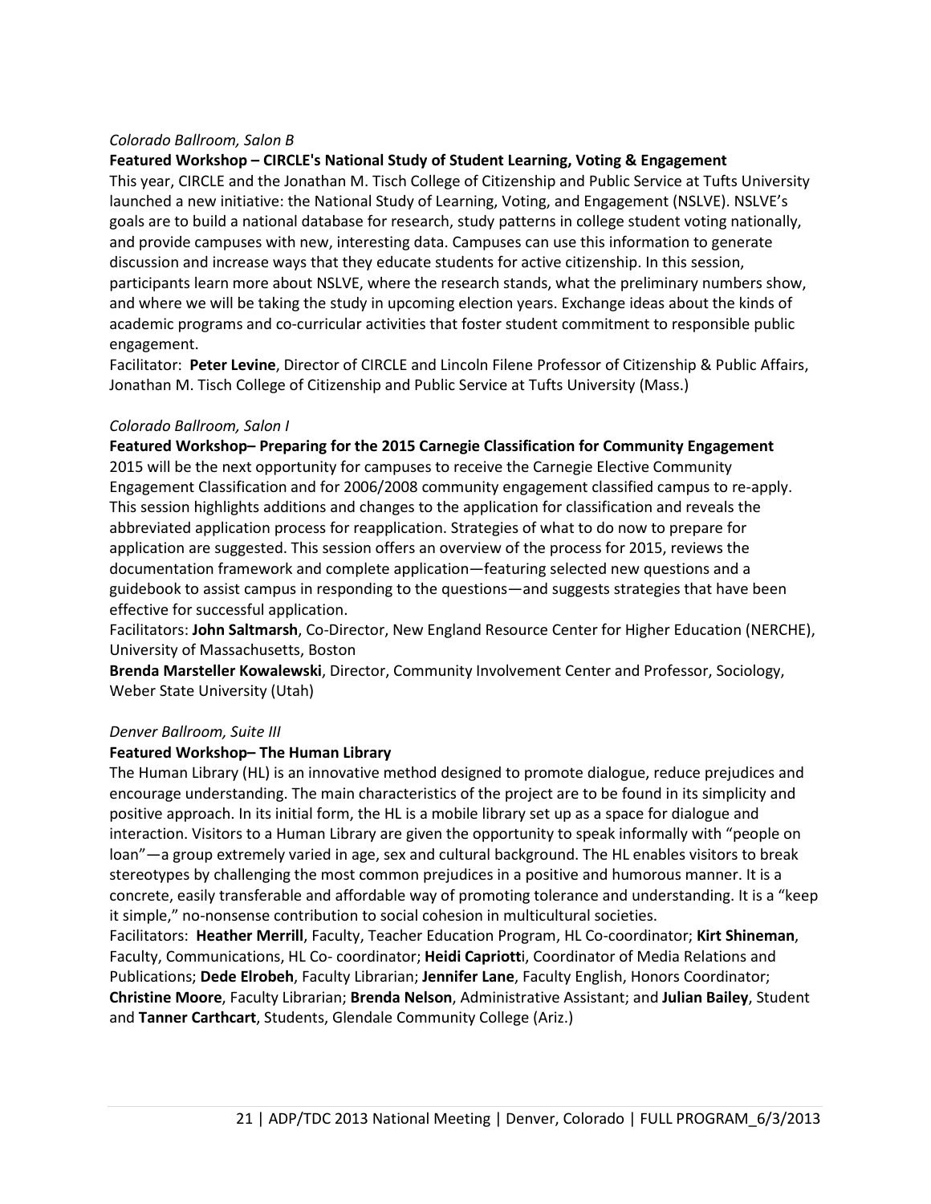*Colorado Ballroom, Salon B*

**Featured Workshop – CIRCLE's National Study of Student Learning, Voting & Engagement**

This year, CIRCLE and the Jonathan M. Tisch College of Citizenship and Public Service at Tufts University launched a new initiative: the National Study of Learning, Voting, and Engagement (NSLVE). NSLVE's goals are to build a national database for research, study patterns in college student voting nationally, and provide campuses with new, interesting data. Campuses can use this information to generate discussion and increase ways that they educate students for active citizenship. In this session, participants learn more about NSLVE, where the research stands, what the preliminary numbers show, and where we will be taking the study in upcoming election years. Exchange ideas about the kinds of academic programs and co-curricular activities that foster student commitment to responsible public engagement.

Facilitator: **Peter Levine**, Director of CIRCLE and Lincoln Filene Professor of Citizenship & Public Affairs, Jonathan M. Tisch College of Citizenship and Public Service at Tufts University (Mass.)

*Colorado Ballroom, Salon I*

**Featured Workshop– Preparing for the 2015 Carnegie Classification for Community Engagement**

2015 will be the next opportunity for campuses to receive the Carnegie Elective Community Engagement Classification and for 2006/2008 community engagement classified campus to re-apply. This session highlights additions and changes to the application for classification and reveals the abbreviated application process for reapplication. Strategies of what to do now to prepare for application are suggested. This session offers an overview of the process for 2015, reviews the documentation framework and complete application—featuring selected new questions and a guidebook to assist campus in responding to the questions—and suggests strategies that have been effective for successful application.

Facilitators: **John Saltmarsh**, Co-Director, New England Resource Center for Higher Education (NERCHE), University of Massachusetts, Boston

**Brenda Marsteller Kowalewski**, Director, Community Involvement Center and Professor, Sociology, Weber State University (Utah)

*Denver Ballroom, Suite III*

**Featured Workshop– The Human Library**

The Human Library (HL) is an innovative method designed to promote dialogue, reduce prejudices and encourage understanding. The main characteristics of the project are to be found in its simplicity and positive approach. In its initial form, the HL is a mobile library set up as a space for dialogue and interaction. Visitors to a Human Library are given the opportunity to speak informally with "people on loan"—a group extremely varied in age, sex and cultural background. The HL enables visitors to break stereotypes by challenging the most common prejudices in a positive and humorous manner. It is a concrete, easily transferable and affordable way of promoting tolerance and understanding. It is a "keep it simple," no-nonsense contribution to social cohesion in multicultural societies.

Facilitators: **Heather Merrill**, Faculty, Teacher Education Program, HL Co-coordinator; **Kirt Shineman**, Faculty, Communications, HL Co- coordinator; **Heidi Capriott**i, Coordinator of Media Relations and Publications; **Dede Elrobeh**, Faculty Librarian; **Jennifer Lane**, Faculty English, Honors Coordinator; **Christine Moore**, Faculty Librarian; **Brenda Nelson**, Administrative Assistant; and **Julian Bailey**, Student and **Tanner Carthcart**, Students, Glendale Community College (Ariz.)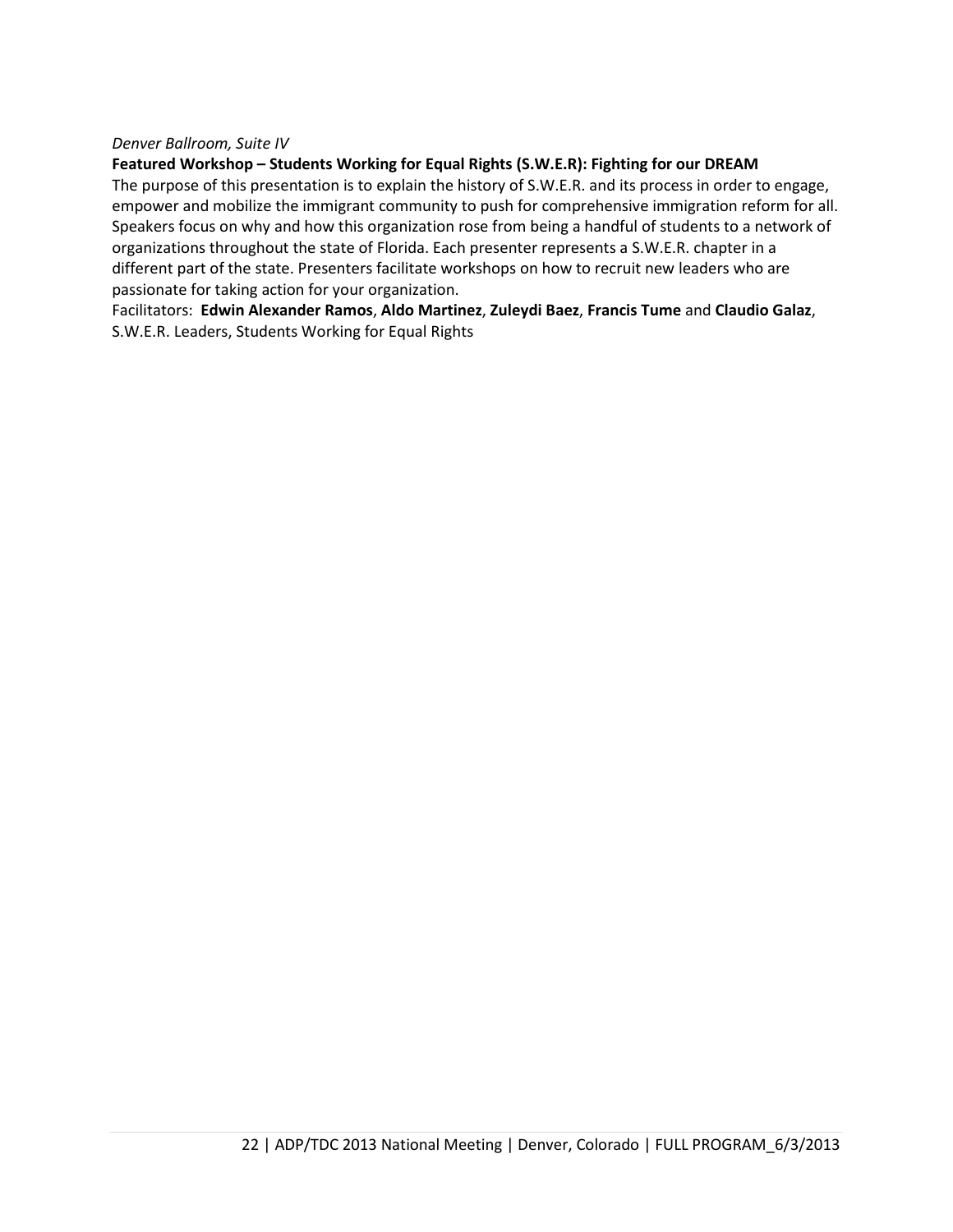*Denver Ballroom, Suite IV*

**Featured Workshop – Students Working for Equal Rights (S.W.E.R): Fighting for our DREAM**

The purpose of this presentation is to explain the history of S.W.E.R. and its process in order to engage, empower and mobilize the immigrant community to push for comprehensive immigration reform for all. Speakers focus on why and how this organization rose from being a handful of students to a network of organizations throughout the state of Florida. Each presenter represents a S.W.E.R. chapter in a different part of the state. Presenters facilitate workshops on how to recruit new leaders who are passionate for taking action for your organization.

Facilitators: **Edwin Alexander Ramos**, **Aldo Martinez**, **Zuleydi Baez**, **Francis Tume** and **Claudio Galaz**, S.W.E.R. Leaders, Students Working for Equal Rights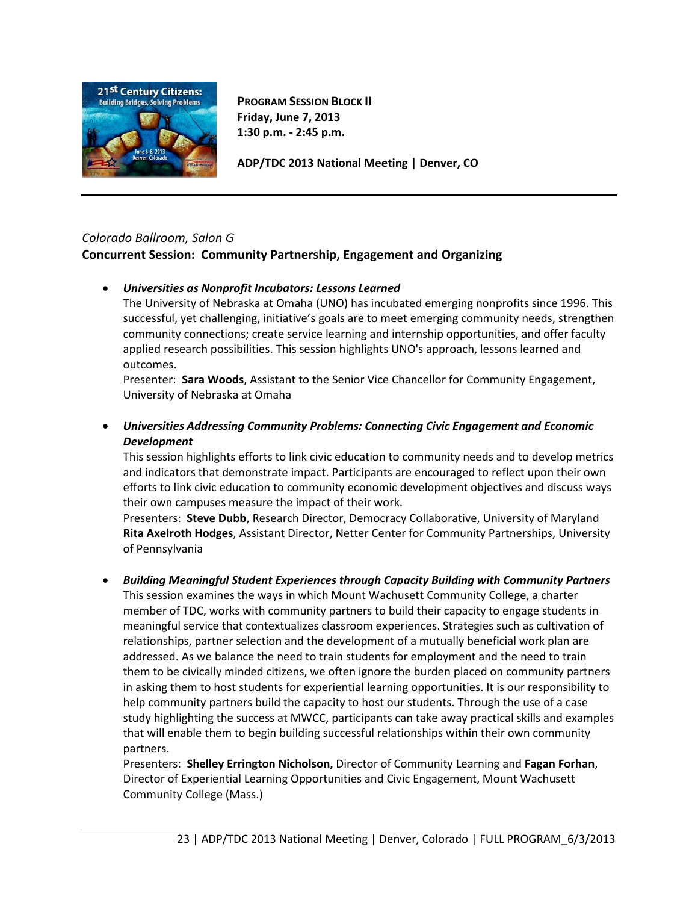**PROGRAM SESSION BLOCK II**
**Friday, June 7, 2013**
**1:30 p.m. - 2:45 p.m.**

**ADP/TDC 2013 National Meeting | Denver, CO**

---

*Colorado Ballroom, Salon G*

**Concurrent Session: Community Partnership, Engagement and Organizing**

- ***Universities as Nonprofit Incubators: Lessons Learned***
  The University of Nebraska at Omaha (UNO) has incubated emerging nonprofits since 1996. This successful, yet challenging, initiative's goals are to meet emerging community needs, strengthen community connections; create service learning and internship opportunities, and offer faculty applied research possibilities. This session highlights UNO's approach, lessons learned and outcomes.
  Presenter: **Sara Woods**, Assistant to the Senior Vice Chancellor for Community Engagement, University of Nebraska at Omaha

- ***Universities Addressing Community Problems: Connecting Civic Engagement and Economic Development***
  This session highlights efforts to link civic education to community needs and to develop metrics and indicators that demonstrate impact. Participants are encouraged to reflect upon their own efforts to link civic education to community economic development objectives and discuss ways their own campuses measure the impact of their work.
  Presenters: **Steve Dubb**, Research Director, Democracy Collaborative, University of Maryland
  **Rita Axelroth Hodges**, Assistant Director, Netter Center for Community Partnerships, University of Pennsylvania

- ***Building Meaningful Student Experiences through Capacity Building with Community Partners***
  This session examines the ways in which Mount Wachusett Community College, a charter member of TDC, works with community partners to build their capacity to engage students in meaningful service that contextualizes classroom experiences. Strategies such as cultivation of relationships, partner selection and the development of a mutually beneficial work plan are addressed. As we balance the need to train students for employment and the need to train them to be civically minded citizens, we often ignore the burden placed on community partners in asking them to host students for experiential learning opportunities. It is our responsibility to help community partners build the capacity to host our students. Through the use of a case study highlighting the success at MWCC, participants can take away practical skills and examples that will enable them to begin building successful relationships within their own community partners.
  Presenters: **Shelley Errington Nicholson,** Director of Community Learning and **Fagan Forhan**, Director of Experiential Learning Opportunities and Civic Engagement, Mount Wachusett Community College (Mass.)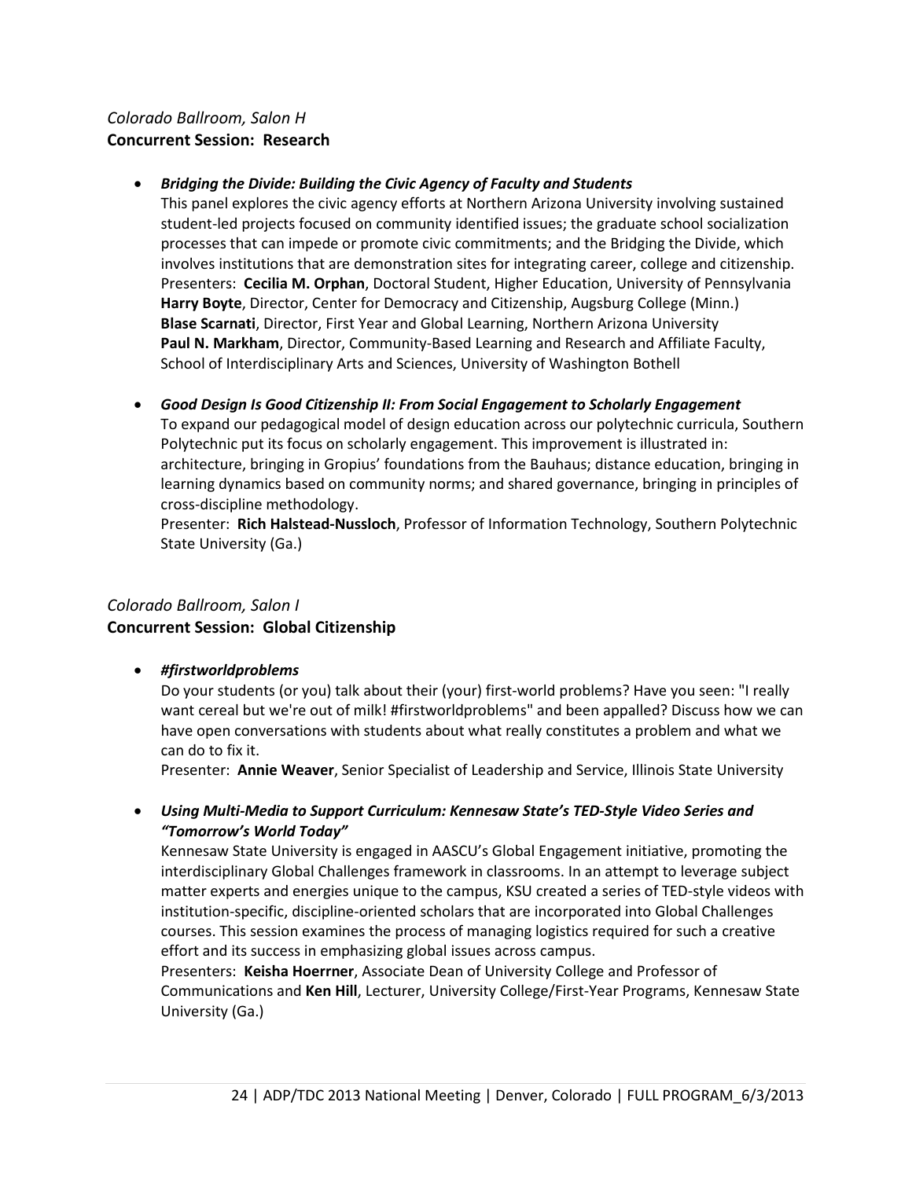*Colorado Ballroom, Salon H*

**Concurrent Session: Research**

- ***Bridging the Divide: Building the Civic Agency of Faculty and Students***

  This panel explores the civic agency efforts at Northern Arizona University involving sustained student-led projects focused on community identified issues; the graduate school socialization processes that can impede or promote civic commitments; and the Bridging the Divide, which involves institutions that are demonstration sites for integrating career, college and citizenship.

  Presenters: **Cecilia M. Orphan**, Doctoral Student, Higher Education, University of Pennsylvania
  **Harry Boyte**, Director, Center for Democracy and Citizenship, Augsburg College (Minn.)
  **Blase Scarnati**, Director, First Year and Global Learning, Northern Arizona University
  **Paul N. Markham**, Director, Community-Based Learning and Research and Affiliate Faculty, School of Interdisciplinary Arts and Sciences, University of Washington Bothell

- ***Good Design Is Good Citizenship II: From Social Engagement to Scholarly Engagement***

  To expand our pedagogical model of design education across our polytechnic curricula, Southern Polytechnic put its focus on scholarly engagement. This improvement is illustrated in: architecture, bringing in Gropius' foundations from the Bauhaus; distance education, bringing in learning dynamics based on community norms; and shared governance, bringing in principles of cross-discipline methodology.

  Presenter: **Rich Halstead-Nussloch**, Professor of Information Technology, Southern Polytechnic State University (Ga.)

*Colorado Ballroom, Salon I*

**Concurrent Session: Global Citizenship**

- ***#firstworldproblems***

  Do your students (or you) talk about their (your) first-world problems? Have you seen: "I really want cereal but we're out of milk! #firstworldproblems" and been appalled? Discuss how we can have open conversations with students about what really constitutes a problem and what we can do to fix it.

  Presenter: **Annie Weaver**, Senior Specialist of Leadership and Service, Illinois State University

- ***Using Multi-Media to Support Curriculum: Kennesaw State's TED-Style Video Series and "Tomorrow's World Today"***

  Kennesaw State University is engaged in AASCU's Global Engagement initiative, promoting the interdisciplinary Global Challenges framework in classrooms. In an attempt to leverage subject matter experts and energies unique to the campus, KSU created a series of TED-style videos with institution-specific, discipline-oriented scholars that are incorporated into Global Challenges courses. This session examines the process of managing logistics required for such a creative effort and its success in emphasizing global issues across campus.

  Presenters: **Keisha Hoerrner**, Associate Dean of University College and Professor of Communications and **Ken Hill**, Lecturer, University College/First-Year Programs, Kennesaw State University (Ga.)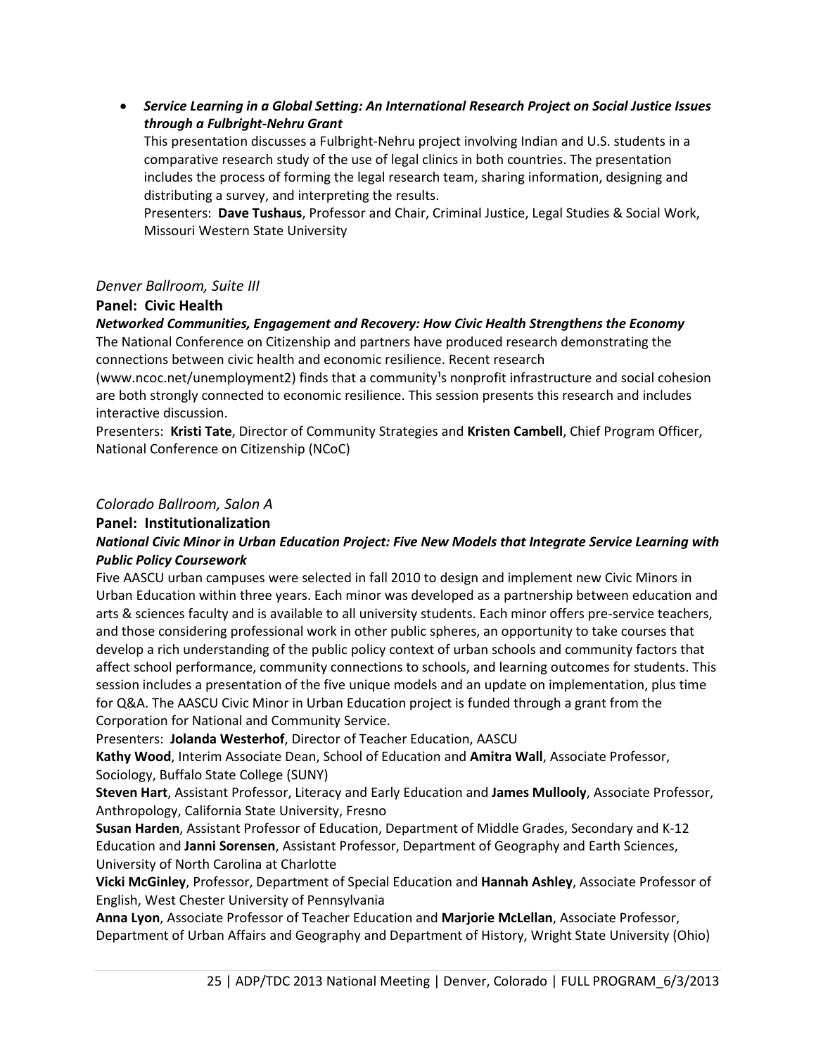- ***Service Learning in a Global Setting: An International Research Project on Social Justice Issues through a Fulbright-Nehru Grant***
  This presentation discusses a Fulbright-Nehru project involving Indian and U.S. students in a comparative research study of the use of legal clinics in both countries. The presentation includes the process of forming the legal research team, sharing information, designing and distributing a survey, and interpreting the results.
  Presenters: **Dave Tushaus**, Professor and Chair, Criminal Justice, Legal Studies & Social Work, Missouri Western State University

*Denver Ballroom, Suite III*

**Panel: Civic Health**

***Networked Communities, Engagement and Recovery: How Civic Health Strengthens the Economy***

The National Conference on Citizenship and partners have produced research demonstrating the connections between civic health and economic resilience. Recent research (www.ncoc.net/unemployment2) finds that a community¹s nonprofit infrastructure and social cohesion are both strongly connected to economic resilience. This session presents this research and includes interactive discussion.

Presenters: **Kristi Tate**, Director of Community Strategies and **Kristen Cambell**, Chief Program Officer, National Conference on Citizenship (NCoC)

*Colorado Ballroom, Salon A*

**Panel: Institutionalization**

***National Civic Minor in Urban Education Project: Five New Models that Integrate Service Learning with Public Policy Coursework***

Five AASCU urban campuses were selected in fall 2010 to design and implement new Civic Minors in Urban Education within three years. Each minor was developed as a partnership between education and arts & sciences faculty and is available to all university students. Each minor offers pre-service teachers, and those considering professional work in other public spheres, an opportunity to take courses that develop a rich understanding of the public policy context of urban schools and community factors that affect school performance, community connections to schools, and learning outcomes for students. This session includes a presentation of the five unique models and an update on implementation, plus time for Q&A. The AASCU Civic Minor in Urban Education project is funded through a grant from the Corporation for National and Community Service.

Presenters: **Jolanda Westerhof**, Director of Teacher Education, AASCU

**Kathy Wood**, Interim Associate Dean, School of Education and **Amitra Wall**, Associate Professor, Sociology, Buffalo State College (SUNY)

**Steven Hart**, Assistant Professor, Literacy and Early Education and **James Mullooly**, Associate Professor, Anthropology, California State University, Fresno

**Susan Harden**, Assistant Professor of Education, Department of Middle Grades, Secondary and K-12 Education and **Janni Sorensen**, Assistant Professor, Department of Geography and Earth Sciences, University of North Carolina at Charlotte

**Vicki McGinley**, Professor, Department of Special Education and **Hannah Ashley**, Associate Professor of English, West Chester University of Pennsylvania

**Anna Lyon**, Associate Professor of Teacher Education and **Marjorie McLellan**, Associate Professor, Department of Urban Affairs and Geography and Department of History, Wright State University (Ohio)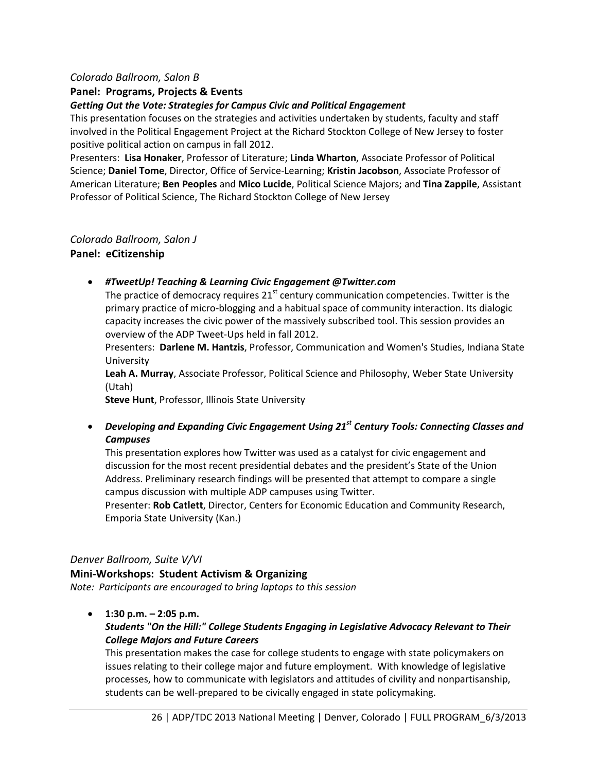*Colorado Ballroom, Salon B*

**Panel: Programs, Projects & Events**

***Getting Out the Vote: Strategies for Campus Civic and Political Engagement***

This presentation focuses on the strategies and activities undertaken by students, faculty and staff involved in the Political Engagement Project at the Richard Stockton College of New Jersey to foster positive political action on campus in fall 2012.

Presenters: **Lisa Honaker**, Professor of Literature; **Linda Wharton**, Associate Professor of Political Science; **Daniel Tome**, Director, Office of Service-Learning; **Kristin Jacobson**, Associate Professor of American Literature; **Ben Peoples** and **Mico Lucide**, Political Science Majors; and **Tina Zappile**, Assistant Professor of Political Science, The Richard Stockton College of New Jersey

*Colorado Ballroom, Salon J*

**Panel: eCitizenship**

- ***#TweetUp! Teaching & Learning Civic Engagement @Twitter.com***

  The practice of democracy requires 21st century communication competencies. Twitter is the primary practice of micro-blogging and a habitual space of community interaction. Its dialogic capacity increases the civic power of the massively subscribed tool. This session provides an overview of the ADP Tweet-Ups held in fall 2012.

  Presenters: **Darlene M. Hantzis**, Professor, Communication and Women's Studies, Indiana State University

  **Leah A. Murray**, Associate Professor, Political Science and Philosophy, Weber State University (Utah)

  **Steve Hunt**, Professor, Illinois State University

- ***Developing and Expanding Civic Engagement Using 21st Century Tools: Connecting Classes and Campuses***

  This presentation explores how Twitter was used as a catalyst for civic engagement and discussion for the most recent presidential debates and the president's State of the Union Address. Preliminary research findings will be presented that attempt to compare a single campus discussion with multiple ADP campuses using Twitter.

  Presenter: **Rob Catlett**, Director, Centers for Economic Education and Community Research, Emporia State University (Kan.)

*Denver Ballroom, Suite V/VI*

**Mini-Workshops: Student Activism & Organizing**

*Note: Participants are encouraged to bring laptops to this session*

- **1:30 p.m. – 2:05 p.m.**

  ***Students "On the Hill:" College Students Engaging in Legislative Advocacy Relevant to Their College Majors and Future Careers***

  This presentation makes the case for college students to engage with state policymakers on issues relating to their college major and future employment. With knowledge of legislative processes, how to communicate with legislators and attitudes of civility and nonpartisanship, students can be well-prepared to be civically engaged in state policymaking.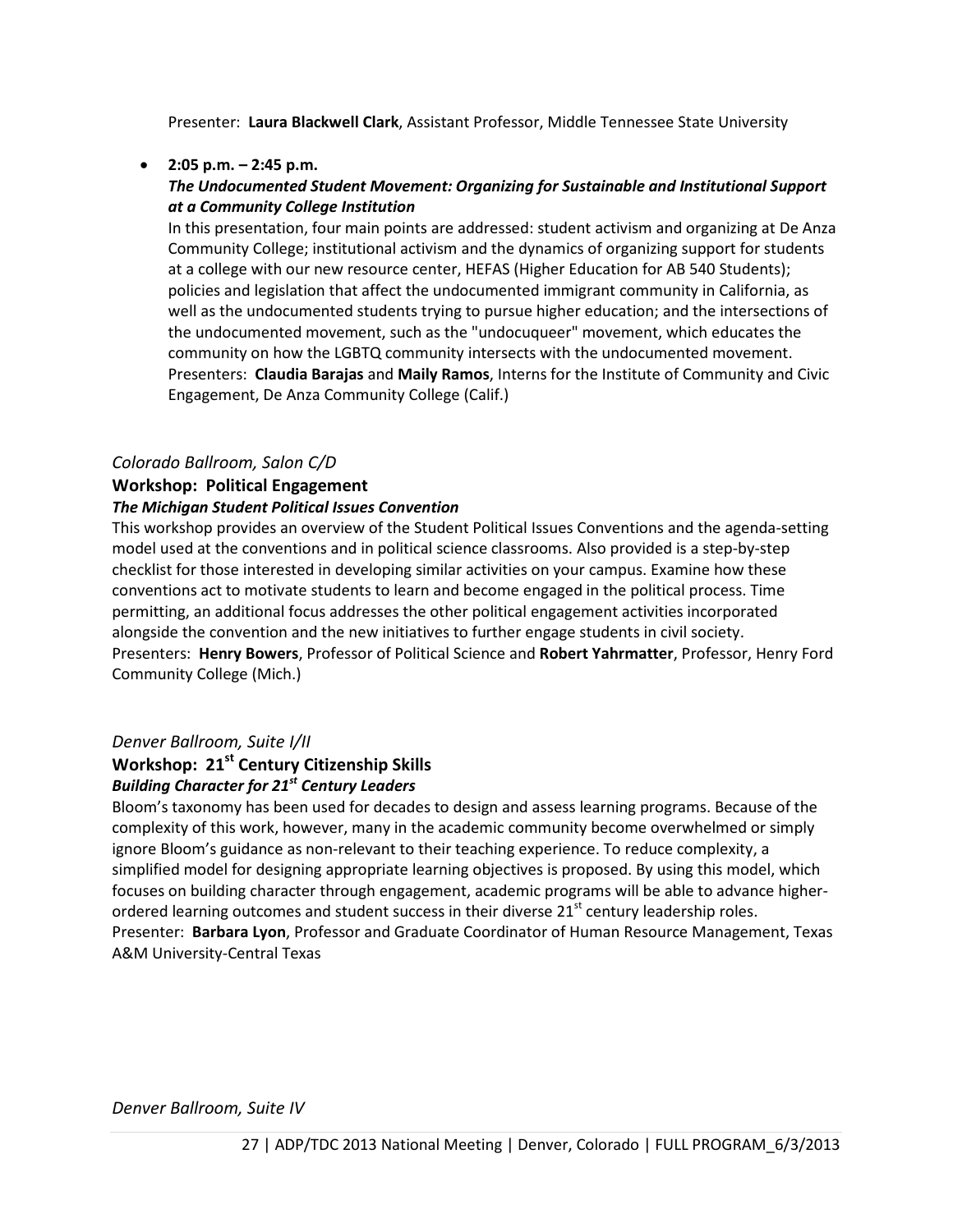Presenter: **Laura Blackwell Clark**, Assistant Professor, Middle Tennessee State University

- **2:05 p.m. – 2:45 p.m.**
  ***The Undocumented Student Movement: Organizing for Sustainable and Institutional Support at a Community College Institution***
  In this presentation, four main points are addressed: student activism and organizing at De Anza Community College; institutional activism and the dynamics of organizing support for students at a college with our new resource center, HEFAS (Higher Education for AB 540 Students); policies and legislation that affect the undocumented immigrant community in California, as well as the undocumented students trying to pursue higher education; and the intersections of the undocumented movement, such as the "undocuqueer" movement, which educates the community on how the LGBTQ community intersects with the undocumented movement.
  Presenters: **Claudia Barajas** and **Maily Ramos**, Interns for the Institute of Community and Civic Engagement, De Anza Community College (Calif.)

*Colorado Ballroom, Salon C/D*

**Workshop: Political Engagement**

***The Michigan Student Political Issues Convention***

This workshop provides an overview of the Student Political Issues Conventions and the agenda-setting model used at the conventions and in political science classrooms. Also provided is a step-by-step checklist for those interested in developing similar activities on your campus. Examine how these conventions act to motivate students to learn and become engaged in the political process. Time permitting, an additional focus addresses the other political engagement activities incorporated alongside the convention and the new initiatives to further engage students in civil society.
Presenters: **Henry Bowers**, Professor of Political Science and **Robert Yahrmatter**, Professor, Henry Ford Community College (Mich.)

*Denver Ballroom, Suite I/II*

**Workshop: 21st Century Citizenship Skills**

***Building Character for 21st Century Leaders***

Bloom's taxonomy has been used for decades to design and assess learning programs. Because of the complexity of this work, however, many in the academic community become overwhelmed or simply ignore Bloom's guidance as non-relevant to their teaching experience. To reduce complexity, a simplified model for designing appropriate learning objectives is proposed. By using this model, which focuses on building character through engagement, academic programs will be able to advance higher-ordered learning outcomes and student success in their diverse 21st century leadership roles.
Presenter: **Barbara Lyon**, Professor and Graduate Coordinator of Human Resource Management, Texas A&M University-Central Texas

*Denver Ballroom, Suite IV*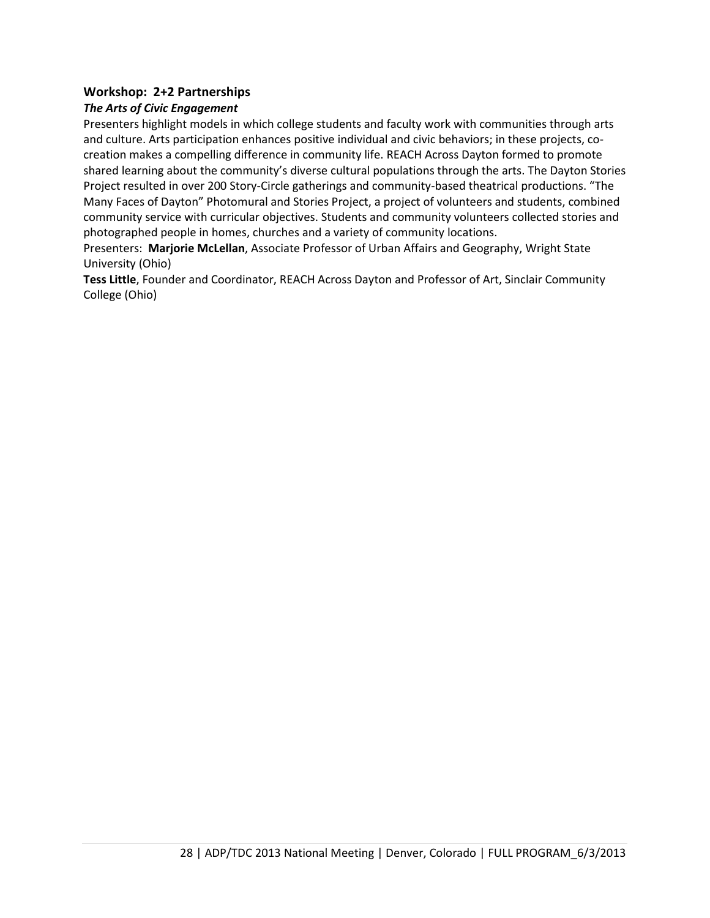### Workshop: 2+2 Partnerships

***The Arts of Civic Engagement***

Presenters highlight models in which college students and faculty work with communities through arts and culture. Arts participation enhances positive individual and civic behaviors; in these projects, co-creation makes a compelling difference in community life. REACH Across Dayton formed to promote shared learning about the community's diverse cultural populations through the arts. The Dayton Stories Project resulted in over 200 Story-Circle gatherings and community-based theatrical productions. "The Many Faces of Dayton" Photomural and Stories Project, a project of volunteers and students, combined community service with curricular objectives. Students and community volunteers collected stories and photographed people in homes, churches and a variety of community locations.

Presenters: **Marjorie McLellan**, Associate Professor of Urban Affairs and Geography, Wright State University (Ohio)

**Tess Little**, Founder and Coordinator, REACH Across Dayton and Professor of Art, Sinclair Community College (Ohio)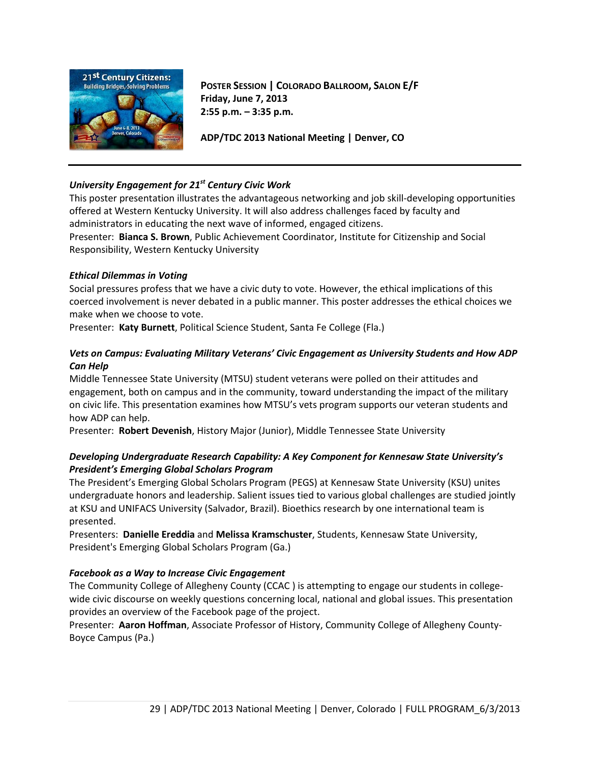**POSTER SESSION | COLORADO BALLROOM, SALON E/F**
**Friday, June 7, 2013**
**2:55 p.m. – 3:35 p.m.**

**ADP/TDC 2013 National Meeting | Denver, CO**

---

***University Engagement for 21st Century Civic Work***

This poster presentation illustrates the advantageous networking and job skill-developing opportunities offered at Western Kentucky University. It will also address challenges faced by faculty and administrators in educating the next wave of informed, engaged citizens.

Presenter: **Bianca S. Brown**, Public Achievement Coordinator, Institute for Citizenship and Social Responsibility, Western Kentucky University

***Ethical Dilemmas in Voting***

Social pressures profess that we have a civic duty to vote. However, the ethical implications of this coerced involvement is never debated in a public manner. This poster addresses the ethical choices we make when we choose to vote.

Presenter: **Katy Burnett**, Political Science Student, Santa Fe College (Fla.)

***Vets on Campus: Evaluating Military Veterans' Civic Engagement as University Students and How ADP Can Help***

Middle Tennessee State University (MTSU) student veterans were polled on their attitudes and engagement, both on campus and in the community, toward understanding the impact of the military on civic life. This presentation examines how MTSU's vets program supports our veteran students and how ADP can help.

Presenter: **Robert Devenish**, History Major (Junior), Middle Tennessee State University

***Developing Undergraduate Research Capability: A Key Component for Kennesaw State University's President's Emerging Global Scholars Program***

The President's Emerging Global Scholars Program (PEGS) at Kennesaw State University (KSU) unites undergraduate honors and leadership. Salient issues tied to various global challenges are studied jointly at KSU and UNIFACS University (Salvador, Brazil). Bioethics research by one international team is presented.

Presenters: **Danielle Ereddia** and **Melissa Kramschuster**, Students, Kennesaw State University, President's Emerging Global Scholars Program (Ga.)

***Facebook as a Way to Increase Civic Engagement***

The Community College of Allegheny County (CCAC ) is attempting to engage our students in college-wide civic discourse on weekly questions concerning local, national and global issues. This presentation provides an overview of the Facebook page of the project.

Presenter: **Aaron Hoffman**, Associate Professor of History, Community College of Allegheny County-Boyce Campus (Pa.)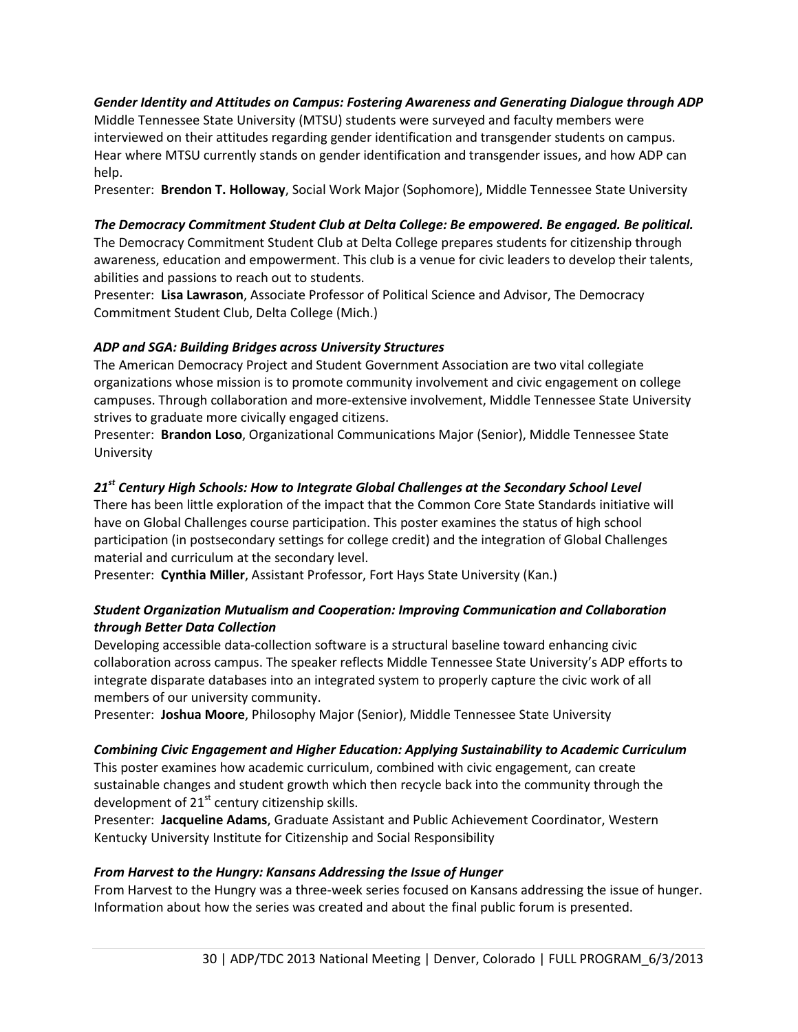***Gender Identity and Attitudes on Campus: Fostering Awareness and Generating Dialogue through ADP***

Middle Tennessee State University (MTSU) students were surveyed and faculty members were interviewed on their attitudes regarding gender identification and transgender students on campus. Hear where MTSU currently stands on gender identification and transgender issues, and how ADP can help.

Presenter: **Brendon T. Holloway**, Social Work Major (Sophomore), Middle Tennessee State University

***The Democracy Commitment Student Club at Delta College: Be empowered. Be engaged. Be political.***

The Democracy Commitment Student Club at Delta College prepares students for citizenship through awareness, education and empowerment. This club is a venue for civic leaders to develop their talents, abilities and passions to reach out to students.

Presenter: **Lisa Lawrason**, Associate Professor of Political Science and Advisor, The Democracy Commitment Student Club, Delta College (Mich.)

***ADP and SGA: Building Bridges across University Structures***

The American Democracy Project and Student Government Association are two vital collegiate organizations whose mission is to promote community involvement and civic engagement on college campuses. Through collaboration and more-extensive involvement, Middle Tennessee State University strives to graduate more civically engaged citizens.

Presenter: **Brandon Loso**, Organizational Communications Major (Senior), Middle Tennessee State University

***21st Century High Schools: How to Integrate Global Challenges at the Secondary School Level***

There has been little exploration of the impact that the Common Core State Standards initiative will have on Global Challenges course participation. This poster examines the status of high school participation (in postsecondary settings for college credit) and the integration of Global Challenges material and curriculum at the secondary level.

Presenter: **Cynthia Miller**, Assistant Professor, Fort Hays State University (Kan.)

***Student Organization Mutualism and Cooperation: Improving Communication and Collaboration through Better Data Collection***

Developing accessible data-collection software is a structural baseline toward enhancing civic collaboration across campus. The speaker reflects Middle Tennessee State University's ADP efforts to integrate disparate databases into an integrated system to properly capture the civic work of all members of our university community.

Presenter: **Joshua Moore**, Philosophy Major (Senior), Middle Tennessee State University

***Combining Civic Engagement and Higher Education: Applying Sustainability to Academic Curriculum***

This poster examines how academic curriculum, combined with civic engagement, can create sustainable changes and student growth which then recycle back into the community through the development of 21st century citizenship skills.

Presenter: **Jacqueline Adams**, Graduate Assistant and Public Achievement Coordinator, Western Kentucky University Institute for Citizenship and Social Responsibility

***From Harvest to the Hungry: Kansans Addressing the Issue of Hunger***

From Harvest to the Hungry was a three-week series focused on Kansans addressing the issue of hunger. Information about how the series was created and about the final public forum is presented.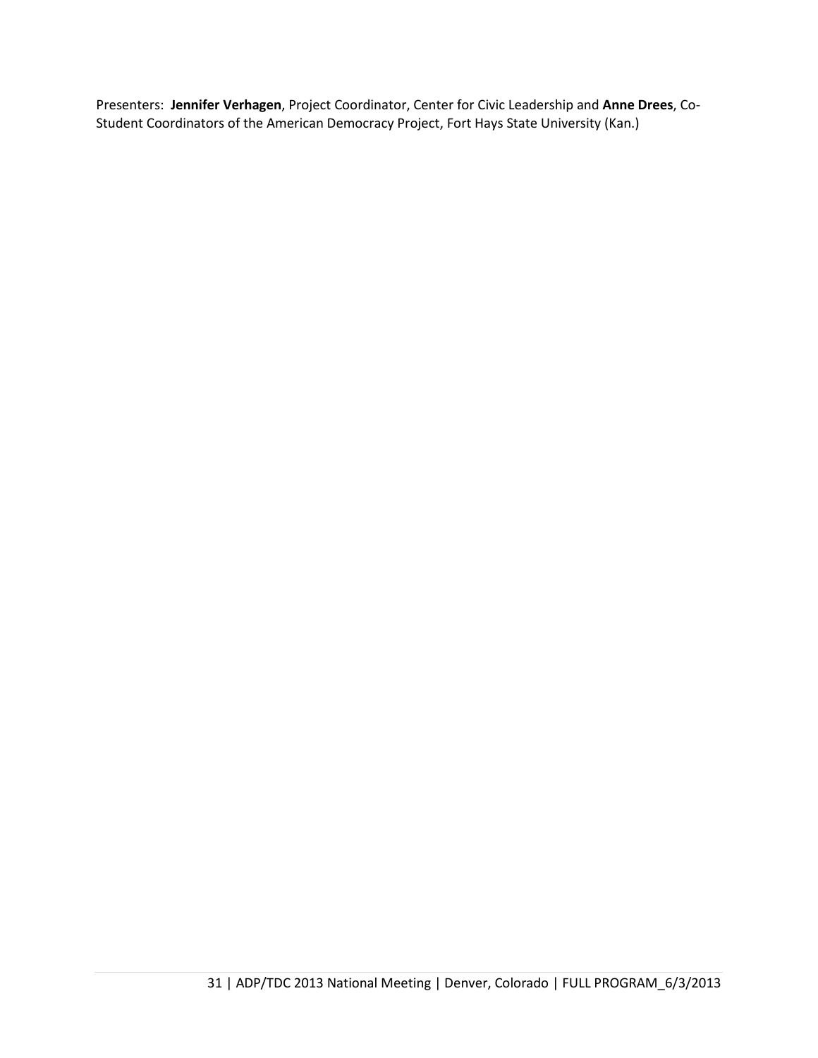Presenters: **Jennifer Verhagen**, Project Coordinator, Center for Civic Leadership and **Anne Drees**, Co-Student Coordinators of the American Democracy Project, Fort Hays State University (Kan.)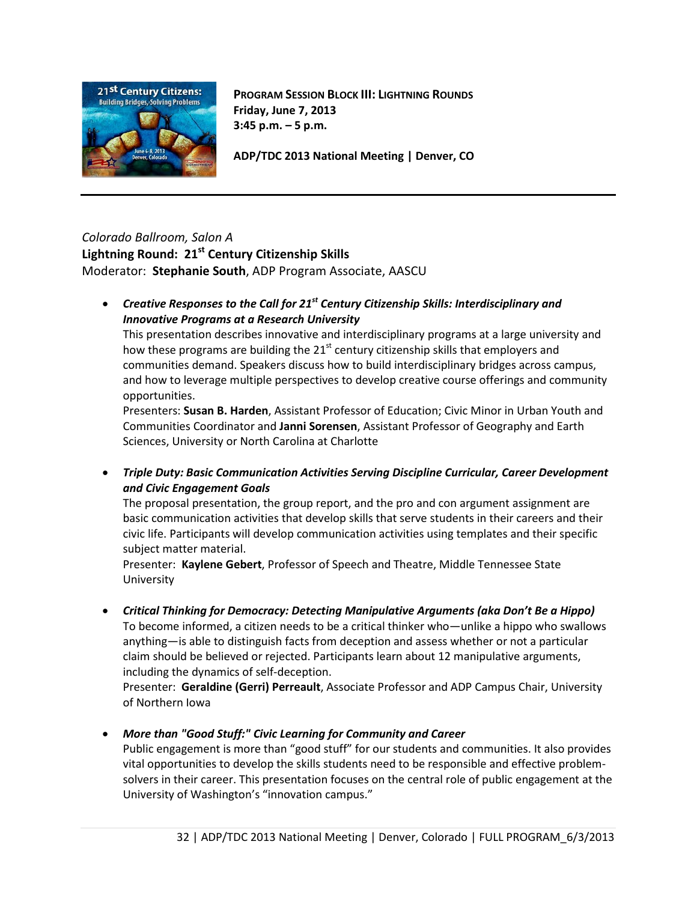**PROGRAM SESSION BLOCK III: LIGHTNING ROUNDS**
**Friday, June 7, 2013**
**3:45 p.m. – 5 p.m.**

**ADP/TDC 2013 National Meeting | Denver, CO**

---

*Colorado Ballroom, Salon A*
**Lightning Round: 21st Century Citizenship Skills**
Moderator: **Stephanie South**, ADP Program Associate, AASCU

- ***Creative Responses to the Call for 21st Century Citizenship Skills: Interdisciplinary and Innovative Programs at a Research University***
  This presentation describes innovative and interdisciplinary programs at a large university and how these programs are building the 21st century citizenship skills that employers and communities demand. Speakers discuss how to build interdisciplinary bridges across campus, and how to leverage multiple perspectives to develop creative course offerings and community opportunities.
  Presenters: **Susan B. Harden**, Assistant Professor of Education; Civic Minor in Urban Youth and Communities Coordinator and **Janni Sorensen**, Assistant Professor of Geography and Earth Sciences, University or North Carolina at Charlotte

- ***Triple Duty: Basic Communication Activities Serving Discipline Curricular, Career Development and Civic Engagement Goals***
  The proposal presentation, the group report, and the pro and con argument assignment are basic communication activities that develop skills that serve students in their careers and their civic life. Participants will develop communication activities using templates and their specific subject matter material.
  Presenter: **Kaylene Gebert**, Professor of Speech and Theatre, Middle Tennessee State University

- ***Critical Thinking for Democracy: Detecting Manipulative Arguments (aka Don't Be a Hippo)***
  To become informed, a citizen needs to be a critical thinker who—unlike a hippo who swallows anything—is able to distinguish facts from deception and assess whether or not a particular claim should be believed or rejected. Participants learn about 12 manipulative arguments, including the dynamics of self-deception.
  Presenter: **Geraldine (Gerri) Perreault**, Associate Professor and ADP Campus Chair, University of Northern Iowa

- ***More than "Good Stuff:" Civic Learning for Community and Career***
  Public engagement is more than "good stuff" for our students and communities. It also provides vital opportunities to develop the skills students need to be responsible and effective problem-solvers in their career. This presentation focuses on the central role of public engagement at the University of Washington's "innovation campus."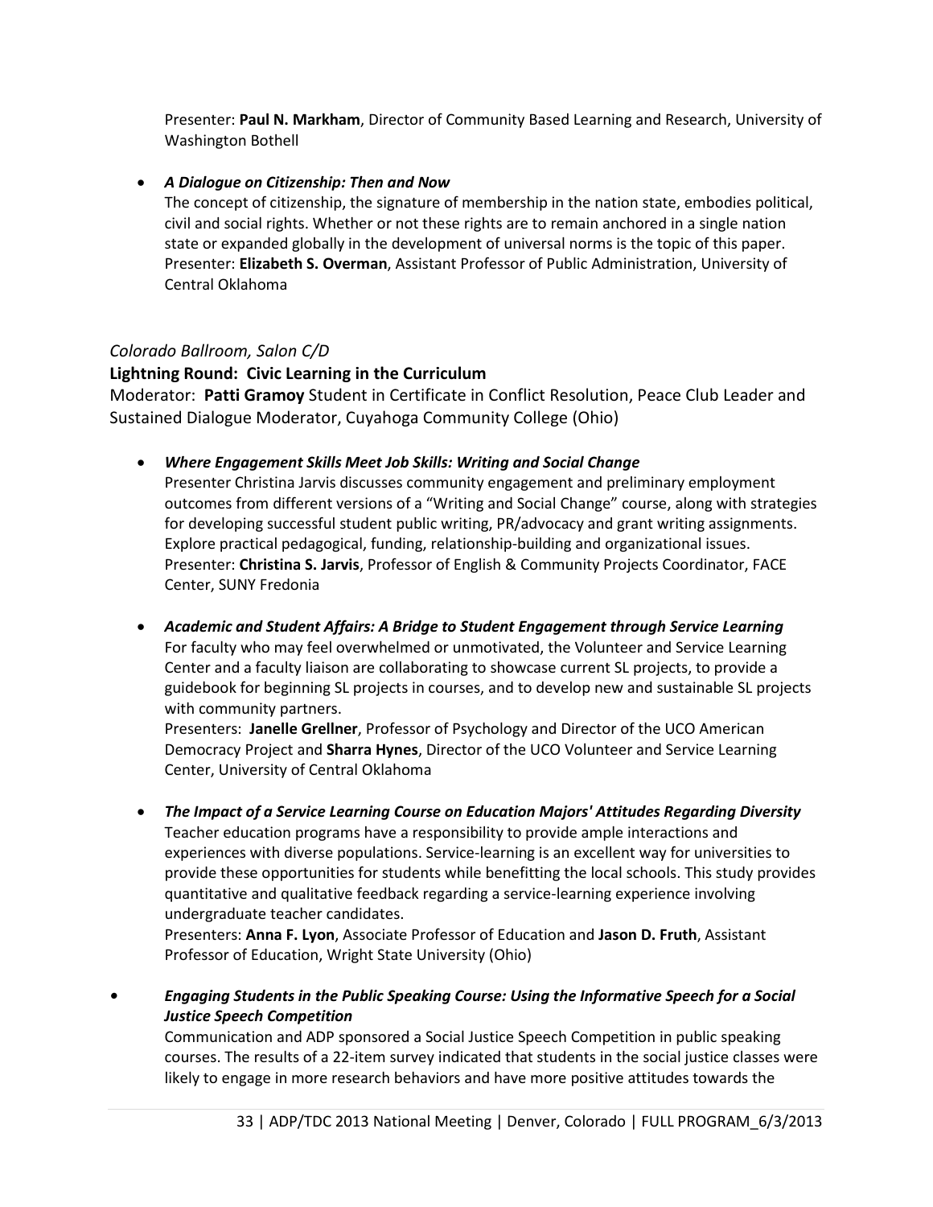Presenter: **Paul N. Markham**, Director of Community Based Learning and Research, University of Washington Bothell

- ***A Dialogue on Citizenship: Then and Now***
  The concept of citizenship, the signature of membership in the nation state, embodies political, civil and social rights. Whether or not these rights are to remain anchored in a single nation state or expanded globally in the development of universal norms is the topic of this paper.
  Presenter: **Elizabeth S. Overman**, Assistant Professor of Public Administration, University of Central Oklahoma

*Colorado Ballroom, Salon C/D*

**Lightning Round: Civic Learning in the Curriculum**

Moderator: **Patti Gramoy** Student in Certificate in Conflict Resolution, Peace Club Leader and Sustained Dialogue Moderator, Cuyahoga Community College (Ohio)

- ***Where Engagement Skills Meet Job Skills: Writing and Social Change***
  Presenter Christina Jarvis discusses community engagement and preliminary employment outcomes from different versions of a "Writing and Social Change" course, along with strategies for developing successful student public writing, PR/advocacy and grant writing assignments. Explore practical pedagogical, funding, relationship-building and organizational issues.
  Presenter: **Christina S. Jarvis**, Professor of English & Community Projects Coordinator, FACE Center, SUNY Fredonia

- ***Academic and Student Affairs: A Bridge to Student Engagement through Service Learning***
  For faculty who may feel overwhelmed or unmotivated, the Volunteer and Service Learning Center and a faculty liaison are collaborating to showcase current SL projects, to provide a guidebook for beginning SL projects in courses, and to develop new and sustainable SL projects with community partners.
  Presenters: **Janelle Grellner**, Professor of Psychology and Director of the UCO American Democracy Project and **Sharra Hynes**, Director of the UCO Volunteer and Service Learning Center, University of Central Oklahoma

- ***The Impact of a Service Learning Course on Education Majors' Attitudes Regarding Diversity***
  Teacher education programs have a responsibility to provide ample interactions and experiences with diverse populations. Service-learning is an excellent way for universities to provide these opportunities for students while benefitting the local schools. This study provides quantitative and qualitative feedback regarding a service-learning experience involving undergraduate teacher candidates.
  Presenters: **Anna F. Lyon**, Associate Professor of Education and **Jason D. Fruth**, Assistant Professor of Education, Wright State University (Ohio)

- ***Engaging Students in the Public Speaking Course: Using the Informative Speech for a Social Justice Speech Competition***
  Communication and ADP sponsored a Social Justice Speech Competition in public speaking courses. The results of a 22-item survey indicated that students in the social justice classes were likely to engage in more research behaviors and have more positive attitudes towards the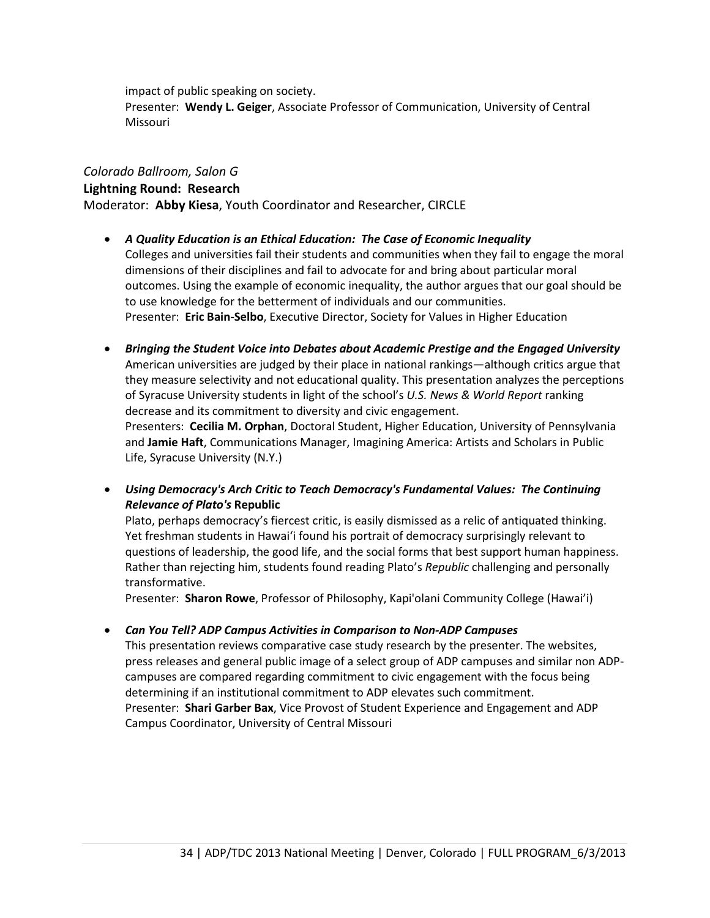impact of public speaking on society.
Presenter: **Wendy L. Geiger**, Associate Professor of Communication, University of Central Missouri

*Colorado Ballroom, Salon G*

**Lightning Round: Research**

Moderator: **Abby Kiesa**, Youth Coordinator and Researcher, CIRCLE

- ***A Quality Education is an Ethical Education: The Case of Economic Inequality***
  Colleges and universities fail their students and communities when they fail to engage the moral dimensions of their disciplines and fail to advocate for and bring about particular moral outcomes. Using the example of economic inequality, the author argues that our goal should be to use knowledge for the betterment of individuals and our communities.
  Presenter: **Eric Bain-Selbo**, Executive Director, Society for Values in Higher Education

- ***Bringing the Student Voice into Debates about Academic Prestige and the Engaged University***
  American universities are judged by their place in national rankings—although critics argue that they measure selectivity and not educational quality. This presentation analyzes the perceptions of Syracuse University students in light of the school's *U.S. News & World Report* ranking decrease and its commitment to diversity and civic engagement.
  Presenters: **Cecilia M. Orphan**, Doctoral Student, Higher Education, University of Pennsylvania and **Jamie Haft**, Communications Manager, Imagining America: Artists and Scholars in Public Life, Syracuse University (N.Y.)

- ***Using Democracy's Arch Critic to Teach Democracy's Fundamental Values: The Continuing Relevance of Plato's* Republic**
  Plato, perhaps democracy's fiercest critic, is easily dismissed as a relic of antiquated thinking. Yet freshman students in Hawai'i found his portrait of democracy surprisingly relevant to questions of leadership, the good life, and the social forms that best support human happiness. Rather than rejecting him, students found reading Plato's *Republic* challenging and personally transformative.
  Presenter: **Sharon Rowe**, Professor of Philosophy, Kapi'olani Community College (Hawai'i)

- ***Can You Tell? ADP Campus Activities in Comparison to Non-ADP Campuses***
  This presentation reviews comparative case study research by the presenter. The websites, press releases and general public image of a select group of ADP campuses and similar non ADP-campuses are compared regarding commitment to civic engagement with the focus being determining if an institutional commitment to ADP elevates such commitment.
  Presenter: **Shari Garber Bax**, Vice Provost of Student Experience and Engagement and ADP Campus Coordinator, University of Central Missouri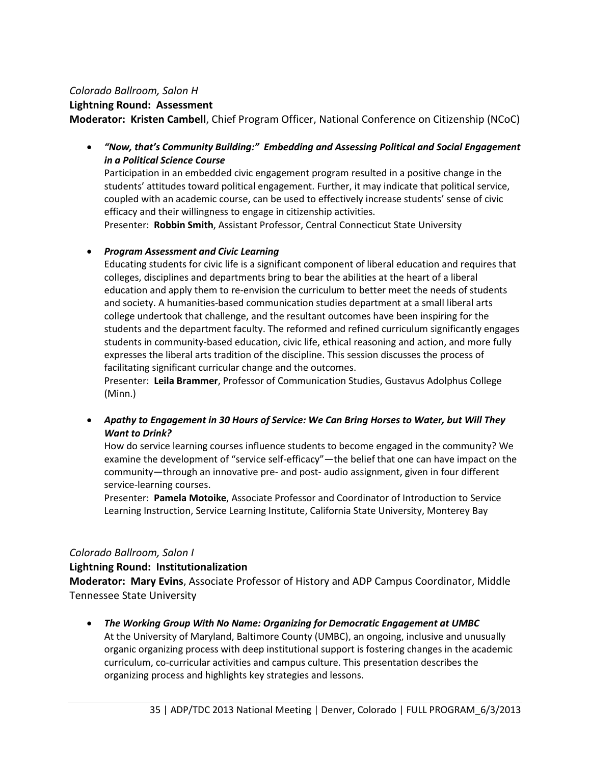*Colorado Ballroom, Salon H*

**Lightning Round: Assessment**

**Moderator: Kristen Cambell**, Chief Program Officer, National Conference on Citizenship (NCoC)

- ***"Now, that's Community Building:" Embedding and Assessing Political and Social Engagement in a Political Science Course***
  Participation in an embedded civic engagement program resulted in a positive change in the students' attitudes toward political engagement. Further, it may indicate that political service, coupled with an academic course, can be used to effectively increase students' sense of civic efficacy and their willingness to engage in citizenship activities.
  Presenter: **Robbin Smith**, Assistant Professor, Central Connecticut State University

- ***Program Assessment and Civic Learning***
  Educating students for civic life is a significant component of liberal education and requires that colleges, disciplines and departments bring to bear the abilities at the heart of a liberal education and apply them to re-envision the curriculum to better meet the needs of students and society. A humanities-based communication studies department at a small liberal arts college undertook that challenge, and the resultant outcomes have been inspiring for the students and the department faculty. The reformed and refined curriculum significantly engages students in community-based education, civic life, ethical reasoning and action, and more fully expresses the liberal arts tradition of the discipline. This session discusses the process of facilitating significant curricular change and the outcomes.
  Presenter: **Leila Brammer**, Professor of Communication Studies, Gustavus Adolphus College (Minn.)

- ***Apathy to Engagement in 30 Hours of Service: We Can Bring Horses to Water, but Will They Want to Drink?***
  How do service learning courses influence students to become engaged in the community? We examine the development of "service self-efficacy"—the belief that one can have impact on the community—through an innovative pre- and post- audio assignment, given in four different service-learning courses.
  Presenter: **Pamela Motoike**, Associate Professor and Coordinator of Introduction to Service Learning Instruction, Service Learning Institute, California State University, Monterey Bay

*Colorado Ballroom, Salon I*

**Lightning Round: Institutionalization**

**Moderator: Mary Evins**, Associate Professor of History and ADP Campus Coordinator, Middle Tennessee State University

- ***The Working Group With No Name: Organizing for Democratic Engagement at UMBC***
  At the University of Maryland, Baltimore County (UMBC), an ongoing, inclusive and unusually organic organizing process with deep institutional support is fostering changes in the academic curriculum, co-curricular activities and campus culture. This presentation describes the organizing process and highlights key strategies and lessons.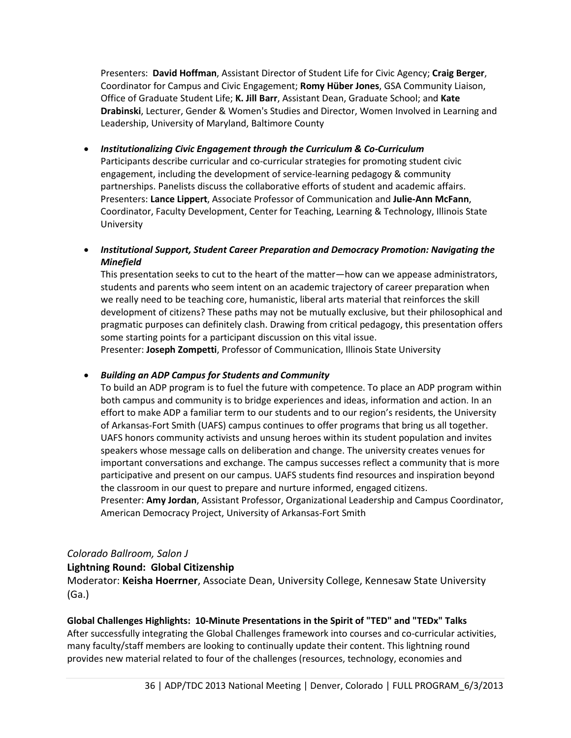Presenters: **David Hoffman**, Assistant Director of Student Life for Civic Agency; **Craig Berger**, Coordinator for Campus and Civic Engagement; **Romy Hüber Jones**, GSA Community Liaison, Office of Graduate Student Life; **K. Jill Barr**, Assistant Dean, Graduate School; and **Kate Drabinski**, Lecturer, Gender & Women's Studies and Director, Women Involved in Learning and Leadership, University of Maryland, Baltimore County

- ***Institutionalizing Civic Engagement through the Curriculum & Co-Curriculum***
  Participants describe curricular and co-curricular strategies for promoting student civic engagement, including the development of service-learning pedagogy & community partnerships. Panelists discuss the collaborative efforts of student and academic affairs.
  Presenters: **Lance Lippert**, Associate Professor of Communication and **Julie-Ann McFann**, Coordinator, Faculty Development, Center for Teaching, Learning & Technology, Illinois State University

- ***Institutional Support, Student Career Preparation and Democracy Promotion: Navigating the Minefield***
  This presentation seeks to cut to the heart of the matter—how can we appease administrators, students and parents who seem intent on an academic trajectory of career preparation when we really need to be teaching core, humanistic, liberal arts material that reinforces the skill development of citizens? These paths may not be mutually exclusive, but their philosophical and pragmatic purposes can definitely clash. Drawing from critical pedagogy, this presentation offers some starting points for a participant discussion on this vital issue.
  Presenter: **Joseph Zompetti**, Professor of Communication, Illinois State University

- ***Building an ADP Campus for Students and Community***
  To build an ADP program is to fuel the future with competence. To place an ADP program within both campus and community is to bridge experiences and ideas, information and action. In an effort to make ADP a familiar term to our students and to our region's residents, the University of Arkansas-Fort Smith (UAFS) campus continues to offer programs that bring us all together. UAFS honors community activists and unsung heroes within its student population and invites speakers whose message calls on deliberation and change. The university creates venues for important conversations and exchange. The campus successes reflect a community that is more participative and present on our campus. UAFS students find resources and inspiration beyond the classroom in our quest to prepare and nurture informed, engaged citizens.
  Presenter: **Amy Jordan**, Assistant Professor, Organizational Leadership and Campus Coordinator, American Democracy Project, University of Arkansas-Fort Smith

*Colorado Ballroom, Salon J*

**Lightning Round: Global Citizenship**

Moderator: **Keisha Hoerrner**, Associate Dean, University College, Kennesaw State University (Ga.)

**Global Challenges Highlights: 10-Minute Presentations in the Spirit of "TED" and "TEDx" Talks**

After successfully integrating the Global Challenges framework into courses and co-curricular activities, many faculty/staff members are looking to continually update their content. This lightning round provides new material related to four of the challenges (resources, technology, economies and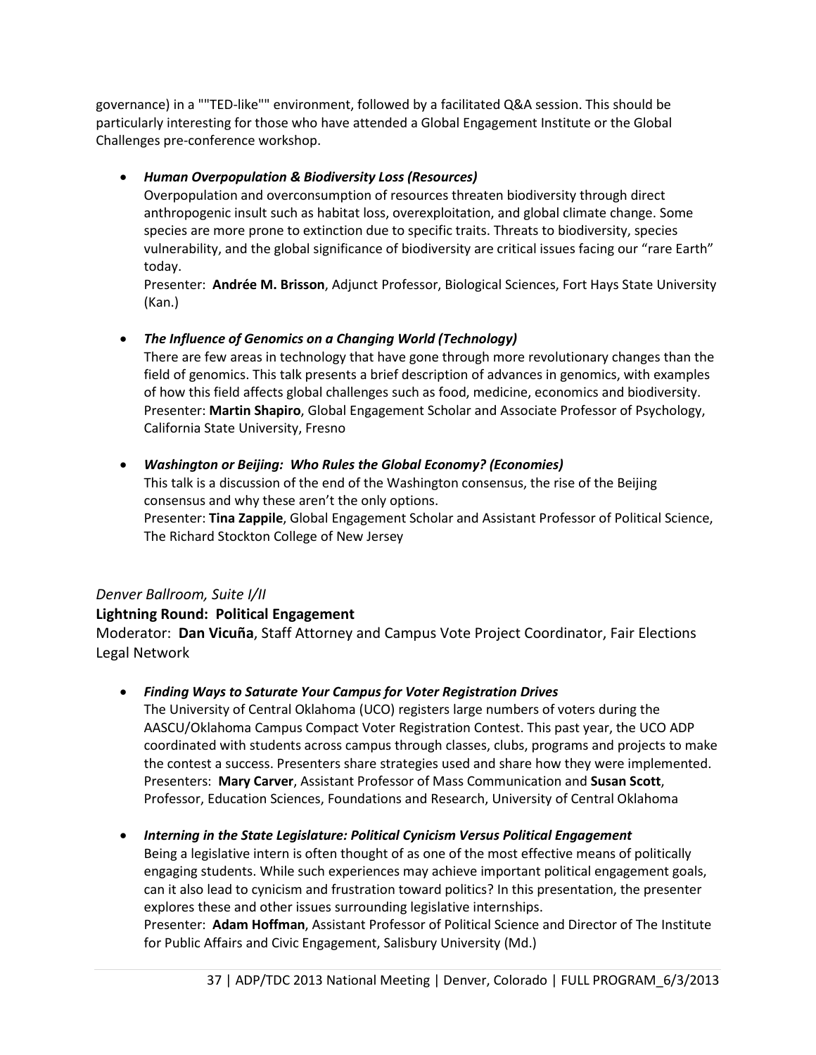governance) in a ""TED-like"" environment, followed by a facilitated Q&A session. This should be particularly interesting for those who have attended a Global Engagement Institute or the Global Challenges pre-conference workshop.

- ***Human Overpopulation & Biodiversity Loss (Resources)***
  Overpopulation and overconsumption of resources threaten biodiversity through direct anthropogenic insult such as habitat loss, overexploitation, and global climate change. Some species are more prone to extinction due to specific traits. Threats to biodiversity, species vulnerability, and the global significance of biodiversity are critical issues facing our "rare Earth" today.
  Presenter: **Andrée M. Brisson**, Adjunct Professor, Biological Sciences, Fort Hays State University (Kan.)

- ***The Influence of Genomics on a Changing World (Technology)***
  There are few areas in technology that have gone through more revolutionary changes than the field of genomics. This talk presents a brief description of advances in genomics, with examples of how this field affects global challenges such as food, medicine, economics and biodiversity.
  Presenter: **Martin Shapiro**, Global Engagement Scholar and Associate Professor of Psychology, California State University, Fresno

- ***Washington or Beijing: Who Rules the Global Economy? (Economies)***
  This talk is a discussion of the end of the Washington consensus, the rise of the Beijing consensus and why these aren't the only options.
  Presenter: **Tina Zappile**, Global Engagement Scholar and Assistant Professor of Political Science, The Richard Stockton College of New Jersey

*Denver Ballroom, Suite I/II*

**Lightning Round: Political Engagement**

Moderator: **Dan Vicuña**, Staff Attorney and Campus Vote Project Coordinator, Fair Elections Legal Network

- ***Finding Ways to Saturate Your Campus for Voter Registration Drives***
  The University of Central Oklahoma (UCO) registers large numbers of voters during the AASCU/Oklahoma Campus Compact Voter Registration Contest. This past year, the UCO ADP coordinated with students across campus through classes, clubs, programs and projects to make the contest a success. Presenters share strategies used and share how they were implemented.
  Presenters: **Mary Carver**, Assistant Professor of Mass Communication and **Susan Scott**, Professor, Education Sciences, Foundations and Research, University of Central Oklahoma

- ***Interning in the State Legislature: Political Cynicism Versus Political Engagement***
  Being a legislative intern is often thought of as one of the most effective means of politically engaging students. While such experiences may achieve important political engagement goals, can it also lead to cynicism and frustration toward politics? In this presentation, the presenter explores these and other issues surrounding legislative internships.
  Presenter: **Adam Hoffman**, Assistant Professor of Political Science and Director of The Institute for Public Affairs and Civic Engagement, Salisbury University (Md.)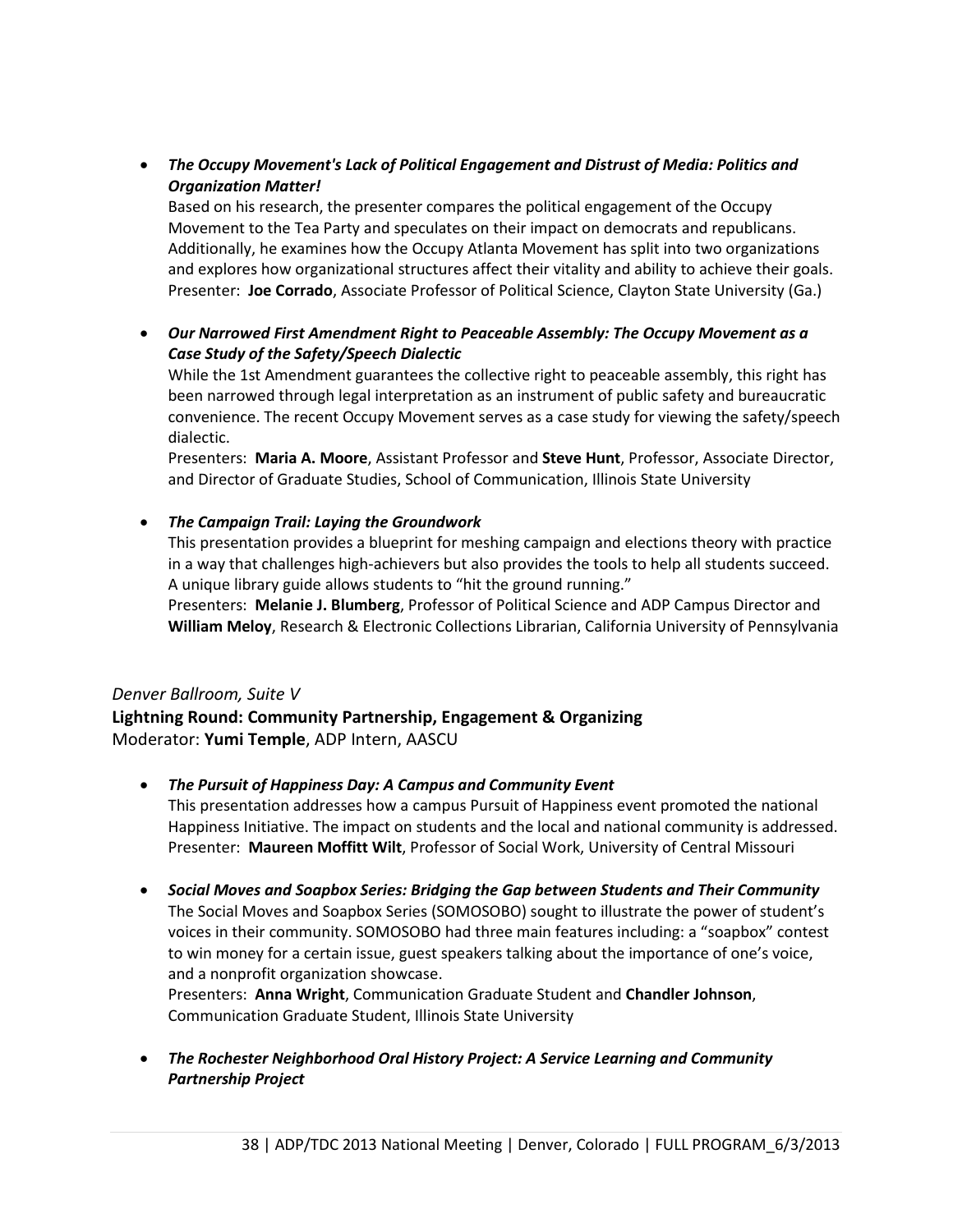- ***The Occupy Movement's Lack of Political Engagement and Distrust of Media: Politics and Organization Matter!***
  Based on his research, the presenter compares the political engagement of the Occupy Movement to the Tea Party and speculates on their impact on democrats and republicans. Additionally, he examines how the Occupy Atlanta Movement has split into two organizations and explores how organizational structures affect their vitality and ability to achieve their goals.
  Presenter: **Joe Corrado**, Associate Professor of Political Science, Clayton State University (Ga.)

- ***Our Narrowed First Amendment Right to Peaceable Assembly: The Occupy Movement as a Case Study of the Safety/Speech Dialectic***
  While the 1st Amendment guarantees the collective right to peaceable assembly, this right has been narrowed through legal interpretation as an instrument of public safety and bureaucratic convenience. The recent Occupy Movement serves as a case study for viewing the safety/speech dialectic.
  Presenters: **Maria A. Moore**, Assistant Professor and **Steve Hunt**, Professor, Associate Director, and Director of Graduate Studies, School of Communication, Illinois State University

- ***The Campaign Trail: Laying the Groundwork***
  This presentation provides a blueprint for meshing campaign and elections theory with practice in a way that challenges high-achievers but also provides the tools to help all students succeed. A unique library guide allows students to "hit the ground running."
  Presenters: **Melanie J. Blumberg**, Professor of Political Science and ADP Campus Director and **William Meloy**, Research & Electronic Collections Librarian, California University of Pennsylvania

*Denver Ballroom, Suite V*

**Lightning Round: Community Partnership, Engagement & Organizing**
Moderator: **Yumi Temple**, ADP Intern, AASCU

- ***The Pursuit of Happiness Day: A Campus and Community Event***
  This presentation addresses how a campus Pursuit of Happiness event promoted the national Happiness Initiative. The impact on students and the local and national community is addressed.
  Presenter: **Maureen Moffitt Wilt**, Professor of Social Work, University of Central Missouri

- ***Social Moves and Soapbox Series: Bridging the Gap between Students and Their Community***
  The Social Moves and Soapbox Series (SOMOSOBO) sought to illustrate the power of student's voices in their community. SOMOSOBO had three main features including: a "soapbox" contest to win money for a certain issue, guest speakers talking about the importance of one's voice, and a nonprofit organization showcase.
  Presenters: **Anna Wright**, Communication Graduate Student and **Chandler Johnson**, Communication Graduate Student, Illinois State University

- ***The Rochester Neighborhood Oral History Project: A Service Learning and Community Partnership Project***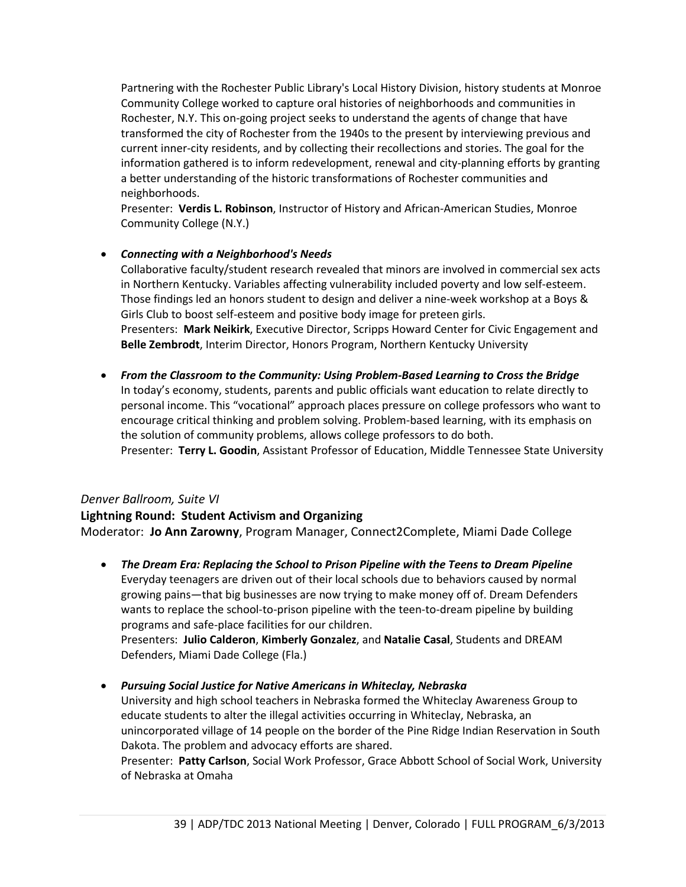Partnering with the Rochester Public Library's Local History Division, history students at Monroe Community College worked to capture oral histories of neighborhoods and communities in Rochester, N.Y. This on-going project seeks to understand the agents of change that have transformed the city of Rochester from the 1940s to the present by interviewing previous and current inner-city residents, and by collecting their recollections and stories. The goal for the information gathered is to inform redevelopment, renewal and city-planning efforts by granting a better understanding of the historic transformations of Rochester communities and neighborhoods.
Presenter: **Verdis L. Robinson**, Instructor of History and African-American Studies, Monroe Community College (N.Y.)

- ***Connecting with a Neighborhood's Needs***
  Collaborative faculty/student research revealed that minors are involved in commercial sex acts in Northern Kentucky. Variables affecting vulnerability included poverty and low self-esteem. Those findings led an honors student to design and deliver a nine-week workshop at a Boys & Girls Club to boost self-esteem and positive body image for preteen girls.
  Presenters: **Mark Neikirk**, Executive Director, Scripps Howard Center for Civic Engagement and **Belle Zembrodt**, Interim Director, Honors Program, Northern Kentucky University

- ***From the Classroom to the Community: Using Problem-Based Learning to Cross the Bridge***
  In today's economy, students, parents and public officials want education to relate directly to personal income. This "vocational" approach places pressure on college professors who want to encourage critical thinking and problem solving. Problem-based learning, with its emphasis on the solution of community problems, allows college professors to do both.
  Presenter: **Terry L. Goodin**, Assistant Professor of Education, Middle Tennessee State University

*Denver Ballroom, Suite VI*

**Lightning Round: Student Activism and Organizing**

Moderator: **Jo Ann Zarowny**, Program Manager, Connect2Complete, Miami Dade College

- ***The Dream Era: Replacing the School to Prison Pipeline with the Teens to Dream Pipeline***
  Everyday teenagers are driven out of their local schools due to behaviors caused by normal growing pains—that big businesses are now trying to make money off of. Dream Defenders wants to replace the school-to-prison pipeline with the teen-to-dream pipeline by building programs and safe-place facilities for our children.
  Presenters: **Julio Calderon**, **Kimberly Gonzalez**, and **Natalie Casal**, Students and DREAM Defenders, Miami Dade College (Fla.)

- ***Pursuing Social Justice for Native Americans in Whiteclay, Nebraska***
  University and high school teachers in Nebraska formed the Whiteclay Awareness Group to educate students to alter the illegal activities occurring in Whiteclay, Nebraska, an unincorporated village of 14 people on the border of the Pine Ridge Indian Reservation in South Dakota. The problem and advocacy efforts are shared.
  Presenter: **Patty Carlson**, Social Work Professor, Grace Abbott School of Social Work, University of Nebraska at Omaha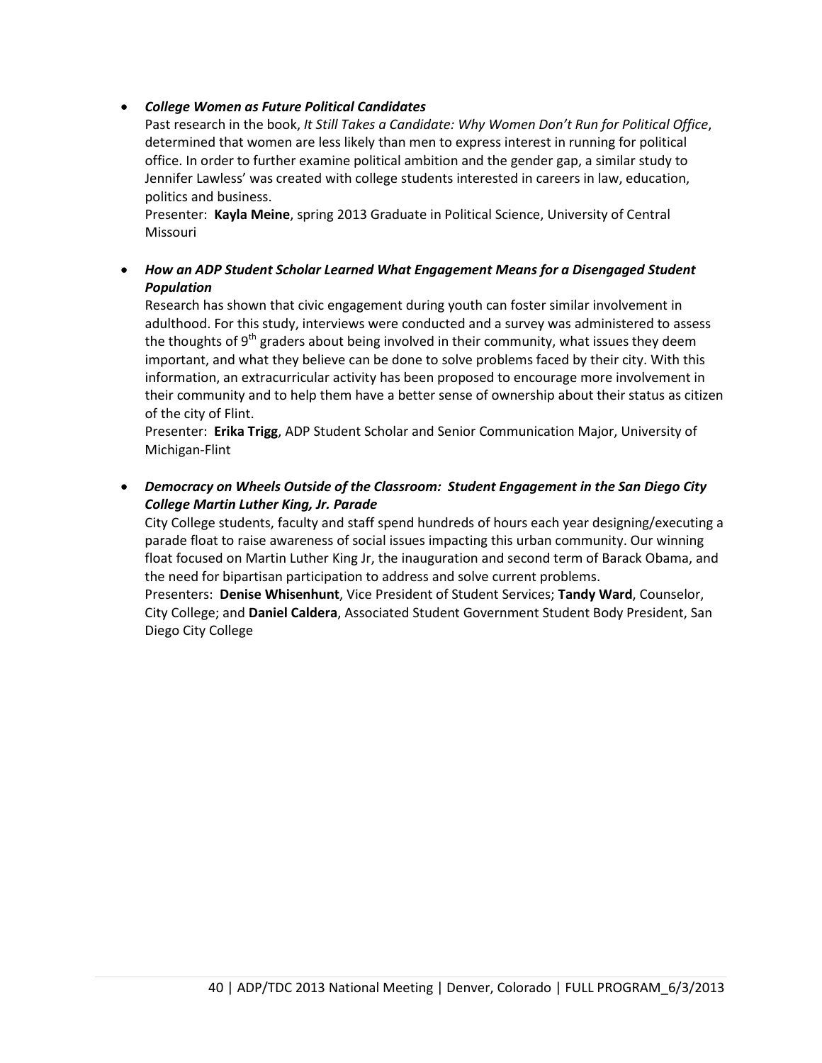- ***College Women as Future Political Candidates***

  Past research in the book, *It Still Takes a Candidate: Why Women Don't Run for Political Office*, determined that women are less likely than men to express interest in running for political office. In order to further examine political ambition and the gender gap, a similar study to Jennifer Lawless' was created with college students interested in careers in law, education, politics and business.

  Presenter: **Kayla Meine**, spring 2013 Graduate in Political Science, University of Central Missouri

- ***How an ADP Student Scholar Learned What Engagement Means for a Disengaged Student Population***

  Research has shown that civic engagement during youth can foster similar involvement in adulthood. For this study, interviews were conducted and a survey was administered to assess the thoughts of 9th graders about being involved in their community, what issues they deem important, and what they believe can be done to solve problems faced by their city. With this information, an extracurricular activity has been proposed to encourage more involvement in their community and to help them have a better sense of ownership about their status as citizen of the city of Flint.

  Presenter: **Erika Trigg**, ADP Student Scholar and Senior Communication Major, University of Michigan-Flint

- ***Democracy on Wheels Outside of the Classroom: Student Engagement in the San Diego City College Martin Luther King, Jr. Parade***

  City College students, faculty and staff spend hundreds of hours each year designing/executing a parade float to raise awareness of social issues impacting this urban community. Our winning float focused on Martin Luther King Jr, the inauguration and second term of Barack Obama, and the need for bipartisan participation to address and solve current problems.

  Presenters: **Denise Whisenhunt**, Vice President of Student Services; **Tandy Ward**, Counselor, City College; and **Daniel Caldera**, Associated Student Government Student Body President, San Diego City College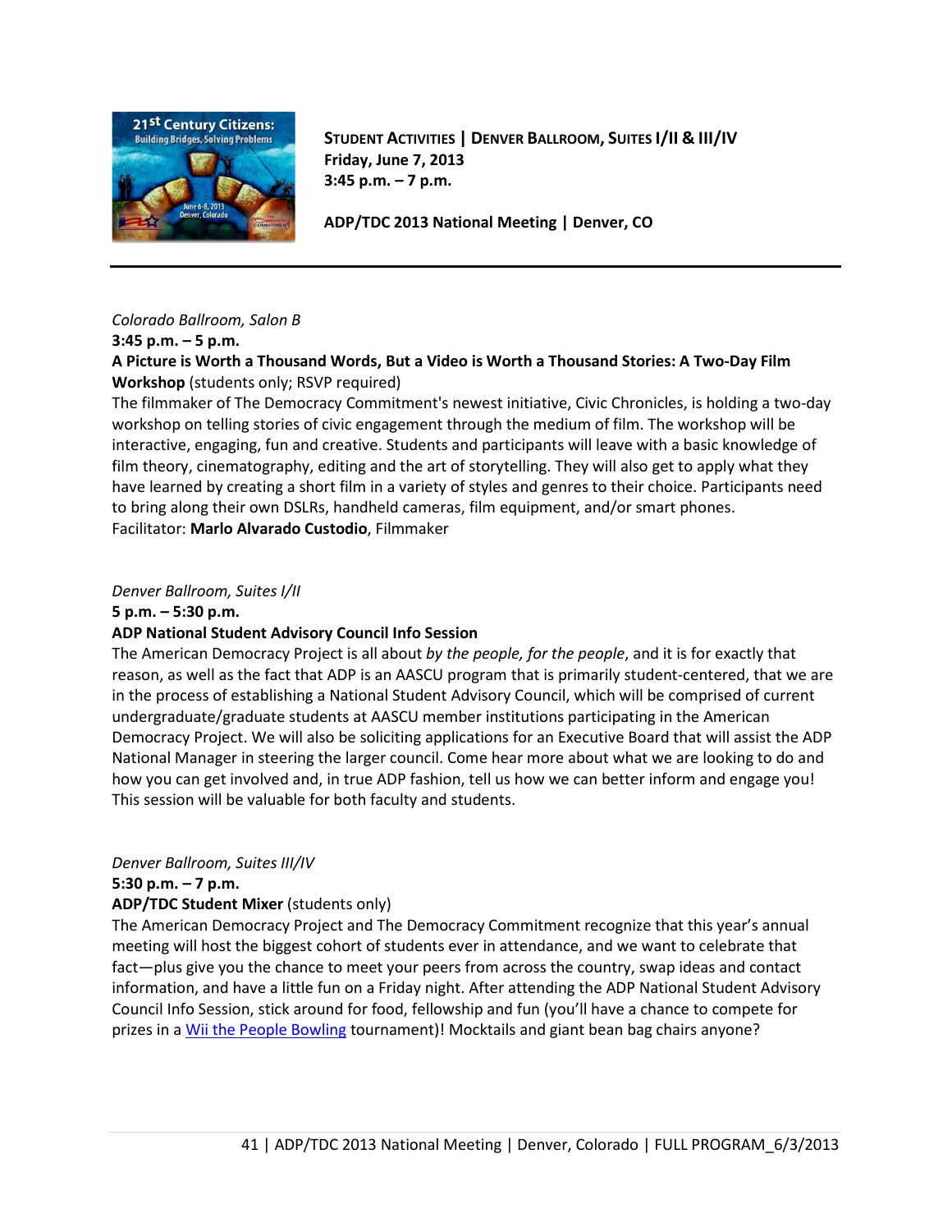**STUDENT ACTIVITIES | DENVER BALLROOM, SUITES I/II & III/IV**
**Friday, June 7, 2013**
**3:45 p.m. – 7 p.m.**

**ADP/TDC 2013 National Meeting | Denver, CO**

---

*Colorado Ballroom, Salon B*
**3:45 p.m. – 5 p.m.**
**A Picture is Worth a Thousand Words, But a Video is Worth a Thousand Stories: A Two-Day Film Workshop** (students only; RSVP required)
The filmmaker of The Democracy Commitment's newest initiative, Civic Chronicles, is holding a two-day workshop on telling stories of civic engagement through the medium of film. The workshop will be interactive, engaging, fun and creative. Students and participants will leave with a basic knowledge of film theory, cinematography, editing and the art of storytelling. They will also get to apply what they have learned by creating a short film in a variety of styles and genres to their choice. Participants need to bring along their own DSLRs, handheld cameras, film equipment, and/or smart phones.
Facilitator: **Marlo Alvarado Custodio**, Filmmaker

*Denver Ballroom, Suites I/II*
**5 p.m. – 5:30 p.m.**
**ADP National Student Advisory Council Info Session**
The American Democracy Project is all about *by the people, for the people*, and it is for exactly that reason, as well as the fact that ADP is an AASCU program that is primarily student-centered, that we are in the process of establishing a National Student Advisory Council, which will be comprised of current undergraduate/graduate students at AASCU member institutions participating in the American Democracy Project. We will also be soliciting applications for an Executive Board that will assist the ADP National Manager in steering the larger council. Come hear more about what we are looking to do and how you can get involved and, in true ADP fashion, tell us how we can better inform and engage you! This session will be valuable for both faculty and students.

*Denver Ballroom, Suites III/IV*
**5:30 p.m. – 7 p.m.**
**ADP/TDC Student Mixer** (students only)
The American Democracy Project and The Democracy Commitment recognize that this year's annual meeting will host the biggest cohort of students ever in attendance, and we want to celebrate that fact—plus give you the chance to meet your peers from across the country, swap ideas and contact information, and have a little fun on a Friday night. After attending the ADP National Student Advisory Council Info Session, stick around for food, fellowship and fun (you'll have a chance to compete for prizes in a Wii the People Bowling tournament)! Mocktails and giant bean bag chairs anyone?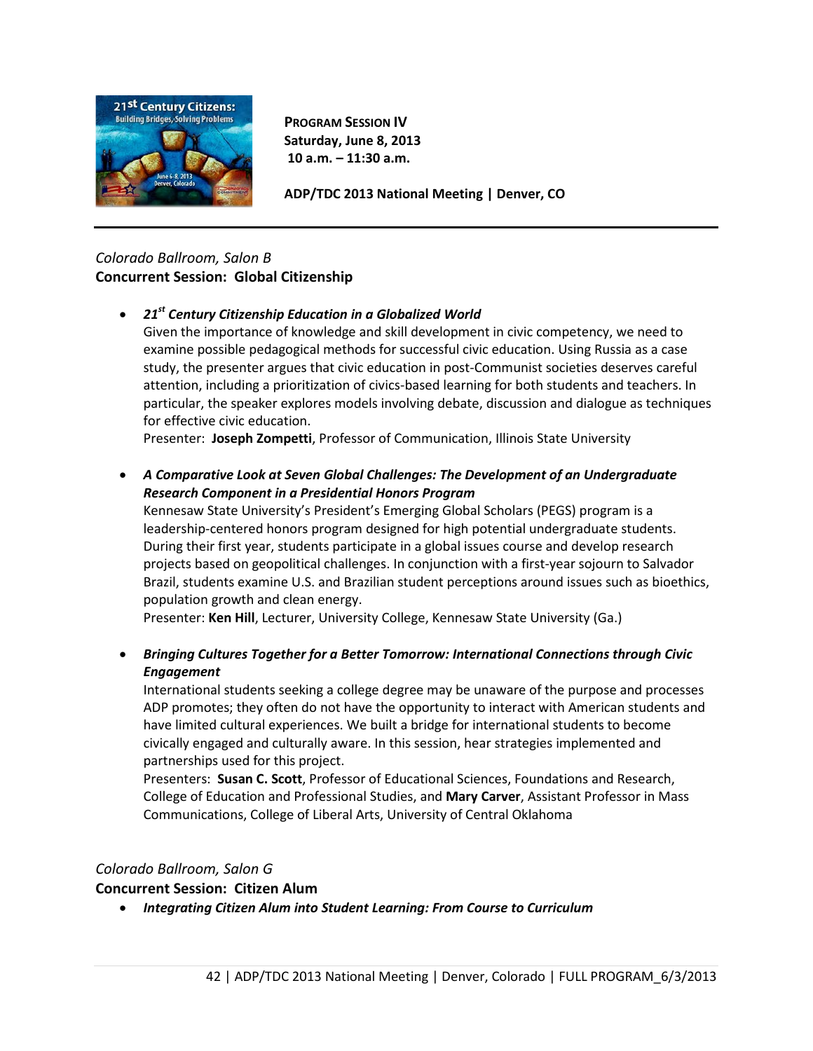**PROGRAM SESSION IV**
**Saturday, June 8, 2013**
**10 a.m. – 11:30 a.m.**

**ADP/TDC 2013 National Meeting | Denver, CO**

---

*Colorado Ballroom, Salon B*

**Concurrent Session: Global Citizenship**

- ***21st Century Citizenship Education in a Globalized World***
  Given the importance of knowledge and skill development in civic competency, we need to examine possible pedagogical methods for successful civic education. Using Russia as a case study, the presenter argues that civic education in post-Communist societies deserves careful attention, including a prioritization of civics-based learning for both students and teachers. In particular, the speaker explores models involving debate, discussion and dialogue as techniques for effective civic education.
  Presenter: **Joseph Zompetti**, Professor of Communication, Illinois State University

- ***A Comparative Look at Seven Global Challenges: The Development of an Undergraduate Research Component in a Presidential Honors Program***
  Kennesaw State University's President's Emerging Global Scholars (PEGS) program is a leadership-centered honors program designed for high potential undergraduate students. During their first year, students participate in a global issues course and develop research projects based on geopolitical challenges. In conjunction with a first-year sojourn to Salvador Brazil, students examine U.S. and Brazilian student perceptions around issues such as bioethics, population growth and clean energy.
  Presenter: **Ken Hill**, Lecturer, University College, Kennesaw State University (Ga.)

- ***Bringing Cultures Together for a Better Tomorrow: International Connections through Civic Engagement***
  International students seeking a college degree may be unaware of the purpose and processes ADP promotes; they often do not have the opportunity to interact with American students and have limited cultural experiences. We built a bridge for international students to become civically engaged and culturally aware. In this session, hear strategies implemented and partnerships used for this project.
  Presenters: **Susan C. Scott**, Professor of Educational Sciences, Foundations and Research, College of Education and Professional Studies, and **Mary Carver**, Assistant Professor in Mass Communications, College of Liberal Arts, University of Central Oklahoma

*Colorado Ballroom, Salon G*

**Concurrent Session: Citizen Alum**

- ***Integrating Citizen Alum into Student Learning: From Course to Curriculum***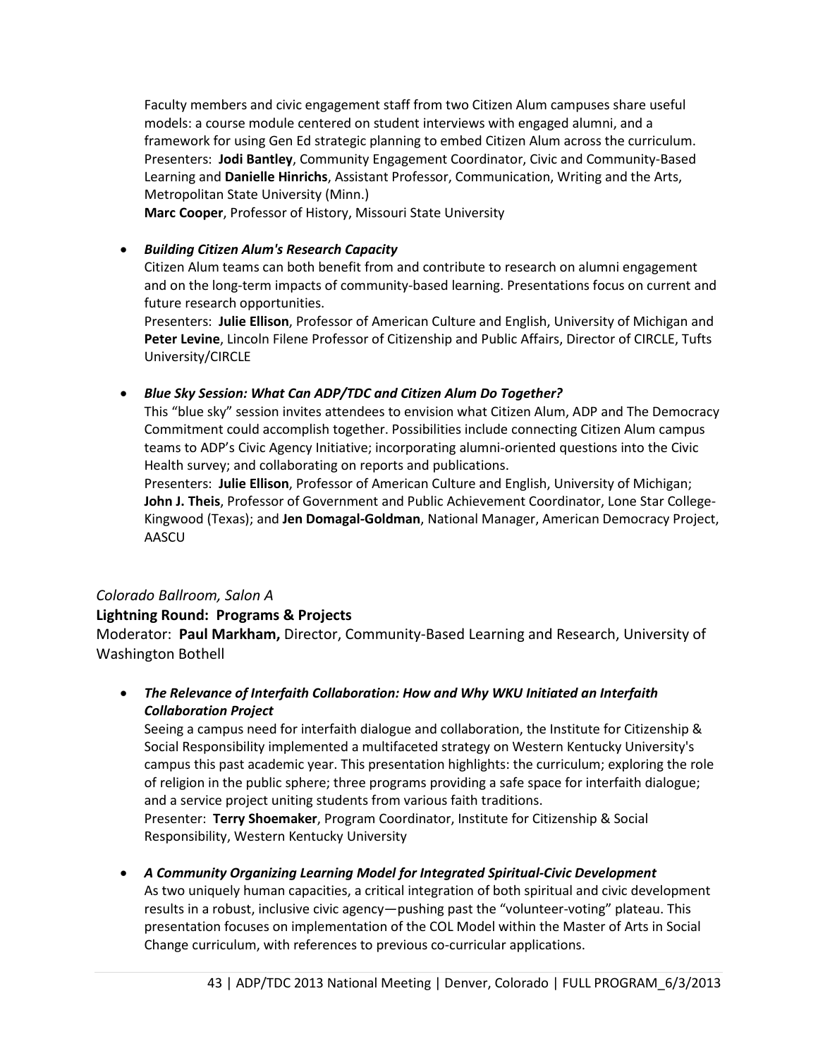Faculty members and civic engagement staff from two Citizen Alum campuses share useful models: a course module centered on student interviews with engaged alumni, and a framework for using Gen Ed strategic planning to embed Citizen Alum across the curriculum.
Presenters: **Jodi Bantley**, Community Engagement Coordinator, Civic and Community-Based Learning and **Danielle Hinrichs**, Assistant Professor, Communication, Writing and the Arts, Metropolitan State University (Minn.)
**Marc Cooper**, Professor of History, Missouri State University

- ***Building Citizen Alum's Research Capacity***
  Citizen Alum teams can both benefit from and contribute to research on alumni engagement and on the long-term impacts of community-based learning. Presentations focus on current and future research opportunities.
  Presenters: **Julie Ellison**, Professor of American Culture and English, University of Michigan and **Peter Levine**, Lincoln Filene Professor of Citizenship and Public Affairs, Director of CIRCLE, Tufts University/CIRCLE

- ***Blue Sky Session: What Can ADP/TDC and Citizen Alum Do Together?***
  This "blue sky" session invites attendees to envision what Citizen Alum, ADP and The Democracy Commitment could accomplish together. Possibilities include connecting Citizen Alum campus teams to ADP's Civic Agency Initiative; incorporating alumni-oriented questions into the Civic Health survey; and collaborating on reports and publications.
  Presenters: **Julie Ellison**, Professor of American Culture and English, University of Michigan; **John J. Theis**, Professor of Government and Public Achievement Coordinator, Lone Star College-Kingwood (Texas); and **Jen Domagal-Goldman**, National Manager, American Democracy Project, AASCU

*Colorado Ballroom, Salon A*

**Lightning Round: Programs & Projects**

Moderator: **Paul Markham,** Director, Community-Based Learning and Research, University of Washington Bothell

- ***The Relevance of Interfaith Collaboration: How and Why WKU Initiated an Interfaith Collaboration Project***
  Seeing a campus need for interfaith dialogue and collaboration, the Institute for Citizenship & Social Responsibility implemented a multifaceted strategy on Western Kentucky University's campus this past academic year. This presentation highlights: the curriculum; exploring the role of religion in the public sphere; three programs providing a safe space for interfaith dialogue; and a service project uniting students from various faith traditions.
  Presenter: **Terry Shoemaker**, Program Coordinator, Institute for Citizenship & Social Responsibility, Western Kentucky University

- ***A Community Organizing Learning Model for Integrated Spiritual-Civic Development***
  As two uniquely human capacities, a critical integration of both spiritual and civic development results in a robust, inclusive civic agency—pushing past the "volunteer-voting" plateau. This presentation focuses on implementation of the COL Model within the Master of Arts in Social Change curriculum, with references to previous co-curricular applications.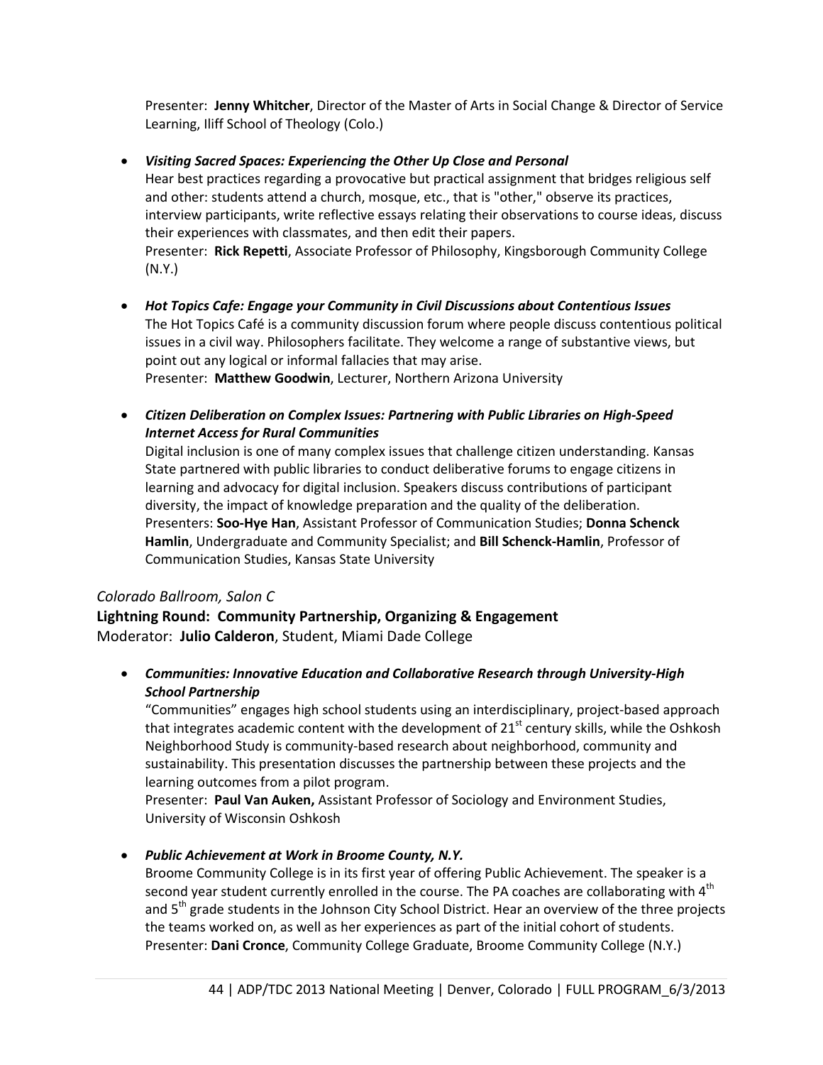Presenter: **Jenny Whitcher**, Director of the Master of Arts in Social Change & Director of Service Learning, Iliff School of Theology (Colo.)

- ***Visiting Sacred Spaces: Experiencing the Other Up Close and Personal***
  Hear best practices regarding a provocative but practical assignment that bridges religious self and other: students attend a church, mosque, etc., that is "other," observe its practices, interview participants, write reflective essays relating their observations to course ideas, discuss their experiences with classmates, and then edit their papers.
  Presenter: **Rick Repetti**, Associate Professor of Philosophy, Kingsborough Community College (N.Y.)

- ***Hot Topics Cafe: Engage your Community in Civil Discussions about Contentious Issues***
  The Hot Topics Café is a community discussion forum where people discuss contentious political issues in a civil way. Philosophers facilitate. They welcome a range of substantive views, but point out any logical or informal fallacies that may arise.
  Presenter: **Matthew Goodwin**, Lecturer, Northern Arizona University

- ***Citizen Deliberation on Complex Issues: Partnering with Public Libraries on High-Speed Internet Access for Rural Communities***
  Digital inclusion is one of many complex issues that challenge citizen understanding. Kansas State partnered with public libraries to conduct deliberative forums to engage citizens in learning and advocacy for digital inclusion. Speakers discuss contributions of participant diversity, the impact of knowledge preparation and the quality of the deliberation.
  Presenters: **Soo-Hye Han**, Assistant Professor of Communication Studies; **Donna Schenck Hamlin**, Undergraduate and Community Specialist; and **Bill Schenck-Hamlin**, Professor of Communication Studies, Kansas State University

*Colorado Ballroom, Salon C*

**Lightning Round: Community Partnership, Organizing & Engagement**
Moderator: **Julio Calderon**, Student, Miami Dade College

- ***Communities: Innovative Education and Collaborative Research through University-High School Partnership***
  "Communities" engages high school students using an interdisciplinary, project-based approach that integrates academic content with the development of 21st century skills, while the Oshkosh Neighborhood Study is community-based research about neighborhood, community and sustainability. This presentation discusses the partnership between these projects and the learning outcomes from a pilot program.
  Presenter: **Paul Van Auken,** Assistant Professor of Sociology and Environment Studies, University of Wisconsin Oshkosh

- ***Public Achievement at Work in Broome County, N.Y.***
  Broome Community College is in its first year of offering Public Achievement. The speaker is a second year student currently enrolled in the course. The PA coaches are collaborating with 4th and 5th grade students in the Johnson City School District. Hear an overview of the three projects the teams worked on, as well as her experiences as part of the initial cohort of students.
  Presenter: **Dani Cronce**, Community College Graduate, Broome Community College (N.Y.)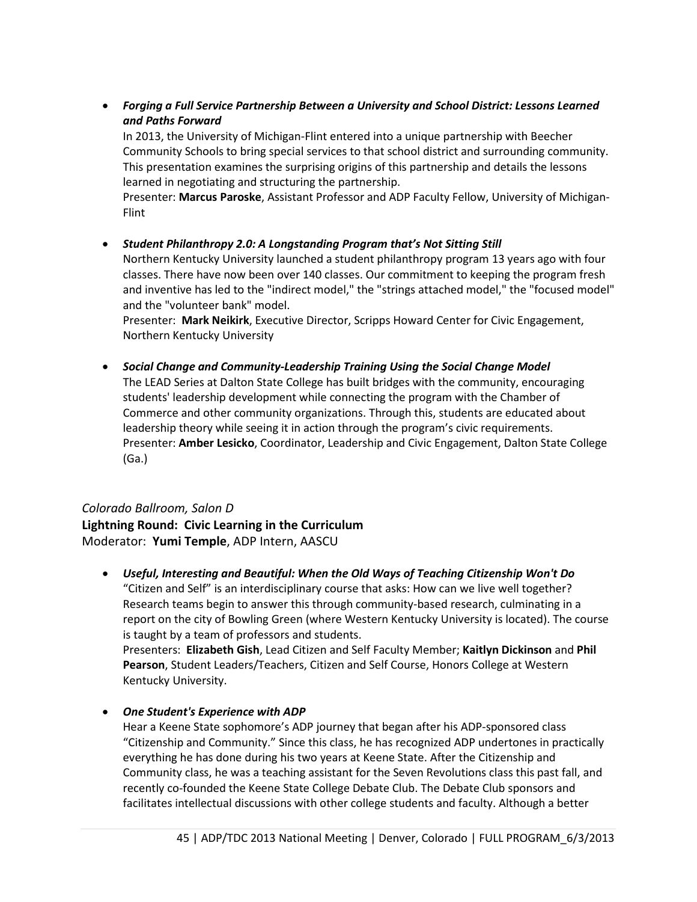- ***Forging a Full Service Partnership Between a University and School District: Lessons Learned and Paths Forward***
  In 2013, the University of Michigan-Flint entered into a unique partnership with Beecher Community Schools to bring special services to that school district and surrounding community. This presentation examines the surprising origins of this partnership and details the lessons learned in negotiating and structuring the partnership.
  Presenter: **Marcus Paroske**, Assistant Professor and ADP Faculty Fellow, University of Michigan-Flint

- ***Student Philanthropy 2.0: A Longstanding Program that's Not Sitting Still***
  Northern Kentucky University launched a student philanthropy program 13 years ago with four classes. There have now been over 140 classes. Our commitment to keeping the program fresh and inventive has led to the "indirect model," the "strings attached model," the "focused model" and the "volunteer bank" model.
  Presenter: **Mark Neikirk**, Executive Director, Scripps Howard Center for Civic Engagement, Northern Kentucky University

- ***Social Change and Community-Leadership Training Using the Social Change Model***
  The LEAD Series at Dalton State College has built bridges with the community, encouraging students' leadership development while connecting the program with the Chamber of Commerce and other community organizations. Through this, students are educated about leadership theory while seeing it in action through the program's civic requirements.
  Presenter: **Amber Lesicko**, Coordinator, Leadership and Civic Engagement, Dalton State College (Ga.)

*Colorado Ballroom, Salon D*

**Lightning Round: Civic Learning in the Curriculum**

Moderator: **Yumi Temple**, ADP Intern, AASCU

- ***Useful, Interesting and Beautiful: When the Old Ways of Teaching Citizenship Won't Do***
  "Citizen and Self" is an interdisciplinary course that asks: How can we live well together? Research teams begin to answer this through community-based research, culminating in a report on the city of Bowling Green (where Western Kentucky University is located). The course is taught by a team of professors and students.
  Presenters: **Elizabeth Gish**, Lead Citizen and Self Faculty Member; **Kaitlyn Dickinson** and **Phil Pearson**, Student Leaders/Teachers, Citizen and Self Course, Honors College at Western Kentucky University.

- ***One Student's Experience with ADP***
  Hear a Keene State sophomore's ADP journey that began after his ADP-sponsored class "Citizenship and Community." Since this class, he has recognized ADP undertones in practically everything he has done during his two years at Keene State. After the Citizenship and Community class, he was a teaching assistant for the Seven Revolutions class this past fall, and recently co-founded the Keene State College Debate Club. The Debate Club sponsors and facilitates intellectual discussions with other college students and faculty. Although a better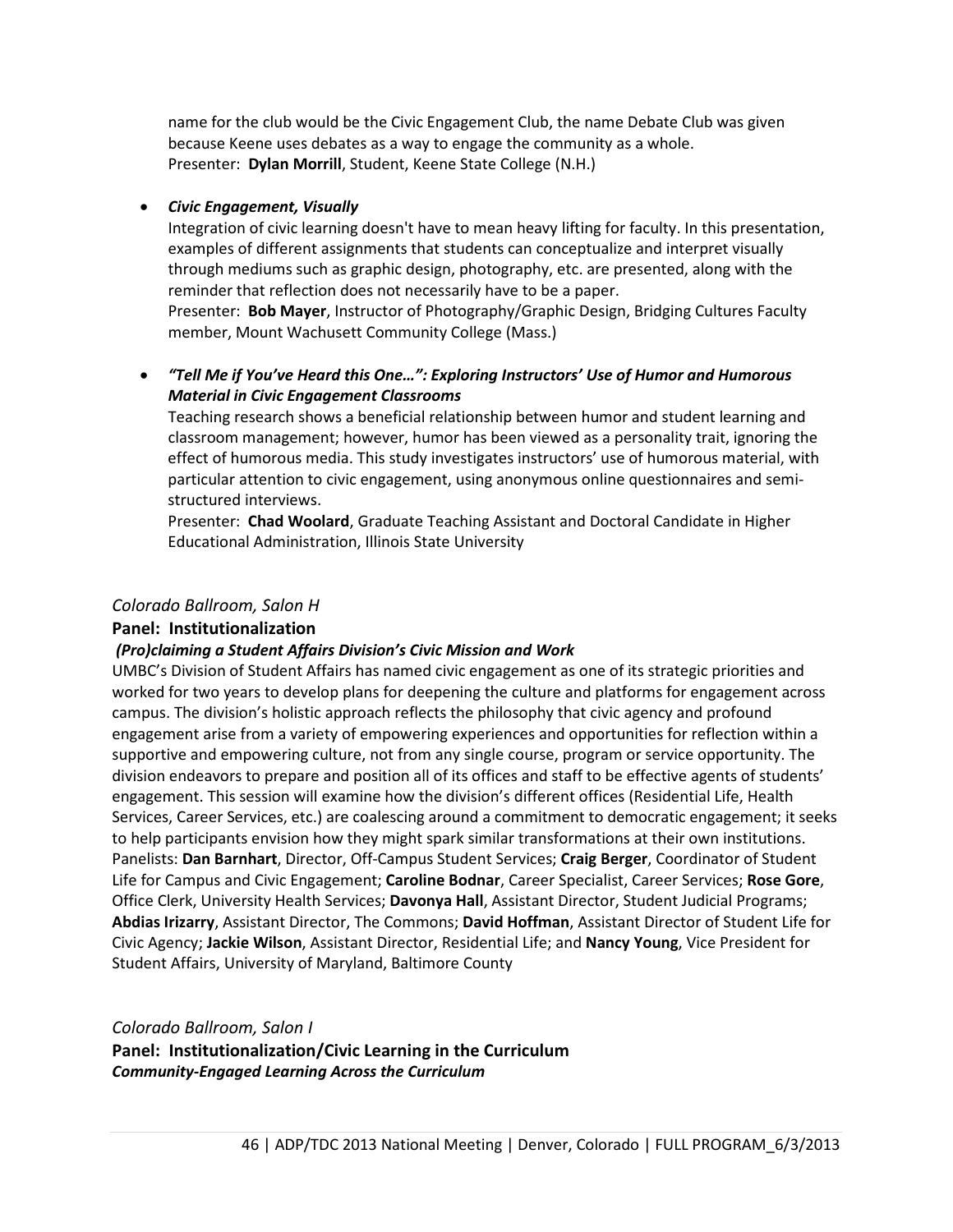name for the club would be the Civic Engagement Club, the name Debate Club was given because Keene uses debates as a way to engage the community as a whole.
Presenter: **Dylan Morrill**, Student, Keene State College (N.H.)

- ***Civic Engagement, Visually***
  Integration of civic learning doesn't have to mean heavy lifting for faculty. In this presentation, examples of different assignments that students can conceptualize and interpret visually through mediums such as graphic design, photography, etc. are presented, along with the reminder that reflection does not necessarily have to be a paper.
  Presenter: **Bob Mayer**, Instructor of Photography/Graphic Design, Bridging Cultures Faculty member, Mount Wachusett Community College (Mass.)

- ***"Tell Me if You've Heard this One…": Exploring Instructors' Use of Humor and Humorous Material in Civic Engagement Classrooms***
  Teaching research shows a beneficial relationship between humor and student learning and classroom management; however, humor has been viewed as a personality trait, ignoring the effect of humorous media. This study investigates instructors' use of humorous material, with particular attention to civic engagement, using anonymous online questionnaires and semi-structured interviews.
  Presenter: **Chad Woolard**, Graduate Teaching Assistant and Doctoral Candidate in Higher Educational Administration, Illinois State University

*Colorado Ballroom, Salon H*

**Panel: Institutionalization**

***(Pro)claiming a Student Affairs Division's Civic Mission and Work***

UMBC's Division of Student Affairs has named civic engagement as one of its strategic priorities and worked for two years to develop plans for deepening the culture and platforms for engagement across campus. The division's holistic approach reflects the philosophy that civic agency and profound engagement arise from a variety of empowering experiences and opportunities for reflection within a supportive and empowering culture, not from any single course, program or service opportunity. The division endeavors to prepare and position all of its offices and staff to be effective agents of students' engagement. This session will examine how the division's different offices (Residential Life, Health Services, Career Services, etc.) are coalescing around a commitment to democratic engagement; it seeks to help participants envision how they might spark similar transformations at their own institutions.
Panelists: **Dan Barnhart**, Director, Off-Campus Student Services; **Craig Berger**, Coordinator of Student Life for Campus and Civic Engagement; **Caroline Bodnar**, Career Specialist, Career Services; **Rose Gore**, Office Clerk, University Health Services; **Davonya Hall**, Assistant Director, Student Judicial Programs; **Abdias Irizarry**, Assistant Director, The Commons; **David Hoffman**, Assistant Director of Student Life for Civic Agency; **Jackie Wilson**, Assistant Director, Residential Life; and **Nancy Young**, Vice President for Student Affairs, University of Maryland, Baltimore County

*Colorado Ballroom, Salon I*

**Panel: Institutionalization/Civic Learning in the Curriculum**

***Community-Engaged Learning Across the Curriculum***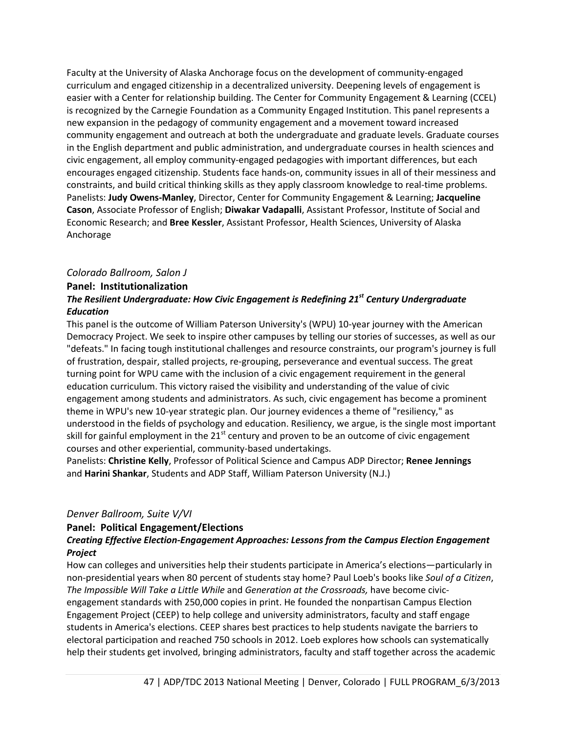Faculty at the University of Alaska Anchorage focus on the development of community-engaged curriculum and engaged citizenship in a decentralized university. Deepening levels of engagement is easier with a Center for relationship building. The Center for Community Engagement & Learning (CCEL) is recognized by the Carnegie Foundation as a Community Engaged Institution. This panel represents a new expansion in the pedagogy of community engagement and a movement toward increased community engagement and outreach at both the undergraduate and graduate levels. Graduate courses in the English department and public administration, and undergraduate courses in health sciences and civic engagement, all employ community-engaged pedagogies with important differences, but each encourages engaged citizenship. Students face hands-on, community issues in all of their messiness and constraints, and build critical thinking skills as they apply classroom knowledge to real-time problems. Panelists: **Judy Owens-Manley**, Director, Center for Community Engagement & Learning; **Jacqueline Cason**, Associate Professor of English; **Diwakar Vadapalli**, Assistant Professor, Institute of Social and Economic Research; and **Bree Kessler**, Assistant Professor, Health Sciences, University of Alaska Anchorage

*Colorado Ballroom, Salon J*

**Panel: Institutionalization**

***The Resilient Undergraduate: How Civic Engagement is Redefining 21st Century Undergraduate Education***

This panel is the outcome of William Paterson University's (WPU) 10-year journey with the American Democracy Project. We seek to inspire other campuses by telling our stories of successes, as well as our "defeats." In facing tough institutional challenges and resource constraints, our program's journey is full of frustration, despair, stalled projects, re-grouping, perseverance and eventual success. The great turning point for WPU came with the inclusion of a civic engagement requirement in the general education curriculum. This victory raised the visibility and understanding of the value of civic engagement among students and administrators. As such, civic engagement has become a prominent theme in WPU's new 10-year strategic plan. Our journey evidences a theme of "resiliency," as understood in the fields of psychology and education. Resiliency, we argue, is the single most important skill for gainful employment in the 21st century and proven to be an outcome of civic engagement courses and other experiential, community-based undertakings.

Panelists: **Christine Kelly**, Professor of Political Science and Campus ADP Director; **Renee Jennings** and **Harini Shankar**, Students and ADP Staff, William Paterson University (N.J.)

*Denver Ballroom, Suite V/VI*

**Panel: Political Engagement/Elections**

***Creating Effective Election-Engagement Approaches: Lessons from the Campus Election Engagement Project***

How can colleges and universities help their students participate in America's elections—particularly in non-presidential years when 80 percent of students stay home? Paul Loeb's books like *Soul of a Citizen*, *The Impossible Will Take a Little While* and *Generation at the Crossroads,* have become civic-engagement standards with 250,000 copies in print. He founded the nonpartisan Campus Election Engagement Project (CEEP) to help college and university administrators, faculty and staff engage students in America's elections. CEEP shares best practices to help students navigate the barriers to electoral participation and reached 750 schools in 2012. Loeb explores how schools can systematically help their students get involved, bringing administrators, faculty and staff together across the academic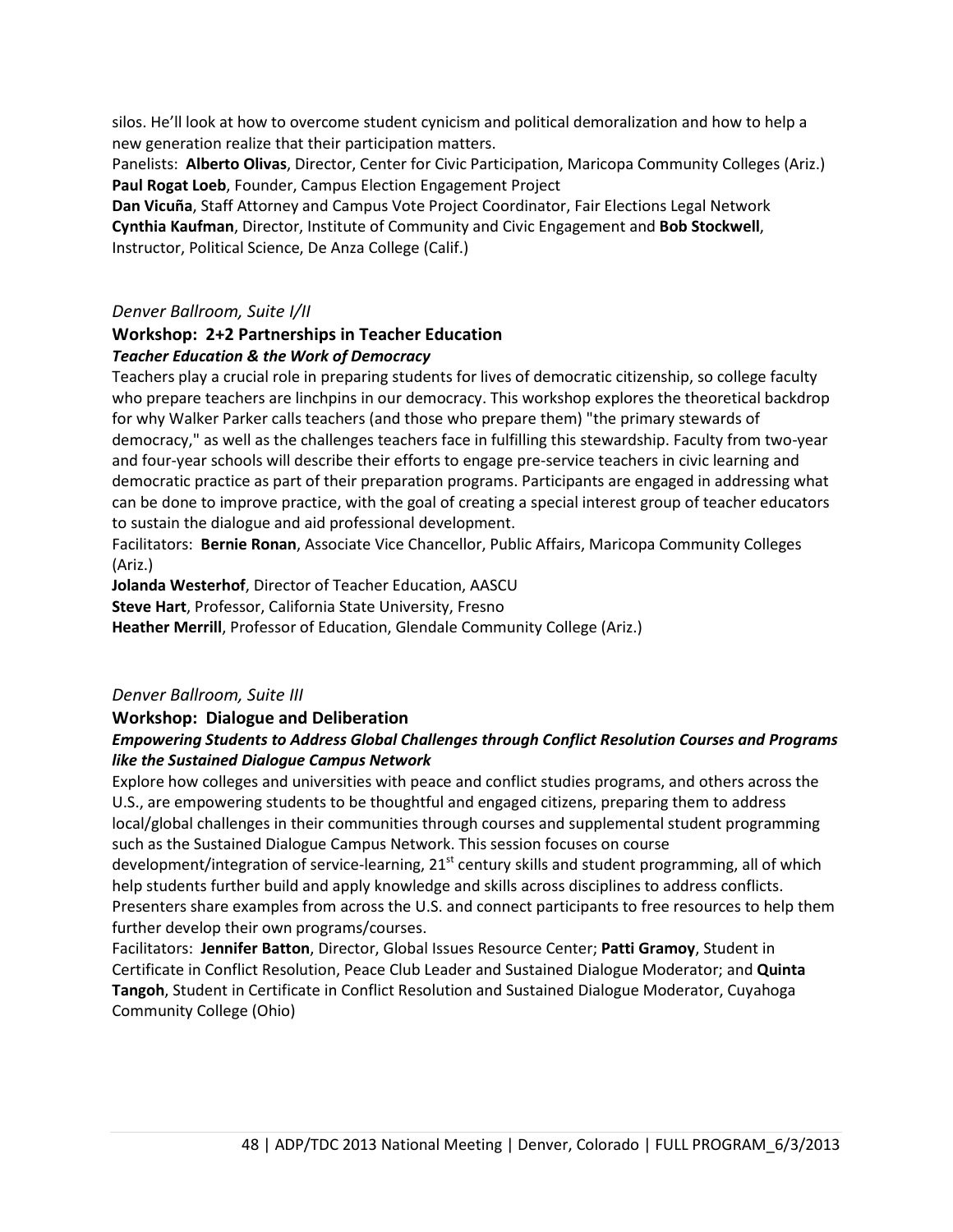silos. He'll look at how to overcome student cynicism and political demoralization and how to help a new generation realize that their participation matters.

Panelists: **Alberto Olivas**, Director, Center for Civic Participation, Maricopa Community Colleges (Ariz.)
**Paul Rogat Loeb**, Founder, Campus Election Engagement Project
**Dan Vicuña**, Staff Attorney and Campus Vote Project Coordinator, Fair Elections Legal Network
**Cynthia Kaufman**, Director, Institute of Community and Civic Engagement and **Bob Stockwell**, Instructor, Political Science, De Anza College (Calif.)

*Denver Ballroom, Suite I/II*

### Workshop: 2+2 Partnerships in Teacher Education

***Teacher Education & the Work of Democracy***

Teachers play a crucial role in preparing students for lives of democratic citizenship, so college faculty who prepare teachers are linchpins in our democracy. This workshop explores the theoretical backdrop for why Walker Parker calls teachers (and those who prepare them) "the primary stewards of democracy," as well as the challenges teachers face in fulfilling this stewardship. Faculty from two-year and four-year schools will describe their efforts to engage pre-service teachers in civic learning and democratic practice as part of their preparation programs. Participants are engaged in addressing what can be done to improve practice, with the goal of creating a special interest group of teacher educators to sustain the dialogue and aid professional development.

Facilitators: **Bernie Ronan**, Associate Vice Chancellor, Public Affairs, Maricopa Community Colleges (Ariz.)
**Jolanda Westerhof**, Director of Teacher Education, AASCU
**Steve Hart**, Professor, California State University, Fresno
**Heather Merrill**, Professor of Education, Glendale Community College (Ariz.)

*Denver Ballroom, Suite III*

### Workshop: Dialogue and Deliberation

***Empowering Students to Address Global Challenges through Conflict Resolution Courses and Programs like the Sustained Dialogue Campus Network***

Explore how colleges and universities with peace and conflict studies programs, and others across the U.S., are empowering students to be thoughtful and engaged citizens, preparing them to address local/global challenges in their communities through courses and supplemental student programming such as the Sustained Dialogue Campus Network. This session focuses on course development/integration of service-learning, 21st century skills and student programming, all of which help students further build and apply knowledge and skills across disciplines to address conflicts. Presenters share examples from across the U.S. and connect participants to free resources to help them further develop their own programs/courses.

Facilitators: **Jennifer Batton**, Director, Global Issues Resource Center; **Patti Gramoy**, Student in Certificate in Conflict Resolution, Peace Club Leader and Sustained Dialogue Moderator; and **Quinta Tangoh**, Student in Certificate in Conflict Resolution and Sustained Dialogue Moderator, Cuyahoga Community College (Ohio)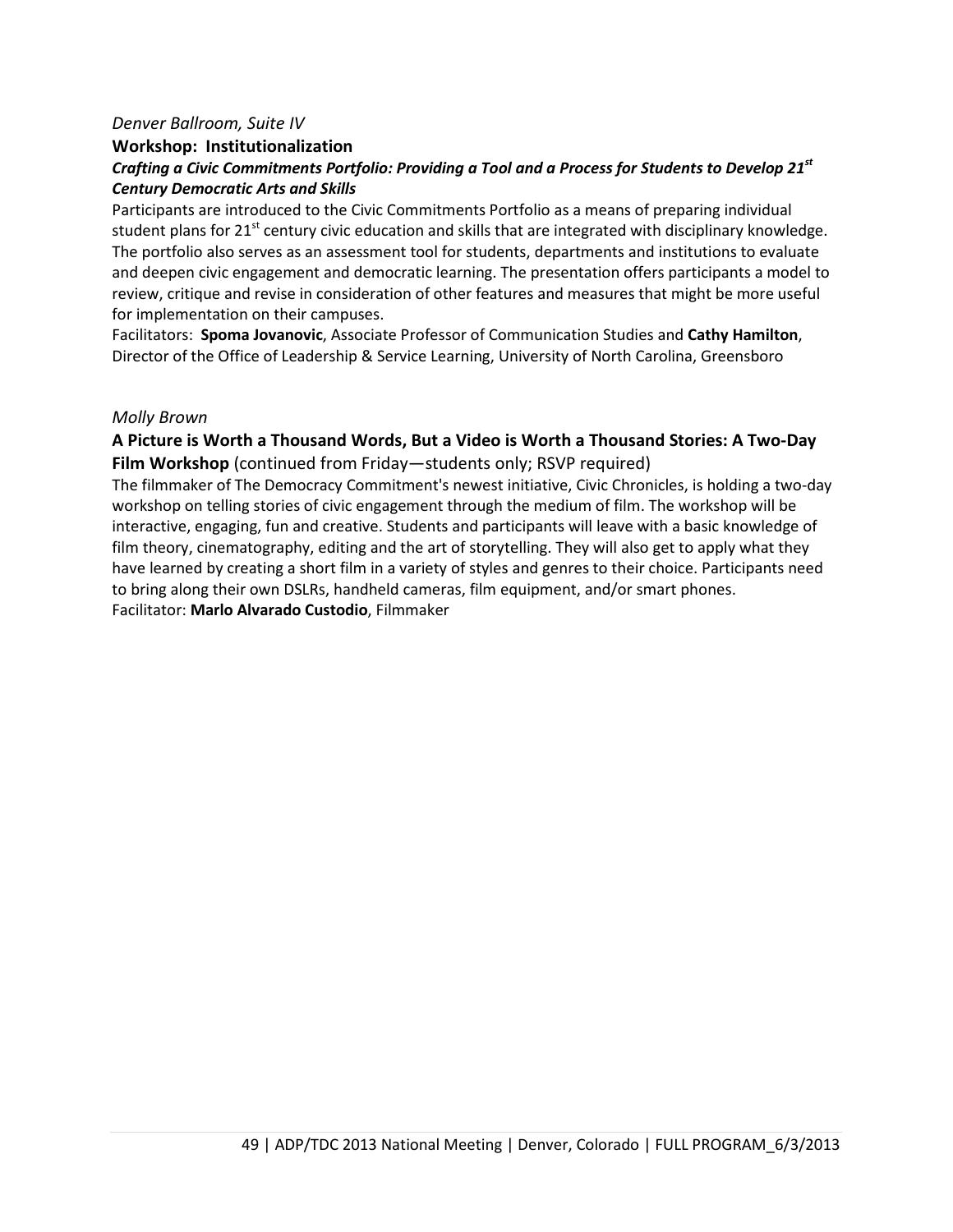*Denver Ballroom, Suite IV*

**Workshop: Institutionalization**

***Crafting a Civic Commitments Portfolio: Providing a Tool and a Process for Students to Develop 21st Century Democratic Arts and Skills***

Participants are introduced to the Civic Commitments Portfolio as a means of preparing individual student plans for 21st century civic education and skills that are integrated with disciplinary knowledge. The portfolio also serves as an assessment tool for students, departments and institutions to evaluate and deepen civic engagement and democratic learning. The presentation offers participants a model to review, critique and revise in consideration of other features and measures that might be more useful for implementation on their campuses.

Facilitators: **Spoma Jovanovic**, Associate Professor of Communication Studies and **Cathy Hamilton**, Director of the Office of Leadership & Service Learning, University of North Carolina, Greensboro

*Molly Brown*

**A Picture is Worth a Thousand Words, But a Video is Worth a Thousand Stories: A Two-Day Film Workshop** (continued from Friday—students only; RSVP required)

The filmmaker of The Democracy Commitment's newest initiative, Civic Chronicles, is holding a two-day workshop on telling stories of civic engagement through the medium of film. The workshop will be interactive, engaging, fun and creative. Students and participants will leave with a basic knowledge of film theory, cinematography, editing and the art of storytelling. They will also get to apply what they have learned by creating a short film in a variety of styles and genres to their choice. Participants need to bring along their own DSLRs, handheld cameras, film equipment, and/or smart phones.

Facilitator: **Marlo Alvarado Custodio**, Filmmaker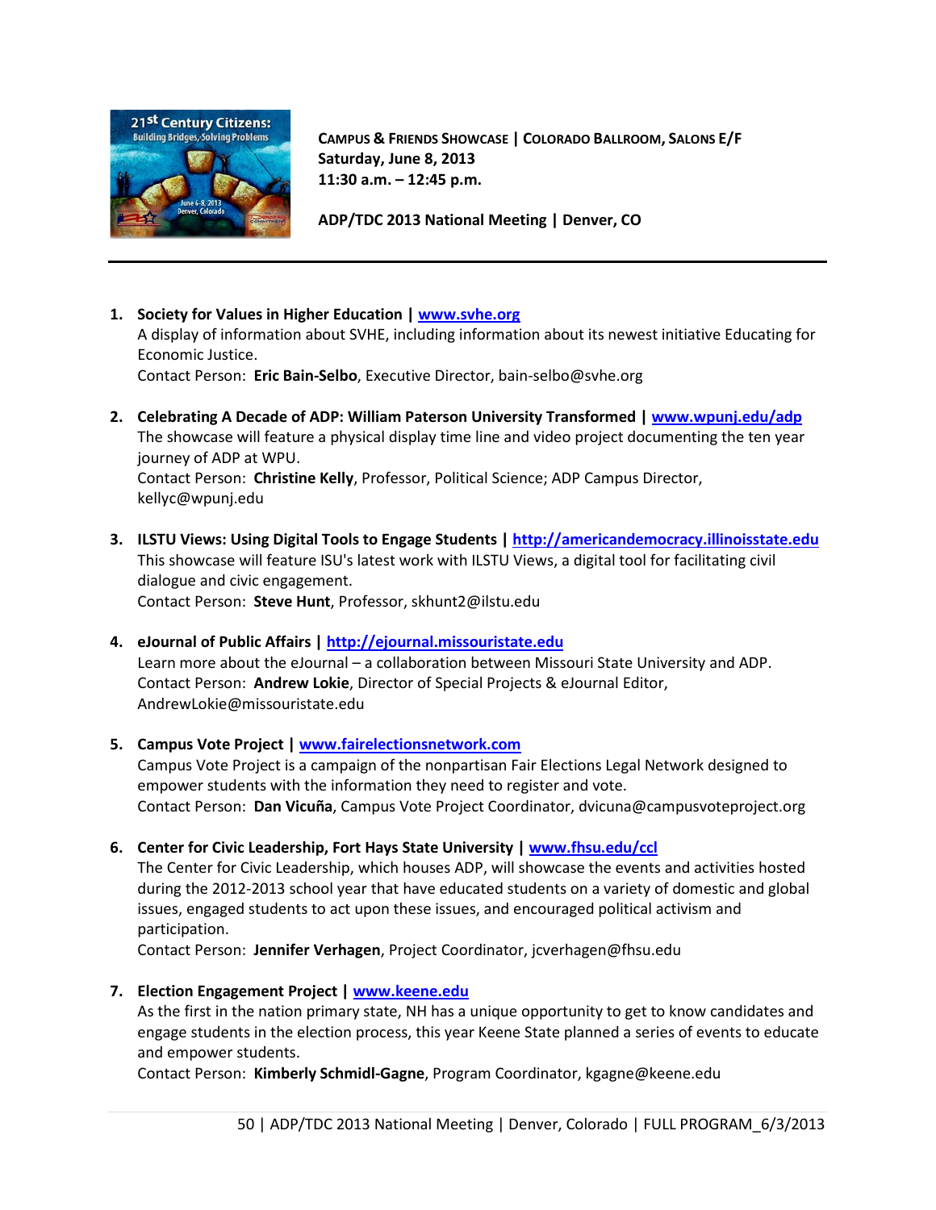**Campus & Friends Showcase | Colorado Ballroom, Salons E/F**
**Saturday, June 8, 2013**
**11:30 a.m. – 12:45 p.m.**

**ADP/TDC 2013 National Meeting | Denver, CO**

---

1. **Society for Values in Higher Education | www.svhe.org**
   A display of information about SVHE, including information about its newest initiative Educating for Economic Justice.
   Contact Person: **Eric Bain-Selbo**, Executive Director, bain-selbo@svhe.org

2. **Celebrating A Decade of ADP: William Paterson University Transformed | www.wpunj.edu/adp**
   The showcase will feature a physical display time line and video project documenting the ten year journey of ADP at WPU.
   Contact Person: **Christine Kelly**, Professor, Political Science; ADP Campus Director, kellyc@wpunj.edu

3. **ILSTU Views: Using Digital Tools to Engage Students | http://americandemocracy.illinoisstate.edu**
   This showcase will feature ISU's latest work with ILSTU Views, a digital tool for facilitating civil dialogue and civic engagement.
   Contact Person: **Steve Hunt**, Professor, skhunt2@ilstu.edu

4. **eJournal of Public Affairs | http://ejournal.missouristate.edu**
   Learn more about the eJournal – a collaboration between Missouri State University and ADP.
   Contact Person: **Andrew Lokie**, Director of Special Projects & eJournal Editor, AndrewLokie@missouristate.edu

5. **Campus Vote Project | www.fairelectionsnetwork.com**
   Campus Vote Project is a campaign of the nonpartisan Fair Elections Legal Network designed to empower students with the information they need to register and vote.
   Contact Person: **Dan Vicuña**, Campus Vote Project Coordinator, dvicuna@campusvoteproject.org

6. **Center for Civic Leadership, Fort Hays State University | www.fhsu.edu/ccl**
   The Center for Civic Leadership, which houses ADP, will showcase the events and activities hosted during the 2012-2013 school year that have educated students on a variety of domestic and global issues, engaged students to act upon these issues, and encouraged political activism and participation.
   Contact Person: **Jennifer Verhagen**, Project Coordinator, jcverhagen@fhsu.edu

7. **Election Engagement Project | www.keene.edu**
   As the first in the nation primary state, NH has a unique opportunity to get to know candidates and engage students in the election process, this year Keene State planned a series of events to educate and empower students.
   Contact Person: **Kimberly Schmidl-Gagne**, Program Coordinator, kgagne@keene.edu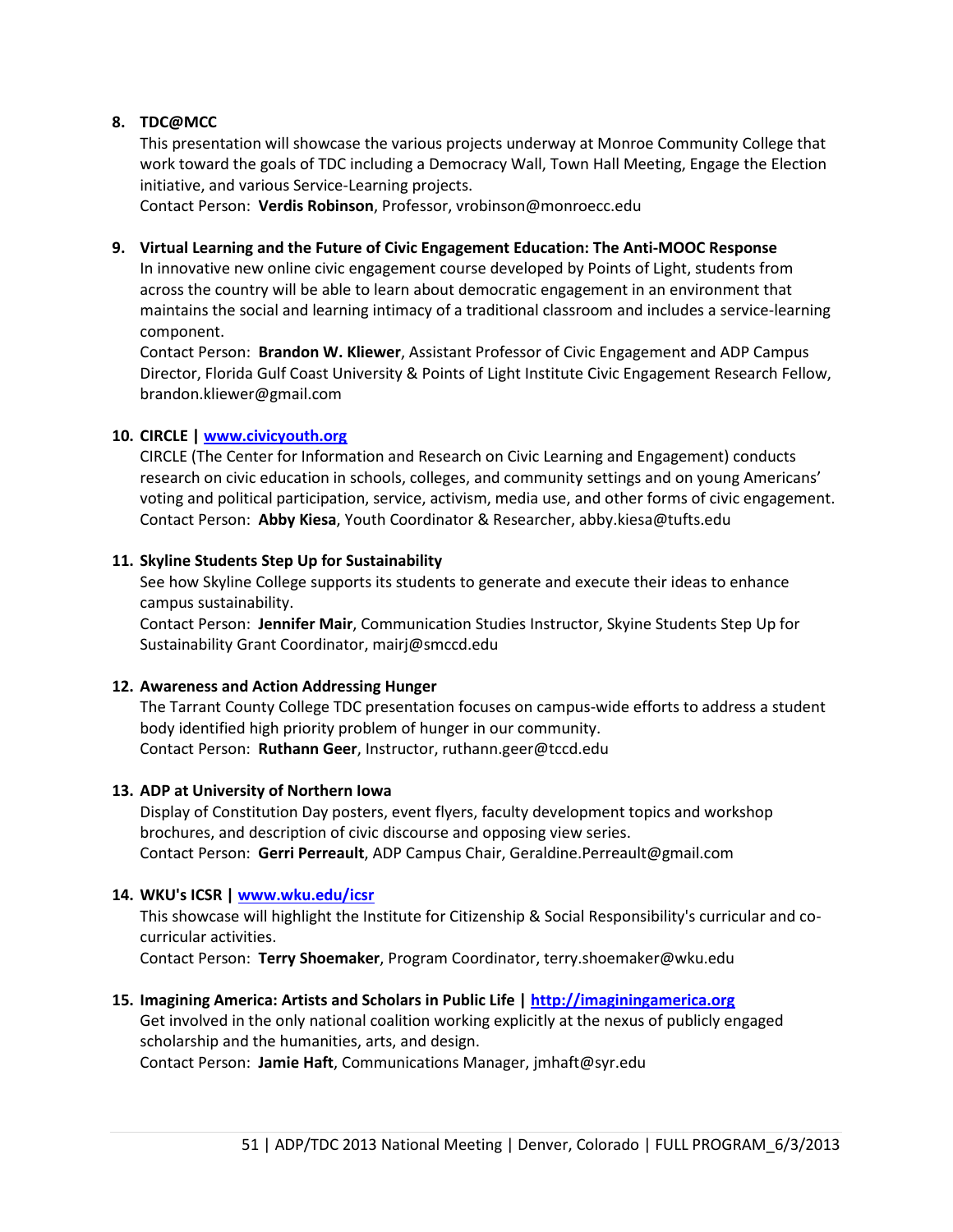8. **TDC@MCC**
   This presentation will showcase the various projects underway at Monroe Community College that work toward the goals of TDC including a Democracy Wall, Town Hall Meeting, Engage the Election initiative, and various Service-Learning projects.
   Contact Person: **Verdis Robinson**, Professor, vrobinson@monroecc.edu

9. **Virtual Learning and the Future of Civic Engagement Education: The Anti-MOOC Response**
   In innovative new online civic engagement course developed by Points of Light, students from across the country will be able to learn about democratic engagement in an environment that maintains the social and learning intimacy of a traditional classroom and includes a service-learning component.
   Contact Person: **Brandon W. Kliewer**, Assistant Professor of Civic Engagement and ADP Campus Director, Florida Gulf Coast University & Points of Light Institute Civic Engagement Research Fellow, brandon.kliewer@gmail.com

10. **CIRCLE | [www.civicyouth.org](www.civicyouth.org)**
    CIRCLE (The Center for Information and Research on Civic Learning and Engagement) conducts research on civic education in schools, colleges, and community settings and on young Americans' voting and political participation, service, activism, media use, and other forms of civic engagement.
    Contact Person: **Abby Kiesa**, Youth Coordinator & Researcher, abby.kiesa@tufts.edu

11. **Skyline Students Step Up for Sustainability**
    See how Skyline College supports its students to generate and execute their ideas to enhance campus sustainability.
    Contact Person: **Jennifer Mair**, Communication Studies Instructor, Skyine Students Step Up for Sustainability Grant Coordinator, mairj@smccd.edu

12. **Awareness and Action Addressing Hunger**
    The Tarrant County College TDC presentation focuses on campus-wide efforts to address a student body identified high priority problem of hunger in our community.
    Contact Person: **Ruthann Geer**, Instructor, ruthann.geer@tccd.edu

13. **ADP at University of Northern Iowa**
    Display of Constitution Day posters, event flyers, faculty development topics and workshop brochures, and description of civic discourse and opposing view series.
    Contact Person: **Gerri Perreault**, ADP Campus Chair, Geraldine.Perreault@gmail.com

14. **WKU's ICSR | [www.wku.edu/icsr](www.wku.edu/icsr)**
    This showcase will highlight the Institute for Citizenship & Social Responsibility's curricular and co-curricular activities.
    Contact Person: **Terry Shoemaker**, Program Coordinator, terry.shoemaker@wku.edu

15. **Imagining America: Artists and Scholars in Public Life | [http://imaginingamerica.org](http://imaginingamerica.org)**
    Get involved in the only national coalition working explicitly at the nexus of publicly engaged scholarship and the humanities, arts, and design.
    Contact Person: **Jamie Haft**, Communications Manager, jmhaft@syr.edu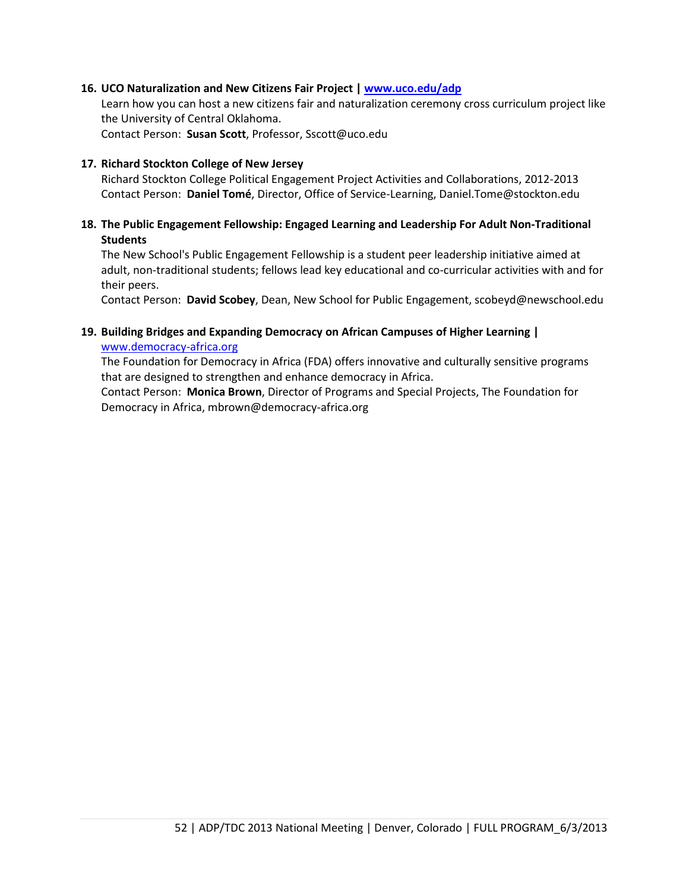16. **UCO Naturalization and New Citizens Fair Project | www.uco.edu/adp**
    Learn how you can host a new citizens fair and naturalization ceremony cross curriculum project like the University of Central Oklahoma.
    Contact Person: **Susan Scott**, Professor, Sscott@uco.edu

17. **Richard Stockton College of New Jersey**
    Richard Stockton College Political Engagement Project Activities and Collaborations, 2012-2013
    Contact Person: **Daniel Tomé**, Director, Office of Service-Learning, Daniel.Tome@stockton.edu

18. **The Public Engagement Fellowship: Engaged Learning and Leadership For Adult Non-Traditional Students**
    The New School's Public Engagement Fellowship is a student peer leadership initiative aimed at adult, non-traditional students; fellows lead key educational and co-curricular activities with and for their peers.
    Contact Person: **David Scobey**, Dean, New School for Public Engagement, scobeyd@newschool.edu

19. **Building Bridges and Expanding Democracy on African Campuses of Higher Learning |** www.democracy-africa.org
    The Foundation for Democracy in Africa (FDA) offers innovative and culturally sensitive programs that are designed to strengthen and enhance democracy in Africa.
    Contact Person: **Monica Brown**, Director of Programs and Special Projects, The Foundation for Democracy in Africa, mbrown@democracy-africa.org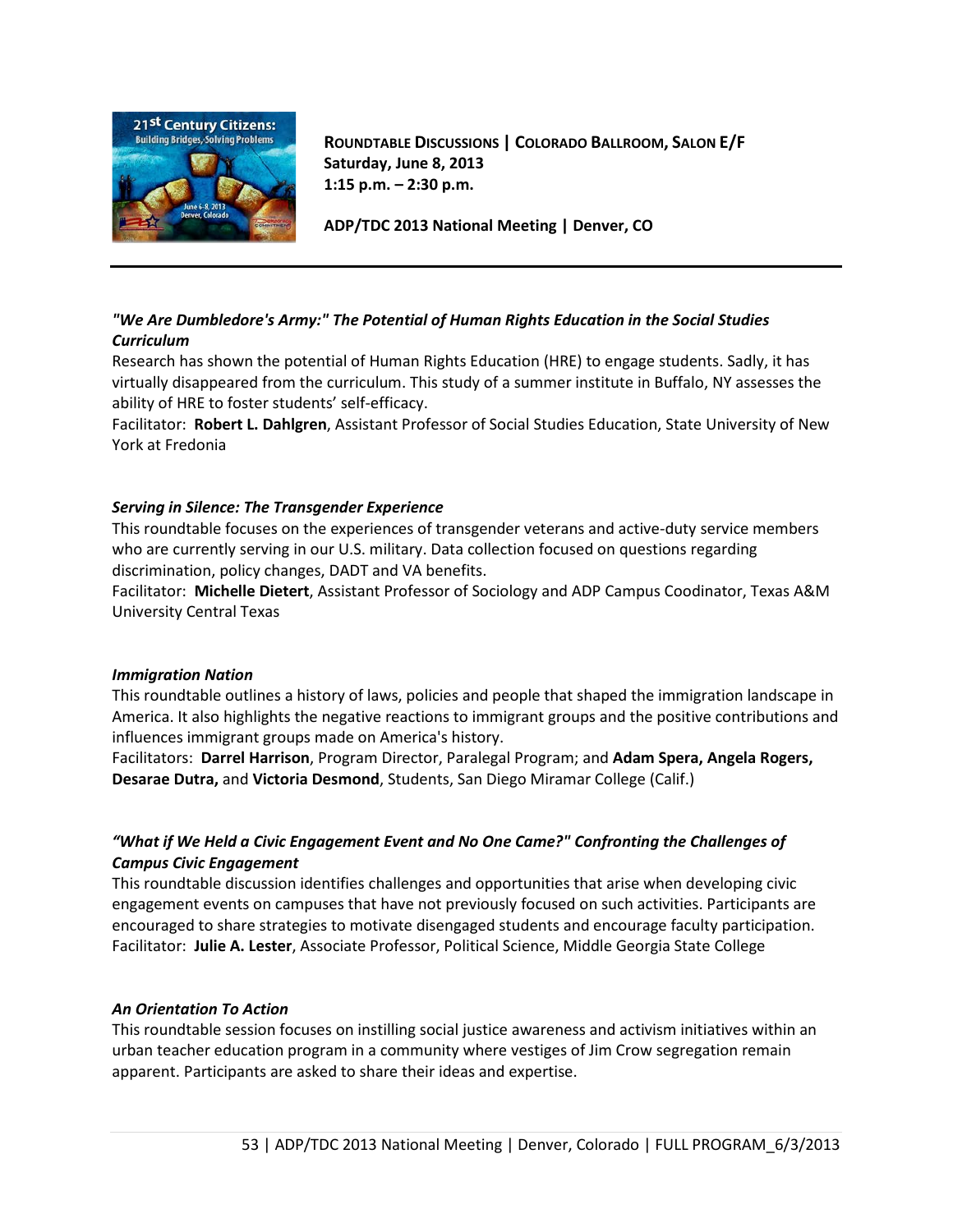**ROUNDTABLE DISCUSSIONS | COLORADO BALLROOM, SALON E/F**
**Saturday, June 8, 2013**
**1:15 p.m. – 2:30 p.m.**

**ADP/TDC 2013 National Meeting | Denver, CO**

---

### *"We Are Dumbledore's Army:" The Potential of Human Rights Education in the Social Studies Curriculum*

Research has shown the potential of Human Rights Education (HRE) to engage students. Sadly, it has virtually disappeared from the curriculum. This study of a summer institute in Buffalo, NY assesses the ability of HRE to foster students' self-efficacy.
Facilitator: **Robert L. Dahlgren**, Assistant Professor of Social Studies Education, State University of New York at Fredonia

### *Serving in Silence: The Transgender Experience*

This roundtable focuses on the experiences of transgender veterans and active-duty service members who are currently serving in our U.S. military. Data collection focused on questions regarding discrimination, policy changes, DADT and VA benefits.
Facilitator: **Michelle Dietert**, Assistant Professor of Sociology and ADP Campus Coodinator, Texas A&M University Central Texas

### *Immigration Nation*

This roundtable outlines a history of laws, policies and people that shaped the immigration landscape in America. It also highlights the negative reactions to immigrant groups and the positive contributions and influences immigrant groups made on America's history.
Facilitators: **Darrel Harrison**, Program Director, Paralegal Program; and **Adam Spera, Angela Rogers, Desarae Dutra,** and **Victoria Desmond**, Students, San Diego Miramar College (Calif.)

### *"What if We Held a Civic Engagement Event and No One Came?" Confronting the Challenges of Campus Civic Engagement*

This roundtable discussion identifies challenges and opportunities that arise when developing civic engagement events on campuses that have not previously focused on such activities. Participants are encouraged to share strategies to motivate disengaged students and encourage faculty participation.
Facilitator: **Julie A. Lester**, Associate Professor, Political Science, Middle Georgia State College

### *An Orientation To Action*

This roundtable session focuses on instilling social justice awareness and activism initiatives within an urban teacher education program in a community where vestiges of Jim Crow segregation remain apparent. Participants are asked to share their ideas and expertise.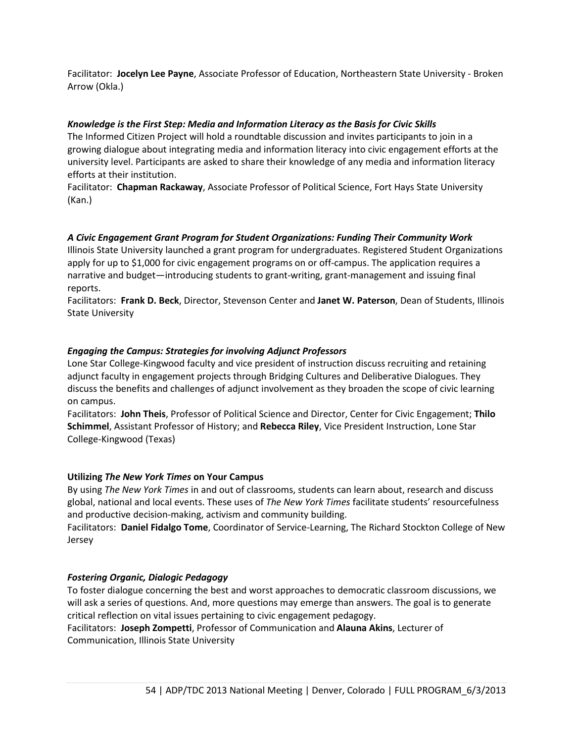Facilitator: **Jocelyn Lee Payne**, Associate Professor of Education, Northeastern State University - Broken Arrow (Okla.)

***Knowledge is the First Step: Media and Information Literacy as the Basis for Civic Skills***

The Informed Citizen Project will hold a roundtable discussion and invites participants to join in a growing dialogue about integrating media and information literacy into civic engagement efforts at the university level. Participants are asked to share their knowledge of any media and information literacy efforts at their institution.

Facilitator: **Chapman Rackaway**, Associate Professor of Political Science, Fort Hays State University (Kan.)

***A Civic Engagement Grant Program for Student Organizations: Funding Their Community Work***

Illinois State University launched a grant program for undergraduates. Registered Student Organizations apply for up to $1,000 for civic engagement programs on or off-campus. The application requires a narrative and budget—introducing students to grant-writing, grant-management and issuing final reports.

Facilitators: **Frank D. Beck**, Director, Stevenson Center and **Janet W. Paterson**, Dean of Students, Illinois State University

***Engaging the Campus: Strategies for involving Adjunct Professors***

Lone Star College-Kingwood faculty and vice president of instruction discuss recruiting and retaining adjunct faculty in engagement projects through Bridging Cultures and Deliberative Dialogues. They discuss the benefits and challenges of adjunct involvement as they broaden the scope of civic learning on campus.

Facilitators: **John Theis**, Professor of Political Science and Director, Center for Civic Engagement; **Thilo Schimmel**, Assistant Professor of History; and **Rebecca Riley**, Vice President Instruction, Lone Star College-Kingwood (Texas)

**Utilizing *The New York Times* on Your Campus**

By using *The New York Times* in and out of classrooms, students can learn about, research and discuss global, national and local events. These uses of *The New York Times* facilitate students' resourcefulness and productive decision-making, activism and community building.

Facilitators: **Daniel Fidalgo Tome**, Coordinator of Service-Learning, The Richard Stockton College of New Jersey

***Fostering Organic, Dialogic Pedagogy***

To foster dialogue concerning the best and worst approaches to democratic classroom discussions, we will ask a series of questions. And, more questions may emerge than answers. The goal is to generate critical reflection on vital issues pertaining to civic engagement pedagogy.

Facilitators: **Joseph Zompetti**, Professor of Communication and **Alauna Akins**, Lecturer of Communication, Illinois State University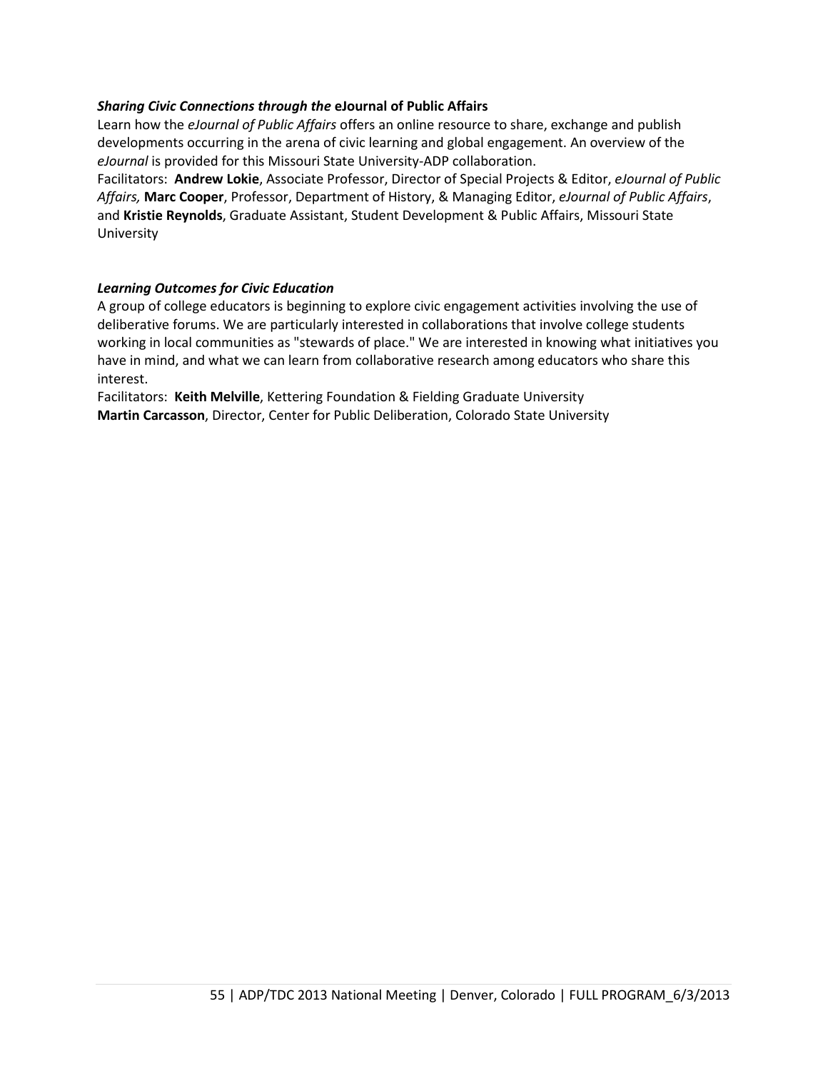***Sharing Civic Connections through the* eJournal of Public Affairs**

Learn how the *eJournal of Public Affairs* offers an online resource to share, exchange and publish developments occurring in the arena of civic learning and global engagement. An overview of the *eJournal* is provided for this Missouri State University-ADP collaboration.

Facilitators: **Andrew Lokie**, Associate Professor, Director of Special Projects & Editor, *eJournal of Public Affairs,* **Marc Cooper**, Professor, Department of History, & Managing Editor, *eJournal of Public Affairs*, and **Kristie Reynolds**, Graduate Assistant, Student Development & Public Affairs, Missouri State University

***Learning Outcomes for Civic Education***

A group of college educators is beginning to explore civic engagement activities involving the use of deliberative forums. We are particularly interested in collaborations that involve college students working in local communities as "stewards of place." We are interested in knowing what initiatives you have in mind, and what we can learn from collaborative research among educators who share this interest.

Facilitators: **Keith Melville**, Kettering Foundation & Fielding Graduate University
**Martin Carcasson**, Director, Center for Public Deliberation, Colorado State University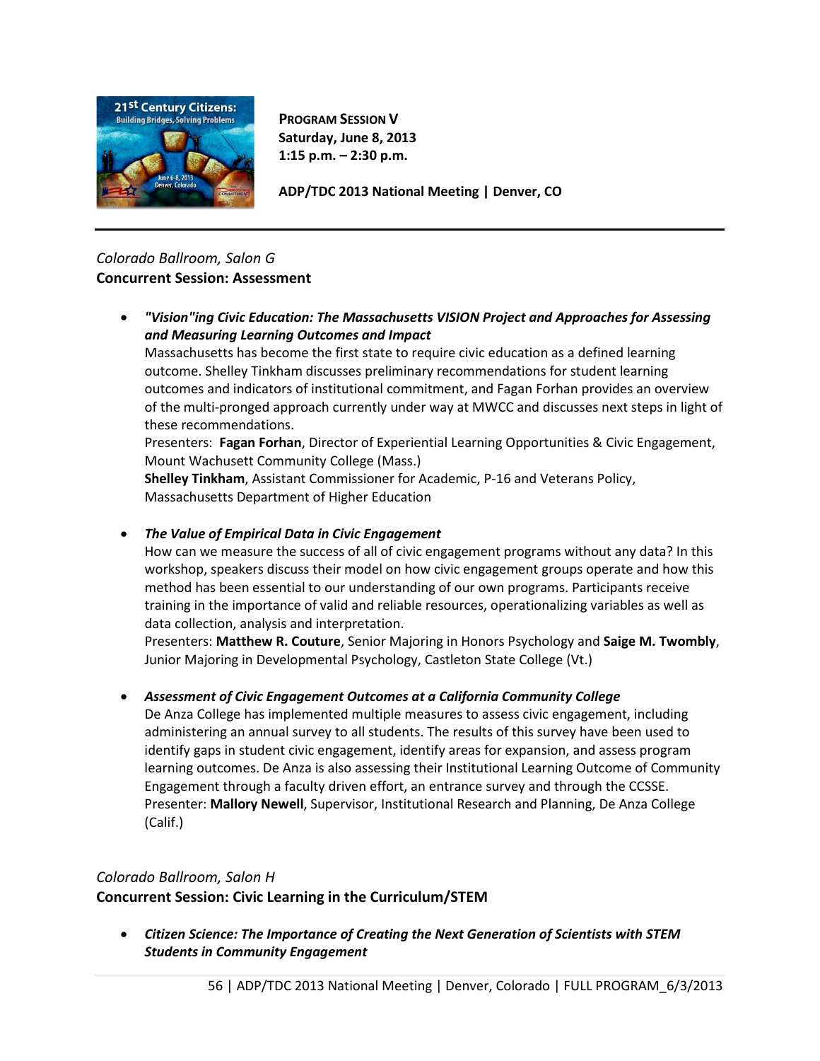**PROGRAM SESSION V**
**Saturday, June 8, 2013**
**1:15 p.m. – 2:30 p.m.**

**ADP/TDC 2013 National Meeting | Denver, CO**

---

*Colorado Ballroom, Salon G*
**Concurrent Session: Assessment**

- ***"Vision"ing Civic Education: The Massachusetts VISION Project and Approaches for Assessing and Measuring Learning Outcomes and Impact***
  Massachusetts has become the first state to require civic education as a defined learning outcome. Shelley Tinkham discusses preliminary recommendations for student learning outcomes and indicators of institutional commitment, and Fagan Forhan provides an overview of the multi-pronged approach currently under way at MWCC and discusses next steps in light of these recommendations.
  Presenters: **Fagan Forhan**, Director of Experiential Learning Opportunities & Civic Engagement, Mount Wachusett Community College (Mass.)
  **Shelley Tinkham**, Assistant Commissioner for Academic, P-16 and Veterans Policy, Massachusetts Department of Higher Education

- ***The Value of Empirical Data in Civic Engagement***
  How can we measure the success of all of civic engagement programs without any data? In this workshop, speakers discuss their model on how civic engagement groups operate and how this method has been essential to our understanding of our own programs. Participants receive training in the importance of valid and reliable resources, operationalizing variables as well as data collection, analysis and interpretation.
  Presenters: **Matthew R. Couture**, Senior Majoring in Honors Psychology and **Saige M. Twombly**, Junior Majoring in Developmental Psychology, Castleton State College (Vt.)

- ***Assessment of Civic Engagement Outcomes at a California Community College***
  De Anza College has implemented multiple measures to assess civic engagement, including administering an annual survey to all students. The results of this survey have been used to identify gaps in student civic engagement, identify areas for expansion, and assess program learning outcomes. De Anza is also assessing their Institutional Learning Outcome of Community Engagement through a faculty driven effort, an entrance survey and through the CCSSE.
  Presenter: **Mallory Newell**, Supervisor, Institutional Research and Planning, De Anza College (Calif.)

*Colorado Ballroom, Salon H*
**Concurrent Session: Civic Learning in the Curriculum/STEM**

- ***Citizen Science: The Importance of Creating the Next Generation of Scientists with STEM Students in Community Engagement***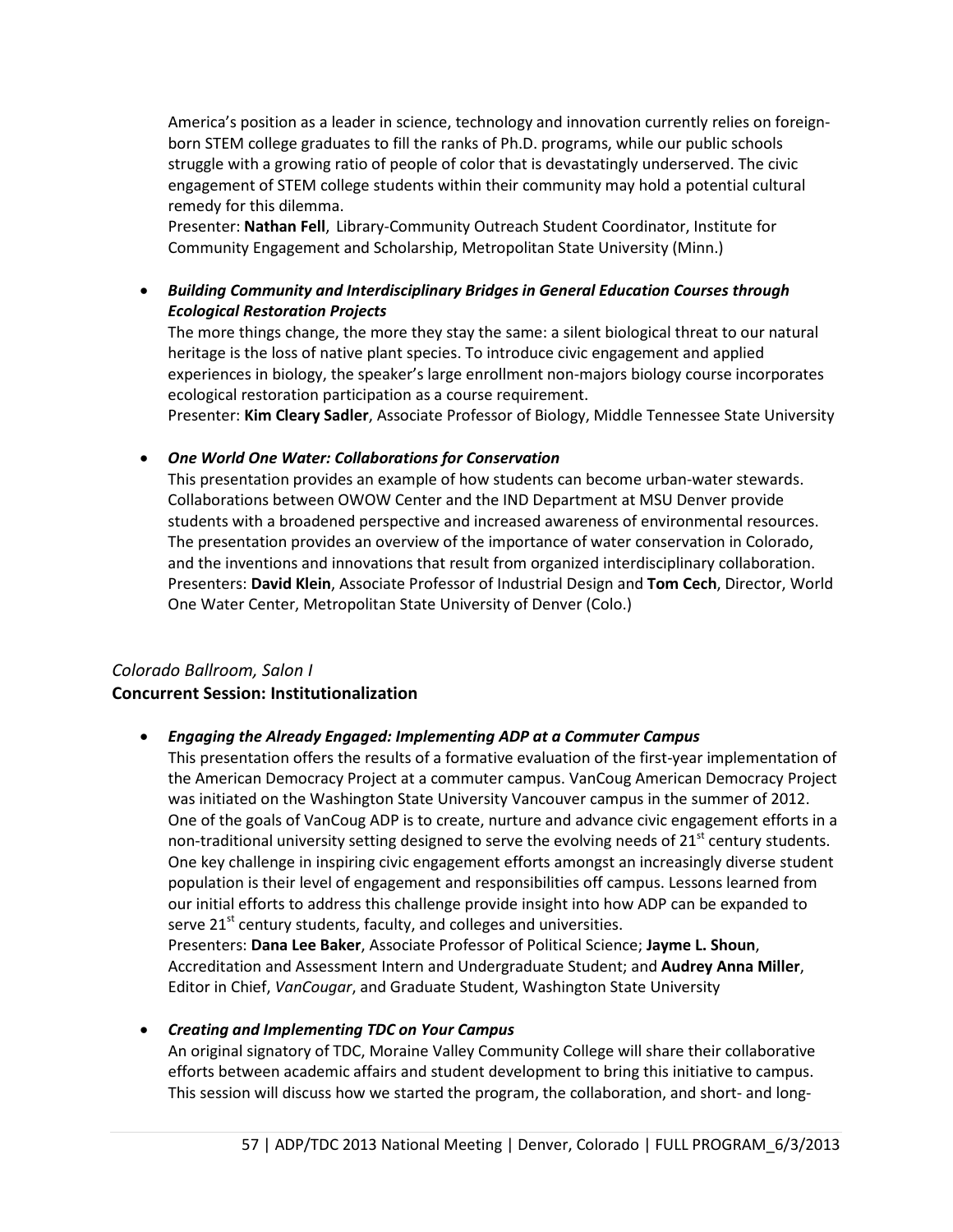America's position as a leader in science, technology and innovation currently relies on foreign-born STEM college graduates to fill the ranks of Ph.D. programs, while our public schools struggle with a growing ratio of people of color that is devastatingly underserved. The civic engagement of STEM college students within their community may hold a potential cultural remedy for this dilemma.
Presenter: **Nathan Fell**, Library-Community Outreach Student Coordinator, Institute for Community Engagement and Scholarship, Metropolitan State University (Minn.)

- ***Building Community and Interdisciplinary Bridges in General Education Courses through Ecological Restoration Projects***
  The more things change, the more they stay the same: a silent biological threat to our natural heritage is the loss of native plant species. To introduce civic engagement and applied experiences in biology, the speaker's large enrollment non-majors biology course incorporates ecological restoration participation as a course requirement.
  Presenter: **Kim Cleary Sadler**, Associate Professor of Biology, Middle Tennessee State University

- ***One World One Water: Collaborations for Conservation***
  This presentation provides an example of how students can become urban-water stewards. Collaborations between OWOW Center and the IND Department at MSU Denver provide students with a broadened perspective and increased awareness of environmental resources. The presentation provides an overview of the importance of water conservation in Colorado, and the inventions and innovations that result from organized interdisciplinary collaboration.
  Presenters: **David Klein**, Associate Professor of Industrial Design and **Tom Cech**, Director, World One Water Center, Metropolitan State University of Denver (Colo.)

*Colorado Ballroom, Salon I*
**Concurrent Session: Institutionalization**

- ***Engaging the Already Engaged: Implementing ADP at a Commuter Campus***
  This presentation offers the results of a formative evaluation of the first-year implementation of the American Democracy Project at a commuter campus. VanCoug American Democracy Project was initiated on the Washington State University Vancouver campus in the summer of 2012. One of the goals of VanCoug ADP is to create, nurture and advance civic engagement efforts in a non-traditional university setting designed to serve the evolving needs of 21st century students. One key challenge in inspiring civic engagement efforts amongst an increasingly diverse student population is their level of engagement and responsibilities off campus. Lessons learned from our initial efforts to address this challenge provide insight into how ADP can be expanded to serve 21st century students, faculty, and colleges and universities.
  Presenters: **Dana Lee Baker**, Associate Professor of Political Science; **Jayme L. Shoun**, Accreditation and Assessment Intern and Undergraduate Student; and **Audrey Anna Miller**, Editor in Chief, *VanCougar*, and Graduate Student, Washington State University

- ***Creating and Implementing TDC on Your Campus***
  An original signatory of TDC, Moraine Valley Community College will share their collaborative efforts between academic affairs and student development to bring this initiative to campus. This session will discuss how we started the program, the collaboration, and short- and long-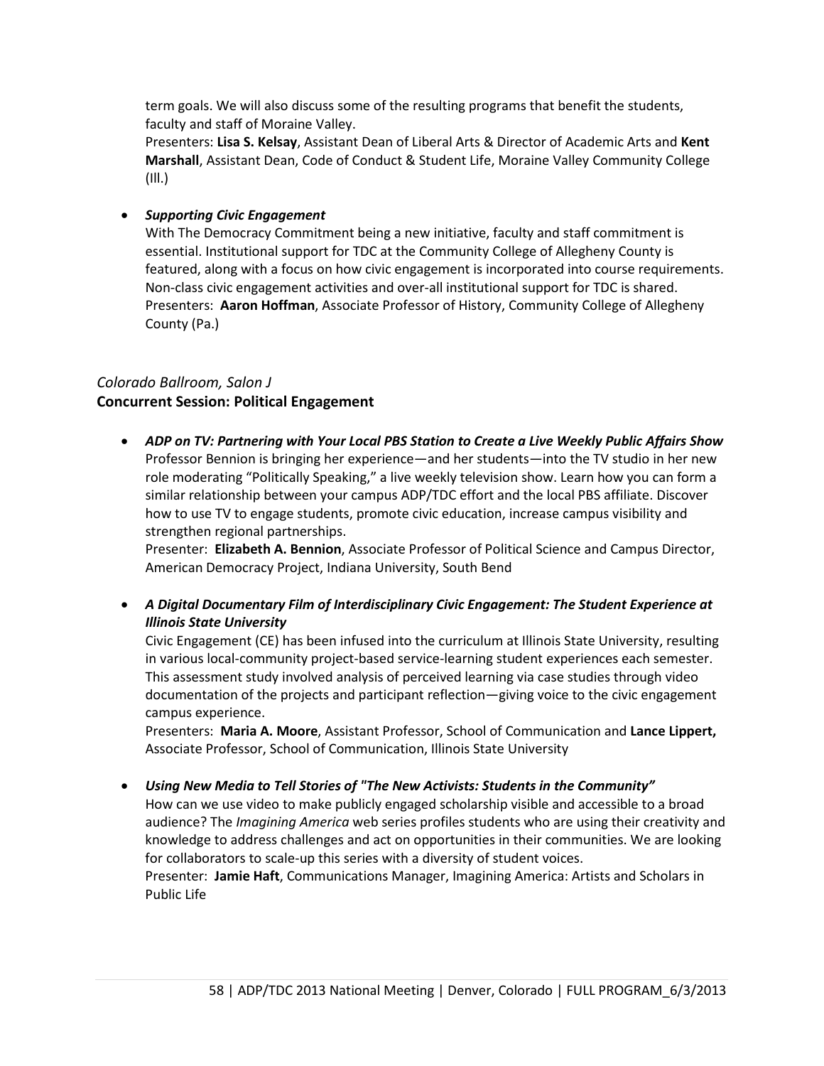term goals. We will also discuss some of the resulting programs that benefit the students, faculty and staff of Moraine Valley.
Presenters: **Lisa S. Kelsay**, Assistant Dean of Liberal Arts & Director of Academic Arts and **Kent Marshall**, Assistant Dean, Code of Conduct & Student Life, Moraine Valley Community College (Ill.)

- ***Supporting Civic Engagement***
  With The Democracy Commitment being a new initiative, faculty and staff commitment is essential. Institutional support for TDC at the Community College of Allegheny County is featured, along with a focus on how civic engagement is incorporated into course requirements. Non-class civic engagement activities and over-all institutional support for TDC is shared.
  Presenters: **Aaron Hoffman**, Associate Professor of History, Community College of Allegheny County (Pa.)

*Colorado Ballroom, Salon J*
**Concurrent Session: Political Engagement**

- ***ADP on TV: Partnering with Your Local PBS Station to Create a Live Weekly Public Affairs Show***
  Professor Bennion is bringing her experience—and her students—into the TV studio in her new role moderating "Politically Speaking," a live weekly television show. Learn how you can form a similar relationship between your campus ADP/TDC effort and the local PBS affiliate. Discover how to use TV to engage students, promote civic education, increase campus visibility and strengthen regional partnerships.
  Presenter: **Elizabeth A. Bennion**, Associate Professor of Political Science and Campus Director, American Democracy Project, Indiana University, South Bend

- ***A Digital Documentary Film of Interdisciplinary Civic Engagement: The Student Experience at Illinois State University***
  Civic Engagement (CE) has been infused into the curriculum at Illinois State University, resulting in various local-community project-based service-learning student experiences each semester. This assessment study involved analysis of perceived learning via case studies through video documentation of the projects and participant reflection—giving voice to the civic engagement campus experience.
  Presenters: **Maria A. Moore**, Assistant Professor, School of Communication and **Lance Lippert,** Associate Professor, School of Communication, Illinois State University

- ***Using New Media to Tell Stories of "The New Activists: Students in the Community"***
  How can we use video to make publicly engaged scholarship visible and accessible to a broad audience? The *Imagining America* web series profiles students who are using their creativity and knowledge to address challenges and act on opportunities in their communities. We are looking for collaborators to scale-up this series with a diversity of student voices.
  Presenter: **Jamie Haft**, Communications Manager, Imagining America: Artists and Scholars in Public Life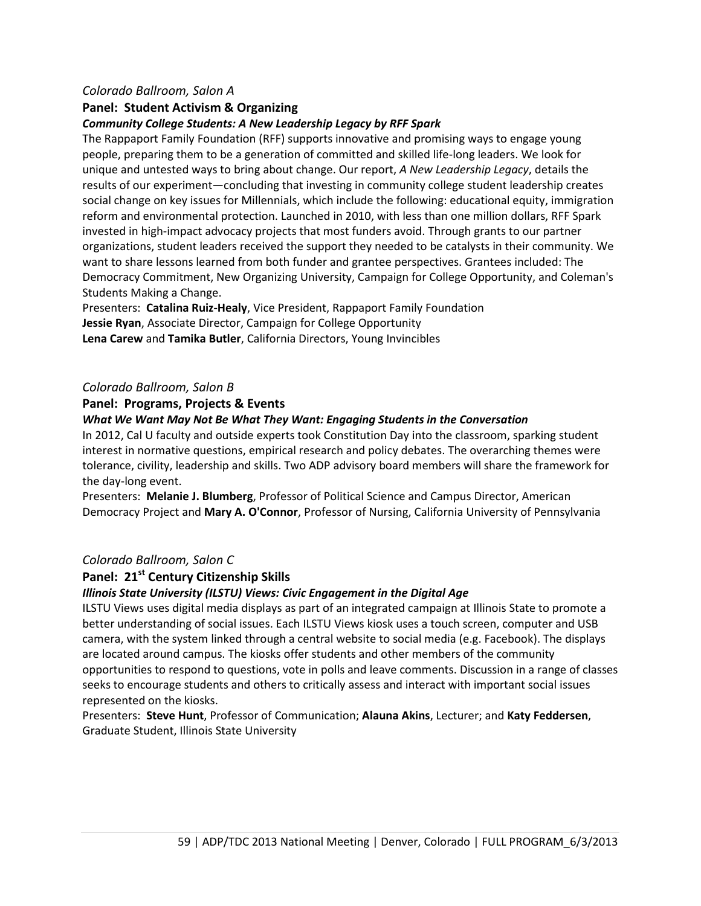*Colorado Ballroom, Salon A*

**Panel: Student Activism & Organizing**

***Community College Students: A New Leadership Legacy by RFF Spark***

The Rappaport Family Foundation (RFF) supports innovative and promising ways to engage young people, preparing them to be a generation of committed and skilled life-long leaders. We look for unique and untested ways to bring about change. Our report, *A New Leadership Legacy*, details the results of our experiment—concluding that investing in community college student leadership creates social change on key issues for Millennials, which include the following: educational equity, immigration reform and environmental protection. Launched in 2010, with less than one million dollars, RFF Spark invested in high-impact advocacy projects that most funders avoid. Through grants to our partner organizations, student leaders received the support they needed to be catalysts in their community. We want to share lessons learned from both funder and grantee perspectives. Grantees included: The Democracy Commitment, New Organizing University, Campaign for College Opportunity, and Coleman's Students Making a Change.

Presenters: **Catalina Ruiz-Healy**, Vice President, Rappaport Family Foundation
**Jessie Ryan**, Associate Director, Campaign for College Opportunity
**Lena Carew** and **Tamika Butler**, California Directors, Young Invincibles

*Colorado Ballroom, Salon B*

**Panel: Programs, Projects & Events**

***What We Want May Not Be What They Want: Engaging Students in the Conversation***

In 2012, Cal U faculty and outside experts took Constitution Day into the classroom, sparking student interest in normative questions, empirical research and policy debates. The overarching themes were tolerance, civility, leadership and skills. Two ADP advisory board members will share the framework for the day-long event.

Presenters: **Melanie J. Blumberg**, Professor of Political Science and Campus Director, American Democracy Project and **Mary A. O'Connor**, Professor of Nursing, California University of Pennsylvania

*Colorado Ballroom, Salon C*

**Panel: 21st Century Citizenship Skills**

***Illinois State University (ILSTU) Views: Civic Engagement in the Digital Age***

ILSTU Views uses digital media displays as part of an integrated campaign at Illinois State to promote a better understanding of social issues. Each ILSTU Views kiosk uses a touch screen, computer and USB camera, with the system linked through a central website to social media (e.g. Facebook). The displays are located around campus. The kiosks offer students and other members of the community opportunities to respond to questions, vote in polls and leave comments. Discussion in a range of classes seeks to encourage students and others to critically assess and interact with important social issues represented on the kiosks.

Presenters: **Steve Hunt**, Professor of Communication; **Alauna Akins**, Lecturer; and **Katy Feddersen**, Graduate Student, Illinois State University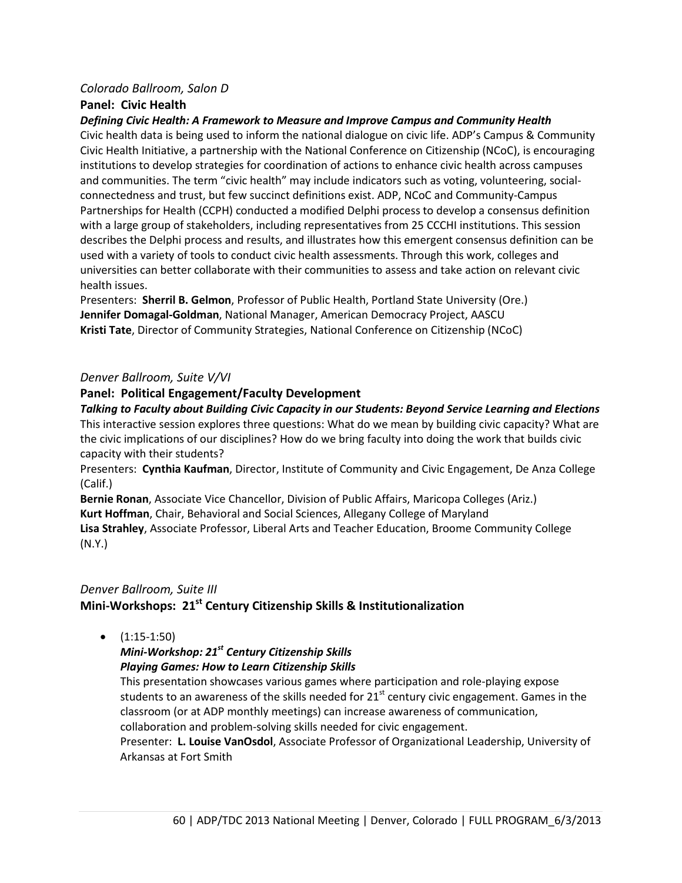*Colorado Ballroom, Salon D*

**Panel: Civic Health**

***Defining Civic Health: A Framework to Measure and Improve Campus and Community Health***

Civic health data is being used to inform the national dialogue on civic life. ADP's Campus & Community Civic Health Initiative, a partnership with the National Conference on Citizenship (NCoC), is encouraging institutions to develop strategies for coordination of actions to enhance civic health across campuses and communities. The term "civic health" may include indicators such as voting, volunteering, social-connectedness and trust, but few succinct definitions exist. ADP, NCoC and Community-Campus Partnerships for Health (CCPH) conducted a modified Delphi process to develop a consensus definition with a large group of stakeholders, including representatives from 25 CCCHI institutions. This session describes the Delphi process and results, and illustrates how this emergent consensus definition can be used with a variety of tools to conduct civic health assessments. Through this work, colleges and universities can better collaborate with their communities to assess and take action on relevant civic health issues.

Presenters: **Sherril B. Gelmon**, Professor of Public Health, Portland State University (Ore.)
**Jennifer Domagal-Goldman**, National Manager, American Democracy Project, AASCU
**Kristi Tate**, Director of Community Strategies, National Conference on Citizenship (NCoC)

*Denver Ballroom, Suite V/VI*

**Panel: Political Engagement/Faculty Development**

***Talking to Faculty about Building Civic Capacity in our Students: Beyond Service Learning and Elections***

This interactive session explores three questions: What do we mean by building civic capacity? What are the civic implications of our disciplines? How do we bring faculty into doing the work that builds civic capacity with their students?

Presenters: **Cynthia Kaufman**, Director, Institute of Community and Civic Engagement, De Anza College (Calif.)
**Bernie Ronan**, Associate Vice Chancellor, Division of Public Affairs, Maricopa Colleges (Ariz.)
**Kurt Hoffman**, Chair, Behavioral and Social Sciences, Allegany College of Maryland
**Lisa Strahley**, Associate Professor, Liberal Arts and Teacher Education, Broome Community College (N.Y.)

*Denver Ballroom, Suite III*

**Mini-Workshops: 21st Century Citizenship Skills & Institutionalization**

- (1:15-1:50)
  ***Mini-Workshop: 21st Century Citizenship Skills***
  ***Playing Games: How to Learn Citizenship Skills***
  This presentation showcases various games where participation and role-playing expose students to an awareness of the skills needed for 21st century civic engagement. Games in the classroom (or at ADP monthly meetings) can increase awareness of communication, collaboration and problem-solving skills needed for civic engagement.
  Presenter: **L. Louise VanOsdol**, Associate Professor of Organizational Leadership, University of Arkansas at Fort Smith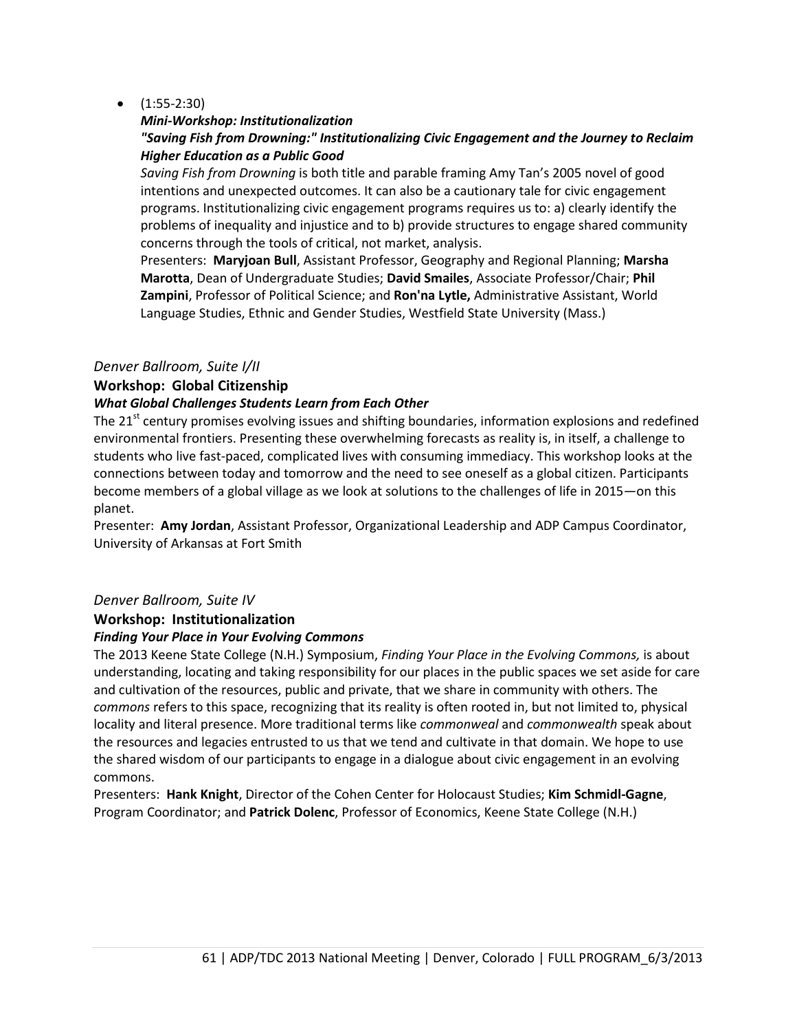- (1:55-2:30)

  ***Mini-Workshop: Institutionalization***

  ***"Saving Fish from Drowning:" Institutionalizing Civic Engagement and the Journey to Reclaim Higher Education as a Public Good***

  *Saving Fish from Drowning* is both title and parable framing Amy Tan's 2005 novel of good intentions and unexpected outcomes. It can also be a cautionary tale for civic engagement programs. Institutionalizing civic engagement programs requires us to: a) clearly identify the problems of inequality and injustice and to b) provide structures to engage shared community concerns through the tools of critical, not market, analysis.

  Presenters: **Maryjoan Bull**, Assistant Professor, Geography and Regional Planning; **Marsha Marotta**, Dean of Undergraduate Studies; **David Smailes**, Associate Professor/Chair; **Phil Zampini**, Professor of Political Science; and **Ron'na Lytle,** Administrative Assistant, World Language Studies, Ethnic and Gender Studies, Westfield State University (Mass.)

*Denver Ballroom, Suite I/II*

**Workshop: Global Citizenship**

***What Global Challenges Students Learn from Each Other***

The 21st century promises evolving issues and shifting boundaries, information explosions and redefined environmental frontiers. Presenting these overwhelming forecasts as reality is, in itself, a challenge to students who live fast-paced, complicated lives with consuming immediacy. This workshop looks at the connections between today and tomorrow and the need to see oneself as a global citizen. Participants become members of a global village as we look at solutions to the challenges of life in 2015—on this planet.

Presenter: **Amy Jordan**, Assistant Professor, Organizational Leadership and ADP Campus Coordinator, University of Arkansas at Fort Smith

*Denver Ballroom, Suite IV*

**Workshop: Institutionalization**

***Finding Your Place in Your Evolving Commons***

The 2013 Keene State College (N.H.) Symposium, *Finding Your Place in the Evolving Commons,* is about understanding, locating and taking responsibility for our places in the public spaces we set aside for care and cultivation of the resources, public and private, that we share in community with others. The *commons* refers to this space, recognizing that its reality is often rooted in, but not limited to, physical locality and literal presence. More traditional terms like *commonweal* and *commonwealth* speak about the resources and legacies entrusted to us that we tend and cultivate in that domain. We hope to use the shared wisdom of our participants to engage in a dialogue about civic engagement in an evolving commons.

Presenters: **Hank Knight**, Director of the Cohen Center for Holocaust Studies; **Kim Schmidl-Gagne**, Program Coordinator; and **Patrick Dolenc**, Professor of Economics, Keene State College (N.H.)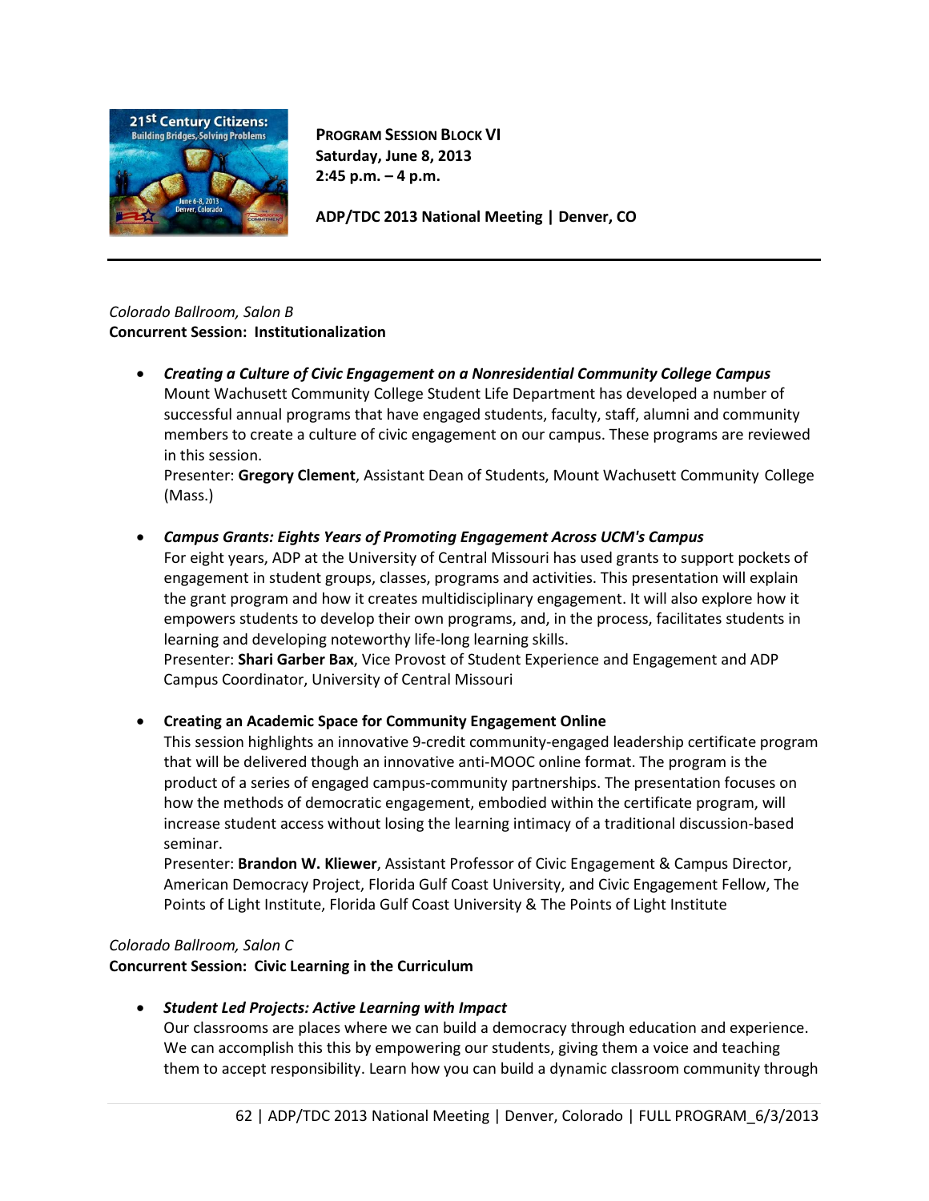**PROGRAM SESSION BLOCK VI**
**Saturday, June 8, 2013**
**2:45 p.m. – 4 p.m.**

**ADP/TDC 2013 National Meeting | Denver, CO**

---

*Colorado Ballroom, Salon B*
**Concurrent Session: Institutionalization**

- ***Creating a Culture of Civic Engagement on a Nonresidential Community College Campus***
  Mount Wachusett Community College Student Life Department has developed a number of successful annual programs that have engaged students, faculty, staff, alumni and community members to create a culture of civic engagement on our campus. These programs are reviewed in this session.
  Presenter: **Gregory Clement**, Assistant Dean of Students, Mount Wachusett Community College (Mass.)

- ***Campus Grants: Eights Years of Promoting Engagement Across UCM's Campus***
  For eight years, ADP at the University of Central Missouri has used grants to support pockets of engagement in student groups, classes, programs and activities. This presentation will explain the grant program and how it creates multidisciplinary engagement. It will also explore how it empowers students to develop their own programs, and, in the process, facilitates students in learning and developing noteworthy life-long learning skills.
  Presenter: **Shari Garber Bax**, Vice Provost of Student Experience and Engagement and ADP Campus Coordinator, University of Central Missouri

- **Creating an Academic Space for Community Engagement Online**
  This session highlights an innovative 9-credit community-engaged leadership certificate program that will be delivered though an innovative anti-MOOC online format. The program is the product of a series of engaged campus-community partnerships. The presentation focuses on how the methods of democratic engagement, embodied within the certificate program, will increase student access without losing the learning intimacy of a traditional discussion-based seminar.
  Presenter: **Brandon W. Kliewer**, Assistant Professor of Civic Engagement & Campus Director, American Democracy Project, Florida Gulf Coast University, and Civic Engagement Fellow, The Points of Light Institute, Florida Gulf Coast University & The Points of Light Institute

*Colorado Ballroom, Salon C*
**Concurrent Session: Civic Learning in the Curriculum**

- ***Student Led Projects: Active Learning with Impact***
  Our classrooms are places where we can build a democracy through education and experience. We can accomplish this this by empowering our students, giving them a voice and teaching them to accept responsibility. Learn how you can build a dynamic classroom community through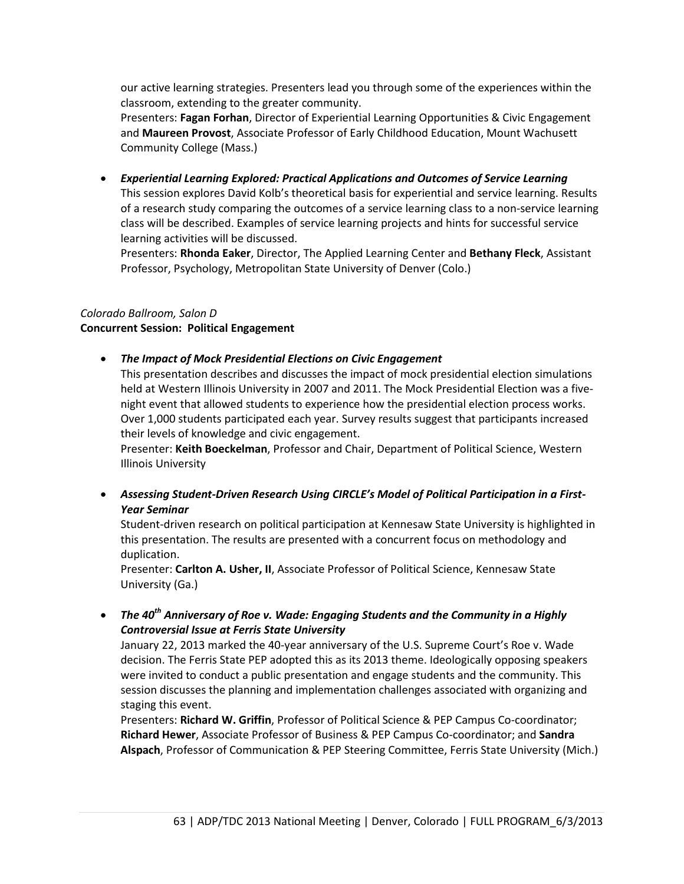our active learning strategies. Presenters lead you through some of the experiences within the classroom, extending to the greater community.
Presenters: **Fagan Forhan**, Director of Experiential Learning Opportunities & Civic Engagement and **Maureen Provost**, Associate Professor of Early Childhood Education, Mount Wachusett Community College (Mass.)

- ***Experiential Learning Explored: Practical Applications and Outcomes of Service Learning***
  This session explores David Kolb's theoretical basis for experiential and service learning. Results of a research study comparing the outcomes of a service learning class to a non-service learning class will be described. Examples of service learning projects and hints for successful service learning activities will be discussed.
  Presenters: **Rhonda Eaker**, Director, The Applied Learning Center and **Bethany Fleck**, Assistant Professor, Psychology, Metropolitan State University of Denver (Colo.)

*Colorado Ballroom, Salon D*
**Concurrent Session: Political Engagement**

- ***The Impact of Mock Presidential Elections on Civic Engagement***
  This presentation describes and discusses the impact of mock presidential election simulations held at Western Illinois University in 2007 and 2011. The Mock Presidential Election was a five-night event that allowed students to experience how the presidential election process works. Over 1,000 students participated each year. Survey results suggest that participants increased their levels of knowledge and civic engagement.
  Presenter: **Keith Boeckelman**, Professor and Chair, Department of Political Science, Western Illinois University

- ***Assessing Student-Driven Research Using CIRCLE's Model of Political Participation in a First-Year Seminar***
  Student-driven research on political participation at Kennesaw State University is highlighted in this presentation. The results are presented with a concurrent focus on methodology and duplication.
  Presenter: **Carlton A. Usher, II**, Associate Professor of Political Science, Kennesaw State University (Ga.)

- ***The 40th Anniversary of Roe v. Wade: Engaging Students and the Community in a Highly Controversial Issue at Ferris State University***
  January 22, 2013 marked the 40-year anniversary of the U.S. Supreme Court's Roe v. Wade decision. The Ferris State PEP adopted this as its 2013 theme. Ideologically opposing speakers were invited to conduct a public presentation and engage students and the community. This session discusses the planning and implementation challenges associated with organizing and staging this event.
  Presenters: **Richard W. Griffin**, Professor of Political Science & PEP Campus Co-coordinator; **Richard Hewer**, Associate Professor of Business & PEP Campus Co-coordinator; and **Sandra Alspach**, Professor of Communication & PEP Steering Committee, Ferris State University (Mich.)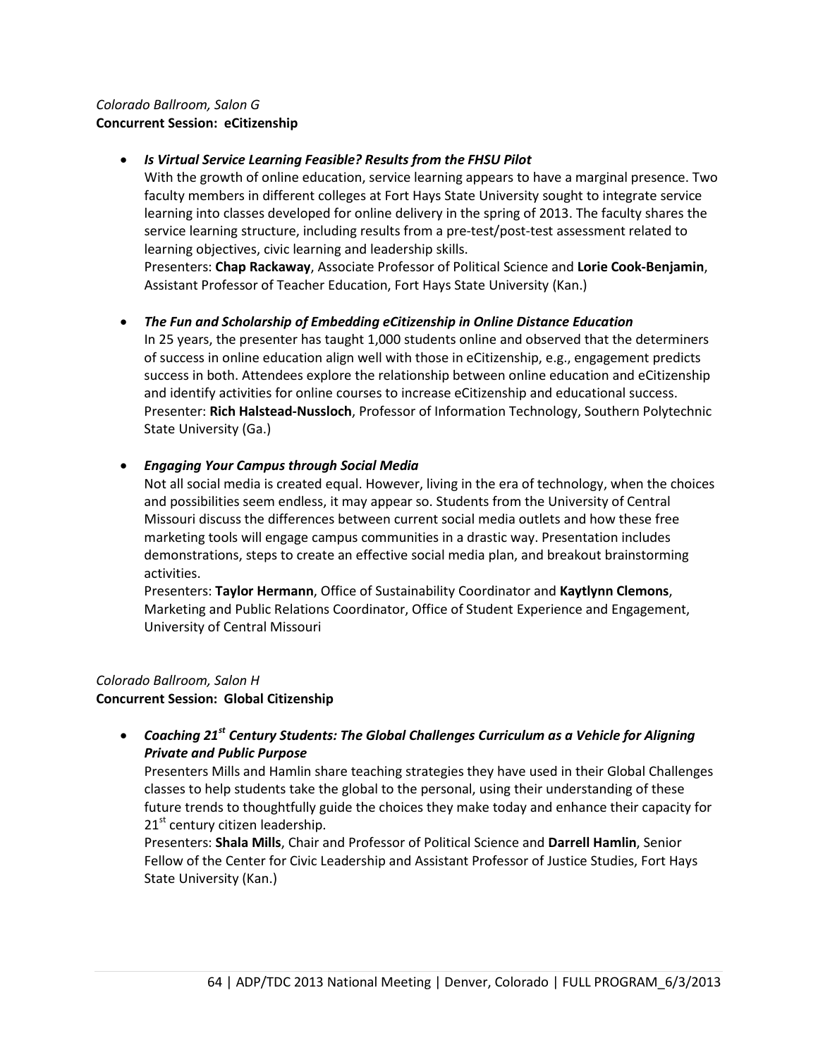*Colorado Ballroom, Salon G*
**Concurrent Session: eCitizenship**

- ***Is Virtual Service Learning Feasible? Results from the FHSU Pilot***
  With the growth of online education, service learning appears to have a marginal presence. Two faculty members in different colleges at Fort Hays State University sought to integrate service learning into classes developed for online delivery in the spring of 2013. The faculty shares the service learning structure, including results from a pre-test/post-test assessment related to learning objectives, civic learning and leadership skills.
  Presenters: **Chap Rackaway**, Associate Professor of Political Science and **Lorie Cook-Benjamin**, Assistant Professor of Teacher Education, Fort Hays State University (Kan.)

- ***The Fun and Scholarship of Embedding eCitizenship in Online Distance Education***
  In 25 years, the presenter has taught 1,000 students online and observed that the determiners of success in online education align well with those in eCitizenship, e.g., engagement predicts success in both. Attendees explore the relationship between online education and eCitizenship and identify activities for online courses to increase eCitizenship and educational success.
  Presenter: **Rich Halstead-Nussloch**, Professor of Information Technology, Southern Polytechnic State University (Ga.)

- ***Engaging Your Campus through Social Media***
  Not all social media is created equal. However, living in the era of technology, when the choices and possibilities seem endless, it may appear so. Students from the University of Central Missouri discuss the differences between current social media outlets and how these free marketing tools will engage campus communities in a drastic way. Presentation includes demonstrations, steps to create an effective social media plan, and breakout brainstorming activities.
  Presenters: **Taylor Hermann**, Office of Sustainability Coordinator and **Kaytlynn Clemons**, Marketing and Public Relations Coordinator, Office of Student Experience and Engagement, University of Central Missouri

*Colorado Ballroom, Salon H*
**Concurrent Session: Global Citizenship**

- ***Coaching 21st Century Students: The Global Challenges Curriculum as a Vehicle for Aligning Private and Public Purpose***
  Presenters Mills and Hamlin share teaching strategies they have used in their Global Challenges classes to help students take the global to the personal, using their understanding of these future trends to thoughtfully guide the choices they make today and enhance their capacity for 21st century citizen leadership.
  Presenters: **Shala Mills**, Chair and Professor of Political Science and **Darrell Hamlin**, Senior Fellow of the Center for Civic Leadership and Assistant Professor of Justice Studies, Fort Hays State University (Kan.)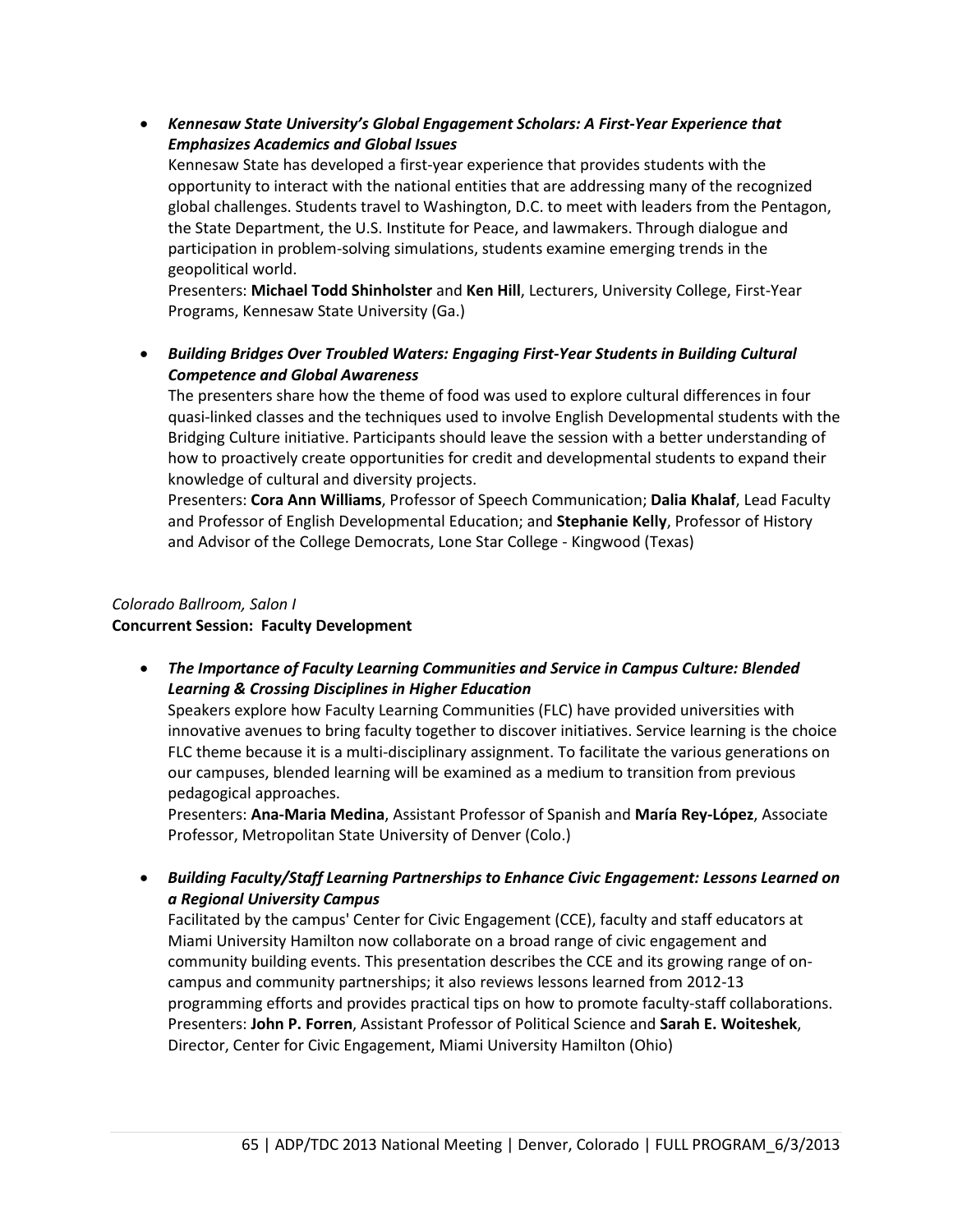- ***Kennesaw State University's Global Engagement Scholars: A First-Year Experience that Emphasizes Academics and Global Issues***
  Kennesaw State has developed a first-year experience that provides students with the opportunity to interact with the national entities that are addressing many of the recognized global challenges. Students travel to Washington, D.C. to meet with leaders from the Pentagon, the State Department, the U.S. Institute for Peace, and lawmakers. Through dialogue and participation in problem-solving simulations, students examine emerging trends in the geopolitical world.
  Presenters: **Michael Todd Shinholster** and **Ken Hill**, Lecturers, University College, First-Year Programs, Kennesaw State University (Ga.)

- ***Building Bridges Over Troubled Waters: Engaging First-Year Students in Building Cultural Competence and Global Awareness***
  The presenters share how the theme of food was used to explore cultural differences in four quasi-linked classes and the techniques used to involve English Developmental students with the Bridging Culture initiative. Participants should leave the session with a better understanding of how to proactively create opportunities for credit and developmental students to expand their knowledge of cultural and diversity projects.
  Presenters: **Cora Ann Williams**, Professor of Speech Communication; **Dalia Khalaf**, Lead Faculty and Professor of English Developmental Education; and **Stephanie Kelly**, Professor of History and Advisor of the College Democrats, Lone Star College - Kingwood (Texas)

*Colorado Ballroom, Salon I*
**Concurrent Session: Faculty Development**

- ***The Importance of Faculty Learning Communities and Service in Campus Culture: Blended Learning & Crossing Disciplines in Higher Education***
  Speakers explore how Faculty Learning Communities (FLC) have provided universities with innovative avenues to bring faculty together to discover initiatives. Service learning is the choice FLC theme because it is a multi-disciplinary assignment. To facilitate the various generations on our campuses, blended learning will be examined as a medium to transition from previous pedagogical approaches.
  Presenters: **Ana-Maria Medina**, Assistant Professor of Spanish and **María Rey-López**, Associate Professor, Metropolitan State University of Denver (Colo.)

- ***Building Faculty/Staff Learning Partnerships to Enhance Civic Engagement: Lessons Learned on a Regional University Campus***
  Facilitated by the campus' Center for Civic Engagement (CCE), faculty and staff educators at Miami University Hamilton now collaborate on a broad range of civic engagement and community building events. This presentation describes the CCE and its growing range of on-campus and community partnerships; it also reviews lessons learned from 2012-13 programming efforts and provides practical tips on how to promote faculty-staff collaborations.
  Presenters: **John P. Forren**, Assistant Professor of Political Science and **Sarah E. Woiteshek**, Director, Center for Civic Engagement, Miami University Hamilton (Ohio)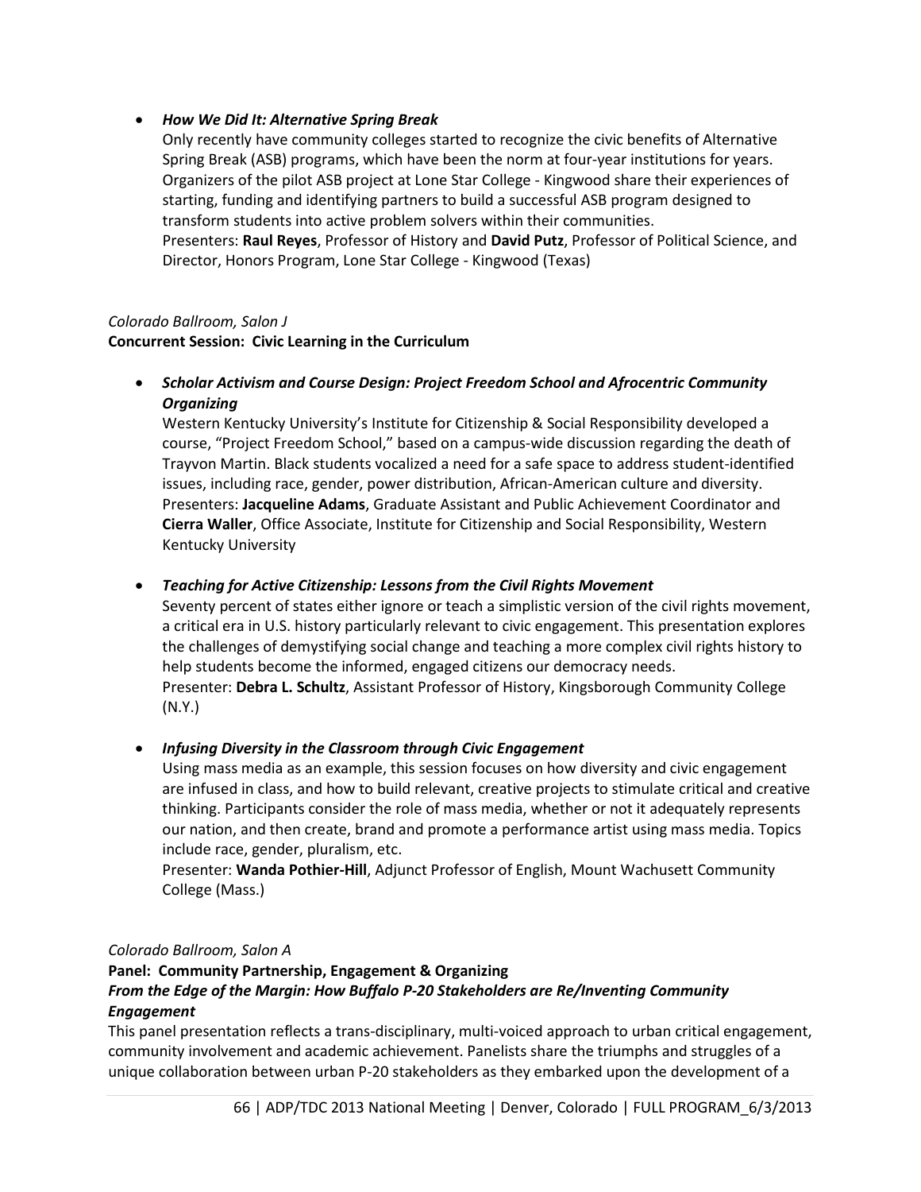- ***How We Did It: Alternative Spring Break***
  Only recently have community colleges started to recognize the civic benefits of Alternative Spring Break (ASB) programs, which have been the norm at four-year institutions for years. Organizers of the pilot ASB project at Lone Star College - Kingwood share their experiences of starting, funding and identifying partners to build a successful ASB program designed to transform students into active problem solvers within their communities.
  Presenters: **Raul Reyes**, Professor of History and **David Putz**, Professor of Political Science, and Director, Honors Program, Lone Star College - Kingwood (Texas)

*Colorado Ballroom, Salon J*
**Concurrent Session: Civic Learning in the Curriculum**

- ***Scholar Activism and Course Design: Project Freedom School and Afrocentric Community Organizing***
  Western Kentucky University's Institute for Citizenship & Social Responsibility developed a course, "Project Freedom School," based on a campus-wide discussion regarding the death of Trayvon Martin. Black students vocalized a need for a safe space to address student-identified issues, including race, gender, power distribution, African-American culture and diversity.
  Presenters: **Jacqueline Adams**, Graduate Assistant and Public Achievement Coordinator and **Cierra Waller**, Office Associate, Institute for Citizenship and Social Responsibility, Western Kentucky University

- ***Teaching for Active Citizenship: Lessons from the Civil Rights Movement***
  Seventy percent of states either ignore or teach a simplistic version of the civil rights movement, a critical era in U.S. history particularly relevant to civic engagement. This presentation explores the challenges of demystifying social change and teaching a more complex civil rights history to help students become the informed, engaged citizens our democracy needs.
  Presenter: **Debra L. Schultz**, Assistant Professor of History, Kingsborough Community College (N.Y.)

- ***Infusing Diversity in the Classroom through Civic Engagement***
  Using mass media as an example, this session focuses on how diversity and civic engagement are infused in class, and how to build relevant, creative projects to stimulate critical and creative thinking. Participants consider the role of mass media, whether or not it adequately represents our nation, and then create, brand and promote a performance artist using mass media. Topics include race, gender, pluralism, etc.
  Presenter: **Wanda Pothier-Hill**, Adjunct Professor of English, Mount Wachusett Community College (Mass.)

*Colorado Ballroom, Salon A*
**Panel: Community Partnership, Engagement & Organizing**
***From the Edge of the Margin: How Buffalo P-20 Stakeholders are Re/Inventing Community Engagement***
This panel presentation reflects a trans-disciplinary, multi-voiced approach to urban critical engagement, community involvement and academic achievement. Panelists share the triumphs and struggles of a unique collaboration between urban P-20 stakeholders as they embarked upon the development of a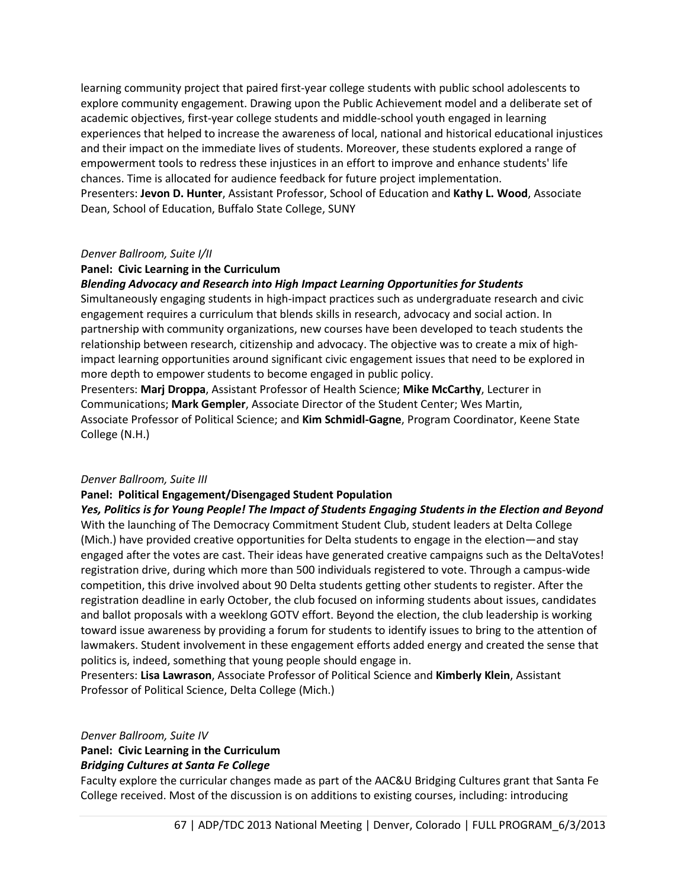learning community project that paired first-year college students with public school adolescents to explore community engagement. Drawing upon the Public Achievement model and a deliberate set of academic objectives, first-year college students and middle-school youth engaged in learning experiences that helped to increase the awareness of local, national and historical educational injustices and their impact on the immediate lives of students. Moreover, these students explored a range of empowerment tools to redress these injustices in an effort to improve and enhance students' life chances. Time is allocated for audience feedback for future project implementation.
Presenters: **Jevon D. Hunter**, Assistant Professor, School of Education and **Kathy L. Wood**, Associate Dean, School of Education, Buffalo State College, SUNY

*Denver Ballroom, Suite I/II*

**Panel: Civic Learning in the Curriculum**

***Blending Advocacy and Research into High Impact Learning Opportunities for Students***

Simultaneously engaging students in high-impact practices such as undergraduate research and civic engagement requires a curriculum that blends skills in research, advocacy and social action. In partnership with community organizations, new courses have been developed to teach students the relationship between research, citizenship and advocacy. The objective was to create a mix of high-impact learning opportunities around significant civic engagement issues that need to be explored in more depth to empower students to become engaged in public policy.
Presenters: **Marj Droppa**, Assistant Professor of Health Science; **Mike McCarthy**, Lecturer in Communications; **Mark Gempler**, Associate Director of the Student Center; Wes Martin, Associate Professor of Political Science; and **Kim Schmidl-Gagne**, Program Coordinator, Keene State College (N.H.)

*Denver Ballroom, Suite III*

**Panel: Political Engagement/Disengaged Student Population**

***Yes, Politics is for Young People! The Impact of Students Engaging Students in the Election and Beyond***

With the launching of The Democracy Commitment Student Club, student leaders at Delta College (Mich.) have provided creative opportunities for Delta students to engage in the election—and stay engaged after the votes are cast. Their ideas have generated creative campaigns such as the DeltaVotes! registration drive, during which more than 500 individuals registered to vote. Through a campus-wide competition, this drive involved about 90 Delta students getting other students to register. After the registration deadline in early October, the club focused on informing students about issues, candidates and ballot proposals with a weeklong GOTV effort. Beyond the election, the club leadership is working toward issue awareness by providing a forum for students to identify issues to bring to the attention of lawmakers. Student involvement in these engagement efforts added energy and created the sense that politics is, indeed, something that young people should engage in.
Presenters: **Lisa Lawrason**, Associate Professor of Political Science and **Kimberly Klein**, Assistant Professor of Political Science, Delta College (Mich.)

*Denver Ballroom, Suite IV*

**Panel: Civic Learning in the Curriculum**

***Bridging Cultures at Santa Fe College***

Faculty explore the curricular changes made as part of the AAC&U Bridging Cultures grant that Santa Fe College received. Most of the discussion is on additions to existing courses, including: introducing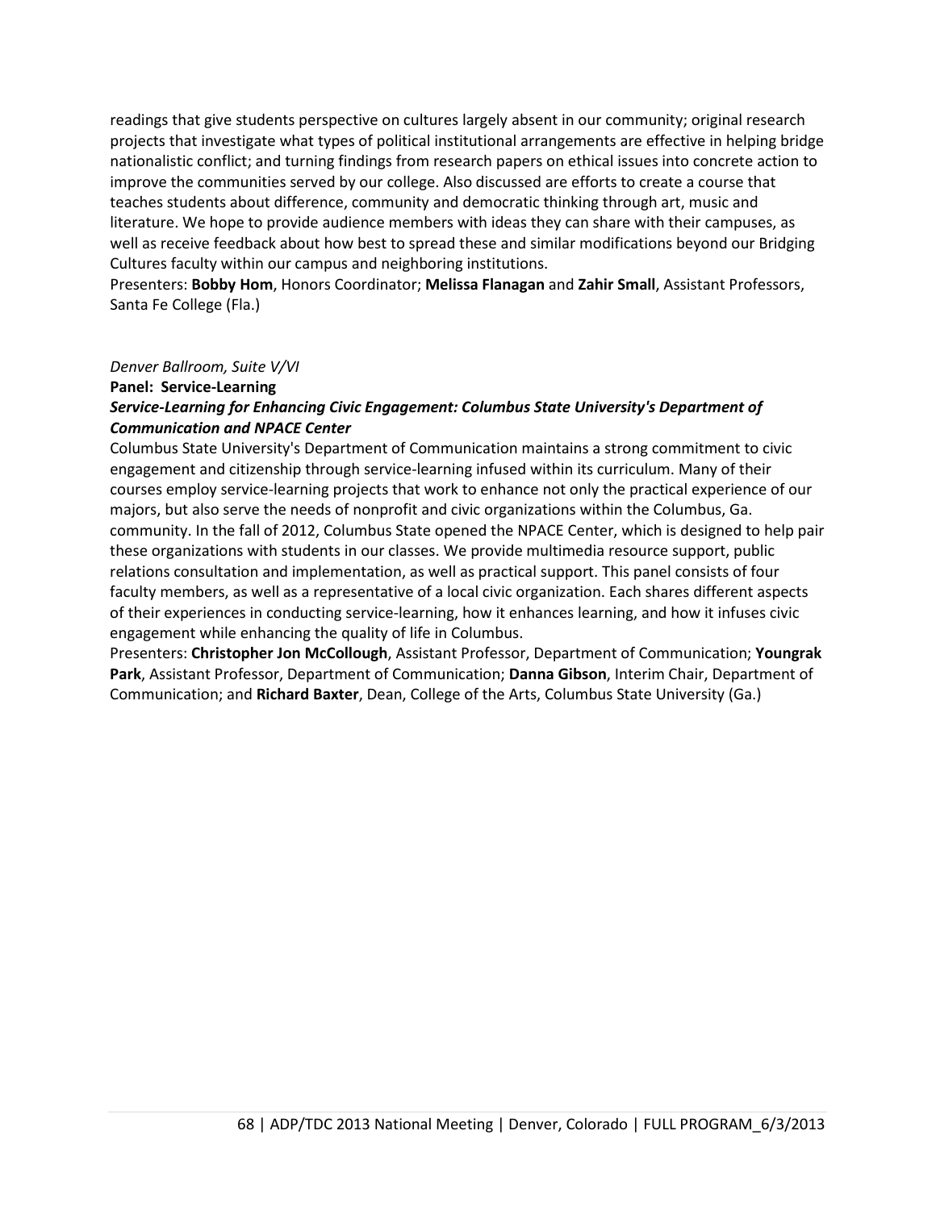readings that give students perspective on cultures largely absent in our community; original research projects that investigate what types of political institutional arrangements are effective in helping bridge nationalistic conflict; and turning findings from research papers on ethical issues into concrete action to improve the communities served by our college. Also discussed are efforts to create a course that teaches students about difference, community and democratic thinking through art, music and literature. We hope to provide audience members with ideas they can share with their campuses, as well as receive feedback about how best to spread these and similar modifications beyond our Bridging Cultures faculty within our campus and neighboring institutions.

Presenters: **Bobby Hom**, Honors Coordinator; **Melissa Flanagan** and **Zahir Small**, Assistant Professors, Santa Fe College (Fla.)

*Denver Ballroom, Suite V/VI*

**Panel: Service-Learning**

***Service-Learning for Enhancing Civic Engagement: Columbus State University's Department of Communication and NPACE Center***

Columbus State University's Department of Communication maintains a strong commitment to civic engagement and citizenship through service-learning infused within its curriculum. Many of their courses employ service-learning projects that work to enhance not only the practical experience of our majors, but also serve the needs of nonprofit and civic organizations within the Columbus, Ga. community. In the fall of 2012, Columbus State opened the NPACE Center, which is designed to help pair these organizations with students in our classes. We provide multimedia resource support, public relations consultation and implementation, as well as practical support. This panel consists of four faculty members, as well as a representative of a local civic organization. Each shares different aspects of their experiences in conducting service-learning, how it enhances learning, and how it infuses civic engagement while enhancing the quality of life in Columbus.

Presenters: **Christopher Jon McCollough**, Assistant Professor, Department of Communication; **Youngrak Park**, Assistant Professor, Department of Communication; **Danna Gibson**, Interim Chair, Department of Communication; and **Richard Baxter**, Dean, College of the Arts, Columbus State University (Ga.)